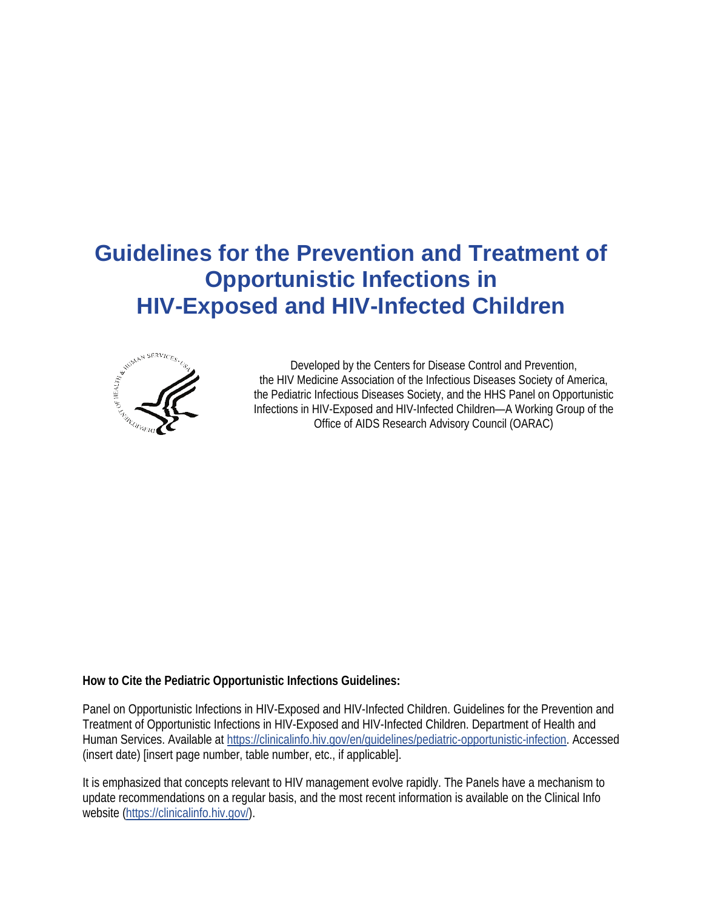# Guidelines for the Prevention and Treatment of Opportunistic Infections in HIV-Exposed and HIV-Infected Children

Developed by the Centers for Disease Control and Prevention, the HIV Medicine Association of the Infectious Diseases Society of America, the Pediatric Infectious Diseases Society, and the HHS Panel on Opportunistic Infections in HIV-Exposed and HIV-Infected Children—A Working Group of the Office of AIDS Research Advisory Council (OARAC)

**How to Cite the Pediatric Opportunistic Infections Guidelines:**

Panel on Opportunistic Infections in HIV-Exposed and HIV-Infected Children. Guidelines for the Prevention and Treatment of Opportunistic Infections in HIV-Exposed and HIV-Infected Children. Department of Health and Human Services. Available at https://clinicalinfo.hiv.gov/en/guidelines/pediatric-opportunistic-infection. Accessed (insert date) [insert page number, table number, etc., if applicable].

It is emphasized that concepts relevant to HIV management evolve rapidly. The Panels have a mechanism to update recommendations on a regular basis, and the most recent information is available on the Clinical Info website (https://clinicalinfo.hiv.gov/).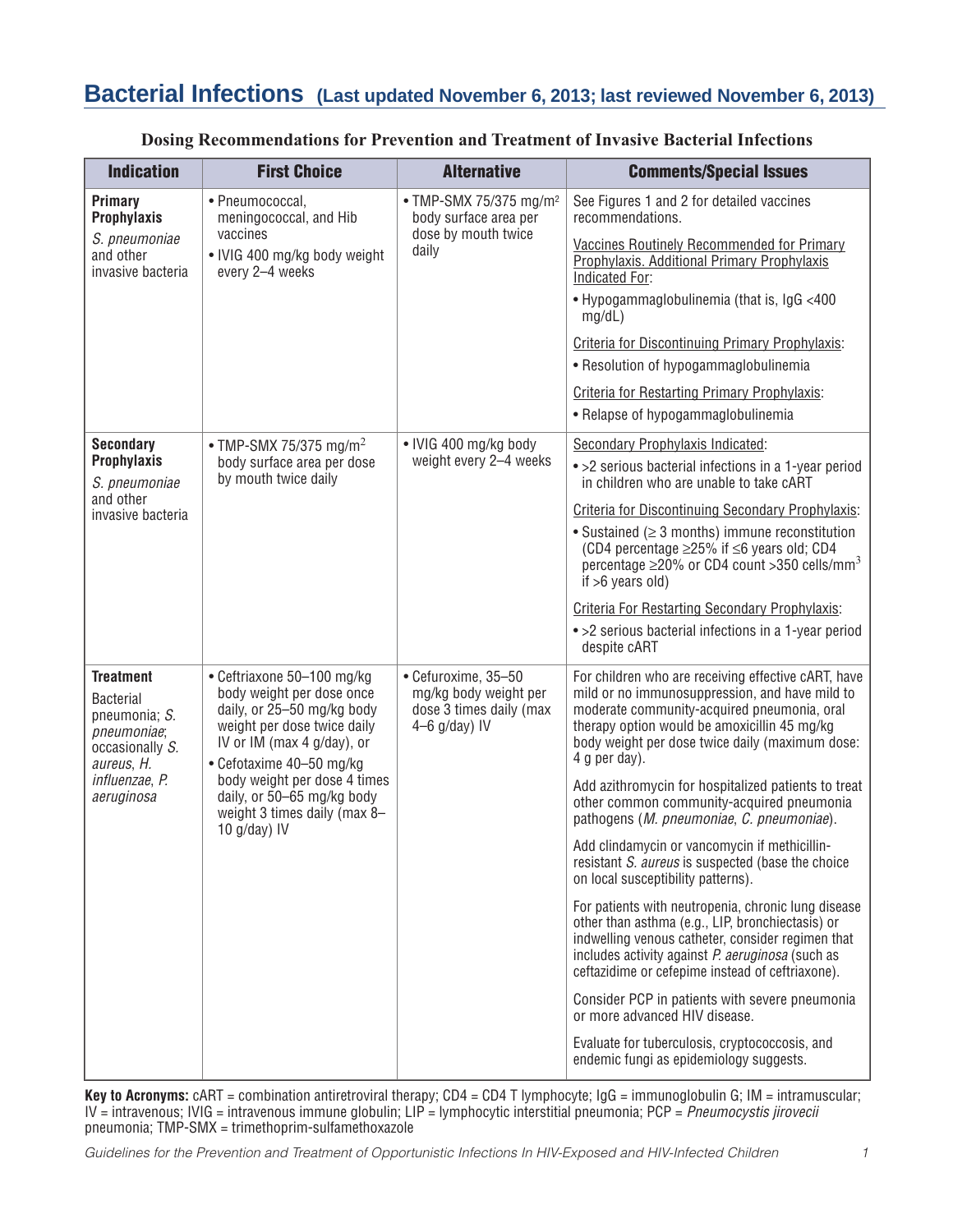# Bacterial Infections (Last updated November 6, 2013; last reviewed November 6, 2013)

**Dosing Recommendations for Prevention and Treatment of Invasive Bacterial Infections**

| Indication | First Choice | Alternative | Comments/Special Issues |
|---|---|---|---|
| **Primary Prophylaxis** *S. pneumoniae* and other invasive bacteria | • Pneumococcal, meningococcal, and Hib vaccines<br>• IVIG 400 mg/kg body weight every 2–4 weeks | • TMP-SMX 75/375 mg/m² body surface area per dose by mouth twice daily | See Figures 1 and 2 for detailed vaccines recommendations.<br><br>Vaccines Routinely Recommended for Primary Prophylaxis. Additional Primary Prophylaxis Indicated For:<br>• Hypogammaglobulinemia (that is, IgG <400 mg/dL)<br><br>Criteria for Discontinuing Primary Prophylaxis:<br>• Resolution of hypogammaglobulinemia<br><br>Criteria for Restarting Primary Prophylaxis:<br>• Relapse of hypogammaglobulinemia |
| **Secondary Prophylaxis** *S. pneumoniae* and other invasive bacteria | • TMP-SMX 75/375 mg/m² body surface area per dose by mouth twice daily | • IVIG 400 mg/kg body weight every 2–4 weeks | Secondary Prophylaxis Indicated:<br>• >2 serious bacterial infections in a 1-year period in children who are unable to take cART<br><br>Criteria for Discontinuing Secondary Prophylaxis:<br>• Sustained (≥ 3 months) immune reconstitution (CD4 percentage ≥25% if ≤6 years old; CD4 percentage ≥20% or CD4 count >350 cells/mm³ if >6 years old)<br><br>Criteria For Restarting Secondary Prophylaxis:<br>• >2 serious bacterial infections in a 1-year period despite cART |
| **Treatment** Bacterial pneumonia; *S. pneumoniae*; occasionally *S. aureus*, *H. influenzae*, *P. aeruginosa* | • Ceftriaxone 50–100 mg/kg body weight per dose once daily, or 25–50 mg/kg body weight per dose twice daily IV or IM (max 4 g/day), or<br>• Cefotaxime 40–50 mg/kg body weight per dose 4 times daily, or 50–65 mg/kg body weight 3 times daily (max 8–10 g/day) IV | • Cefuroxime, 35–50 mg/kg body weight per dose 3 times daily (max 4–6 g/day) IV | For children who are receiving effective cART, have mild or no immunosuppression, and have mild to moderate community-acquired pneumonia, oral therapy option would be amoxicillin 45 mg/kg body weight per dose twice daily (maximum dose: 4 g per day).<br><br>Add azithromycin for hospitalized patients to treat other common community-acquired pneumonia pathogens (*M. pneumoniae*, *C. pneumoniae*).<br><br>Add clindamycin or vancomycin if methicillin-resistant *S. aureus* is suspected (base the choice on local susceptibility patterns).<br><br>For patients with neutropenia, chronic lung disease other than asthma (e.g., LIP, bronchiectasis) or indwelling venous catheter, consider regimen that includes activity against *P. aeruginosa* (such as ceftazidime or cefepime instead of ceftriaxone).<br><br>Consider PCP in patients with severe pneumonia or more advanced HIV disease.<br><br>Evaluate for tuberculosis, cryptococcosis, and endemic fungi as epidemiology suggests. |

**Key to Acronyms:** cART = combination antiretroviral therapy; CD4 = CD4 T lymphocyte; IgG = immunoglobulin G; IM = intramuscular; IV = intravenous; IVIG = intravenous immune globulin; LIP = lymphocytic interstitial pneumonia; PCP = *Pneumocystis jirovecii* pneumonia; TMP-SMX = trimethoprim-sulfamethoxazole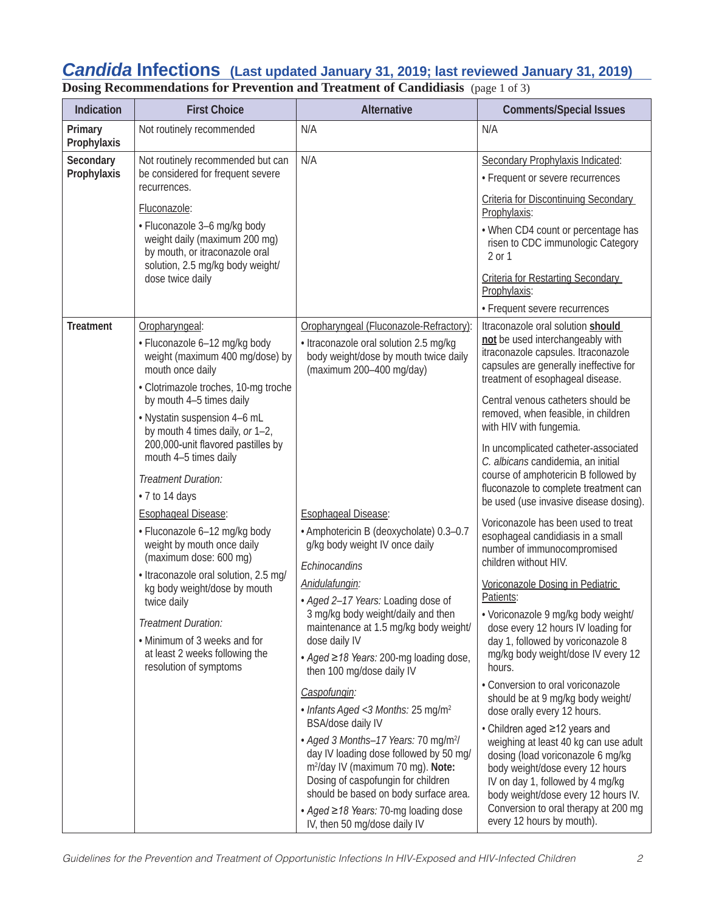# *Candida* Infections (Last updated January 31, 2019; last reviewed January 31, 2019)

**Dosing Recommendations for Prevention and Treatment of Candidiasis** (page 1 of 3)

| Indication | First Choice | Alternative | Comments/Special Issues |
|---|---|---|---|
| **Primary Prophylaxis** | Not routinely recommended | N/A | N/A |
| **Secondary Prophylaxis** | Not routinely recommended but can be considered for frequent severe recurrences.<br><br>Fluconazole:<br>• Fluconazole 3–6 mg/kg body weight daily (maximum 200 mg) by mouth, or itraconazole oral solution, 2.5 mg/kg body weight/dose twice daily | N/A | Secondary Prophylaxis Indicated:<br>• Frequent or severe recurrences<br><br>Criteria for Discontinuing Secondary Prophylaxis:<br>• When CD4 count or percentage has risen to CDC immunologic Category 2 or 1<br><br>Criteria for Restarting Secondary Prophylaxis:<br>• Frequent severe recurrences |
| **Treatment** | Oropharyngeal:<br>• Fluconazole 6–12 mg/kg body weight (maximum 400 mg/dose) by mouth once daily<br>• Clotrimazole troches, 10-mg troche by mouth 4–5 times daily<br>• Nystatin suspension 4–6 mL by mouth 4 times daily, *or* 1–2, 200,000-unit flavored pastilles by mouth 4–5 times daily<br><br>*Treatment Duration:*<br>• 7 to 14 days<br><br>Esophageal Disease:<br>• Fluconazole 6–12 mg/kg body weight by mouth once daily (maximum dose: 600 mg)<br>• Itraconazole oral solution, 2.5 mg/kg body weight/dose by mouth twice daily<br><br>*Treatment Duration:*<br>• Minimum of 3 weeks and for at least 2 weeks following the resolution of symptoms | Oropharyngeal (Fluconazole-Refractory):<br>• Itraconazole oral solution 2.5 mg/kg body weight/dose by mouth twice daily (maximum 200–400 mg/day)<br><br>Esophageal Disease:<br>• Amphotericin B (deoxycholate) 0.3–0.7 g/kg body weight IV once daily<br><br>*Echinocandins*<br><br>*Anidulafungin:*<br>• *Aged 2–17 Years:* Loading dose of 3 mg/kg body weight/daily and then maintenance at 1.5 mg/kg body weight/dose daily IV<br>• *Aged ≥18 Years:* 200-mg loading dose, then 100 mg/dose daily IV<br><br>*Caspofungin:*<br>• *Infants Aged <3 Months:* 25 mg/m$^2$ BSA/dose daily IV<br>• *Aged 3 Months–17 Years:* 70 mg/m$^2$/day IV loading dose followed by 50 mg/m$^2$/day IV (maximum 70 mg). **Note:** Dosing of caspofungin for children should be based on body surface area.<br>• *Aged ≥18 Years:* 70-mg loading dose IV, then 50 mg/dose daily IV | Itraconazole oral solution **should not** be used interchangeably with itraconazole capsules. Itraconazole capsules are generally ineffective for treatment of esophageal disease.<br><br>Central venous catheters should be removed, when feasible, in children with HIV with fungemia.<br><br>In uncomplicated catheter-associated *C. albicans* candidemia, an initial course of amphotericin B followed by fluconazole to complete treatment can be used (use invasive disease dosing).<br><br>Voriconazole has been used to treat esophageal candidiasis in a small number of immunocompromised children without HIV.<br><br>Voriconazole Dosing in Pediatric Patients:<br>• Voriconazole 9 mg/kg body weight/dose every 12 hours IV loading for day 1, followed by voriconazole 8 mg/kg body weight/dose IV every 12 hours.<br>• Conversion to oral voriconazole should be at 9 mg/kg body weight/dose orally every 12 hours.<br>• Children aged ≥12 years and weighing at least 40 kg can use adult dosing (load voriconazole 6 mg/kg body weight/dose every 12 hours IV on day 1, followed by 4 mg/kg body weight/dose every 12 hours IV. Conversion to oral therapy at 200 mg every 12 hours by mouth). |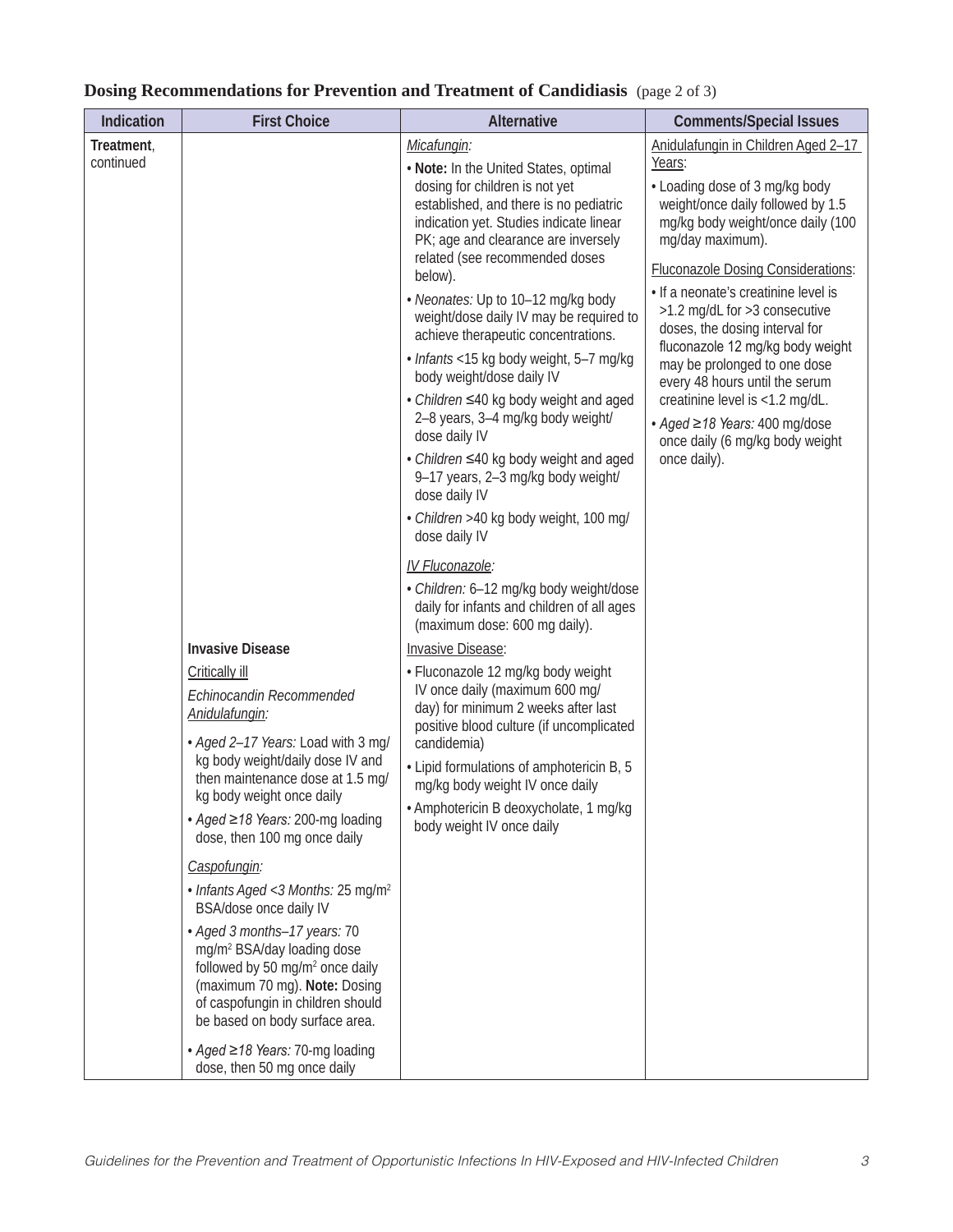## Dosing Recommendations for Prevention and Treatment of Candidiasis (page 2 of 3)

| Indication | First Choice | Alternative | Comments/Special Issues |
|---|---|---|---|
| **Treatment**, continued | | Micafungin:<br>• **Note:** In the United States, optimal dosing for children is not yet established, and there is no pediatric indication yet. Studies indicate linear PK; age and clearance are inversely related (see recommended doses below).<br>• *Neonates:* Up to 10–12 mg/kg body weight/dose daily IV may be required to achieve therapeutic concentrations.<br>• *Infants* <15 kg body weight, 5–7 mg/kg body weight/dose daily IV<br>• *Children* ≤40 kg body weight and aged 2–8 years, 3–4 mg/kg body weight/dose daily IV<br>• *Children* ≤40 kg body weight and aged 9–17 years, 2–3 mg/kg body weight/dose daily IV<br>• *Children* >40 kg body weight, 100 mg/dose daily IV<br><br>IV Fluconazole:<br>• *Children:* 6–12 mg/kg body weight/dose daily for infants and children of all ages (maximum dose: 600 mg daily). | Anidulafungin in Children Aged 2–17 Years:<br>• Loading dose of 3 mg/kg body weight/once daily followed by 1.5 mg/kg body weight/once daily (100 mg/day maximum).<br><br>Fluconazole Dosing Considerations:<br>• If a neonate's creatinine level is >1.2 mg/dL for >3 consecutive doses, the dosing interval for fluconazole 12 mg/kg body weight may be prolonged to one dose every 48 hours until the serum creatinine level is <1.2 mg/dL.<br>• *Aged ≥18 Years:* 400 mg/dose once daily (6 mg/kg body weight once daily). |
| | **Invasive Disease**<br>Critically ill<br>*Echinocandin Recommended*<br>*Anidulafungin:*<br>• *Aged 2–17 Years:* Load with 3 mg/kg body weight/daily dose IV and then maintenance dose at 1.5 mg/kg body weight once daily<br>• *Aged ≥18 Years:* 200-mg loading dose, then 100 mg once daily<br><br>*Caspofungin:*<br>• *Infants Aged <3 Months:* 25 mg/m² BSA/dose once daily IV<br>• *Aged 3 months–17 years:* 70 mg/m² BSA/day loading dose followed by 50 mg/m² once daily (maximum 70 mg). **Note:** Dosing of caspofungin in children should be based on body surface area.<br>• *Aged ≥18 Years:* 70-mg loading dose, then 50 mg once daily | Invasive Disease:<br>• Fluconazole 12 mg/kg body weight IV once daily (maximum 600 mg/day) for minimum 2 weeks after last positive blood culture (if uncomplicated candidemia)<br>• Lipid formulations of amphotericin B, 5 mg/kg body weight IV once daily<br>• Amphotericin B deoxycholate, 1 mg/kg body weight IV once daily | |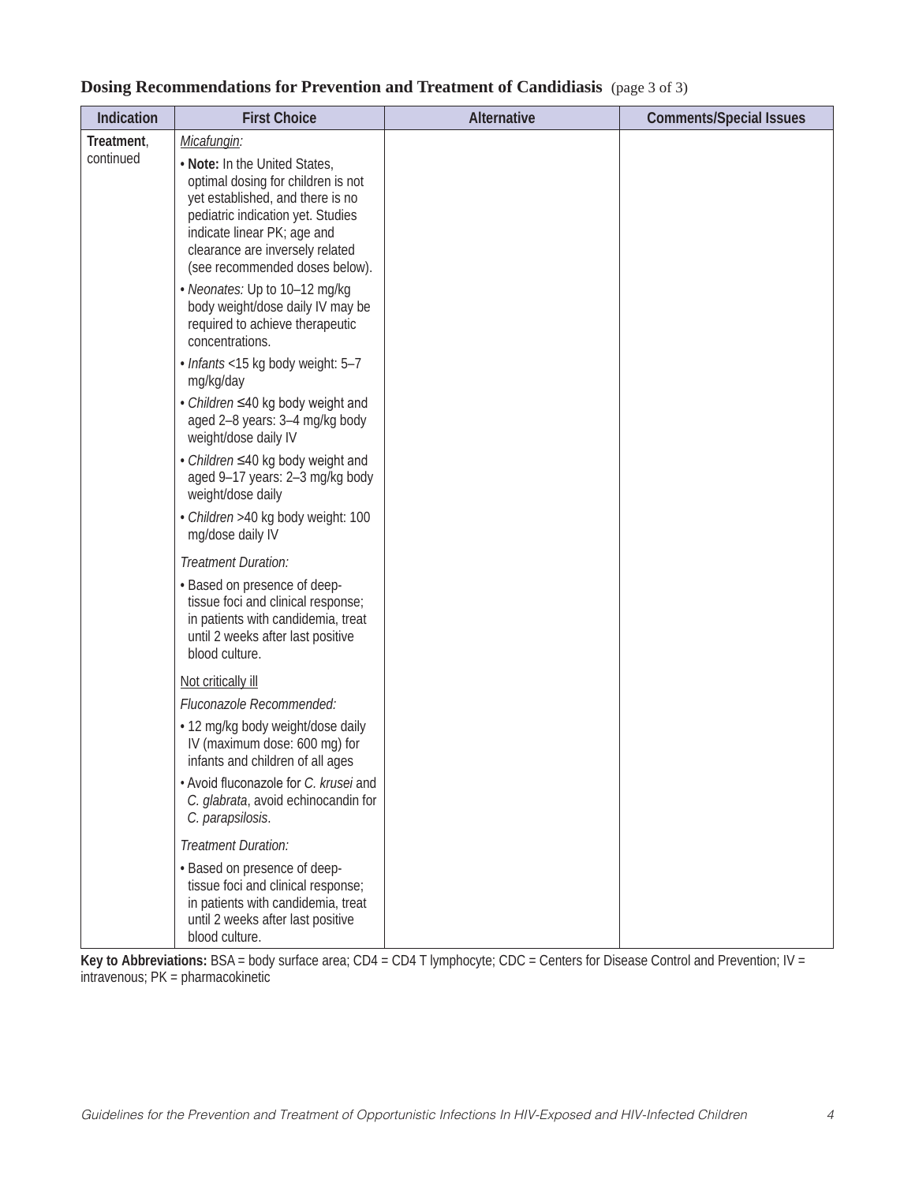## Dosing Recommendations for Prevention and Treatment of Candidiasis (page 3 of 3)

| Indication | First Choice | Alternative | Comments/Special Issues |
|---|---|---|---|
| **Treatment**, continued | <u>*Micafungin:*</u><br>• **Note:** In the United States, optimal dosing for children is not yet established, and there is no pediatric indication yet. Studies indicate linear PK; age and clearance are inversely related (see recommended doses below).<br>• *Neonates:* Up to 10–12 mg/kg body weight/dose daily IV may be required to achieve therapeutic concentrations.<br>• *Infants* <15 kg body weight: 5–7 mg/kg/day<br>• *Children* ≤40 kg body weight and aged 2–8 years: 3–4 mg/kg body weight/dose daily IV<br>• *Children* ≤40 kg body weight and aged 9–17 years: 2–3 mg/kg body weight/dose daily<br>• *Children* >40 kg body weight: 100 mg/dose daily IV<br>*Treatment Duration:*<br>• Based on presence of deep-tissue foci and clinical response; in patients with candidemia, treat until 2 weeks after last positive blood culture.<br><u>Not critically ill</u><br>*Fluconazole Recommended:*<br>• 12 mg/kg body weight/dose daily IV (maximum dose: 600 mg) for infants and children of all ages<br>• Avoid fluconazole for *C. krusei* and *C. glabrata*, avoid echinocandin for *C. parapsilosis*.<br>*Treatment Duration:*<br>• Based on presence of deep-tissue foci and clinical response; in patients with candidemia, treat until 2 weeks after last positive blood culture. | | |

**Key to Abbreviations:** BSA = body surface area; CD4 = CD4 T lymphocyte; CDC = Centers for Disease Control and Prevention; IV = intravenous; PK = pharmacokinetic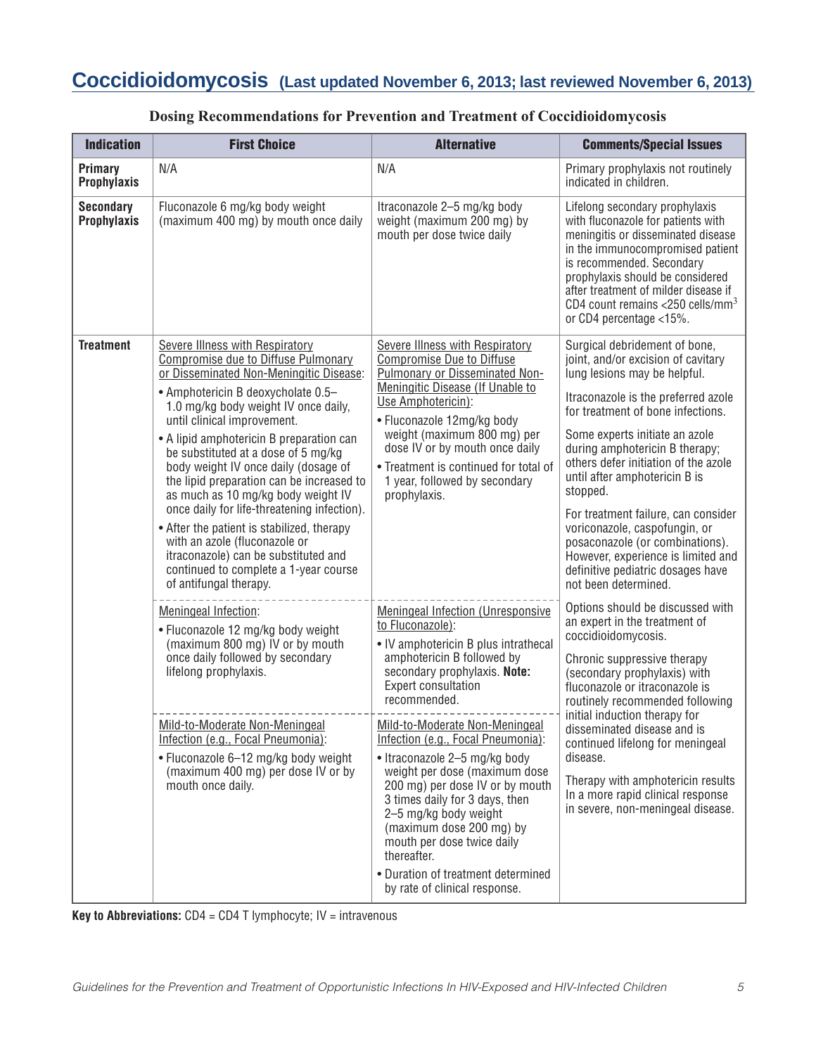# Coccidioidomycosis (Last updated November 6, 2013; last reviewed November 6, 2013)

**Dosing Recommendations for Prevention and Treatment of Coccidioidomycosis**

| Indication | First Choice | Alternative | Comments/Special Issues |
|---|---|---|---|
| **Primary Prophylaxis** | N/A | N/A | Primary prophylaxis not routinely indicated in children. |
| **Secondary Prophylaxis** | Fluconazole 6 mg/kg body weight (maximum 400 mg) by mouth once daily | Itraconazole 2–5 mg/kg body weight (maximum 200 mg) by mouth per dose twice daily | Lifelong secondary prophylaxis with fluconazole for patients with meningitis or disseminated disease in the immunocompromised patient is recommended. Secondary prophylaxis should be considered after treatment of milder disease if CD4 count remains <250 cells/mm$^3$ or CD4 percentage <15%. |
| **Treatment** | Severe Illness with Respiratory Compromise due to Diffuse Pulmonary or Disseminated Non-Meningitic Disease:<br>• Amphotericin B deoxycholate 0.5–1.0 mg/kg body weight IV once daily, until clinical improvement.<br>• A lipid amphotericin B preparation can be substituted at a dose of 5 mg/kg body weight IV once daily (dosage of the lipid preparation can be increased to as much as 10 mg/kg body weight IV once daily for life-threatening infection).<br>• After the patient is stabilized, therapy with an azole (fluconazole or itraconazole) can be substituted and continued to complete a 1-year course of antifungal therapy. | Severe Illness with Respiratory Compromise Due to Diffuse Pulmonary or Disseminated Non-Meningitic Disease (If Unable to Use Amphotericin):<br>• Fluconazole 12mg/kg body weight (maximum 800 mg) per dose IV or by mouth once daily<br>• Treatment is continued for total of 1 year, followed by secondary prophylaxis. | Surgical debridement of bone, joint, and/or excision of cavitary lung lesions may be helpful.<br>Itraconazole is the preferred azole for treatment of bone infections.<br>Some experts initiate an azole during amphotericin B therapy; others defer initiation of the azole until after amphotericin B is stopped.<br>For treatment failure, can consider voriconazole, caspofungin, or posaconazole (or combinations). However, experience is limited and definitive pediatric dosages have not been determined. |
| | Meningeal Infection:<br>• Fluconazole 12 mg/kg body weight (maximum 800 mg) IV or by mouth once daily followed by secondary lifelong prophylaxis. | Meningeal Infection (Unresponsive to Fluconazole):<br>• IV amphotericin B plus intrathecal amphotericin B followed by secondary prophylaxis. **Note:** Expert consultation recommended. | Options should be discussed with an expert in the treatment of coccidioidomycosis.<br>Chronic suppressive therapy (secondary prophylaxis) with fluconazole or itraconazole is routinely recommended following initial induction therapy for disseminated disease and is continued lifelong for meningeal disease.<br>Therapy with amphotericin results In a more rapid clinical response in severe, non-meningeal disease. |
| | Mild-to-Moderate Non-Meningeal Infection (e.g., Focal Pneumonia):<br>• Fluconazole 6–12 mg/kg body weight (maximum 400 mg) per dose IV or by mouth once daily. | Mild-to-Moderate Non-Meningeal Infection (e.g., Focal Pneumonia):<br>• Itraconazole 2–5 mg/kg body weight per dose (maximum dose 200 mg) per dose IV or by mouth 3 times daily for 3 days, then 2–5 mg/kg body weight (maximum dose 200 mg) by mouth per dose twice daily thereafter.<br>• Duration of treatment determined by rate of clinical response. | |

**Key to Abbreviations:** CD4 = CD4 T lymphocyte; IV = intravenous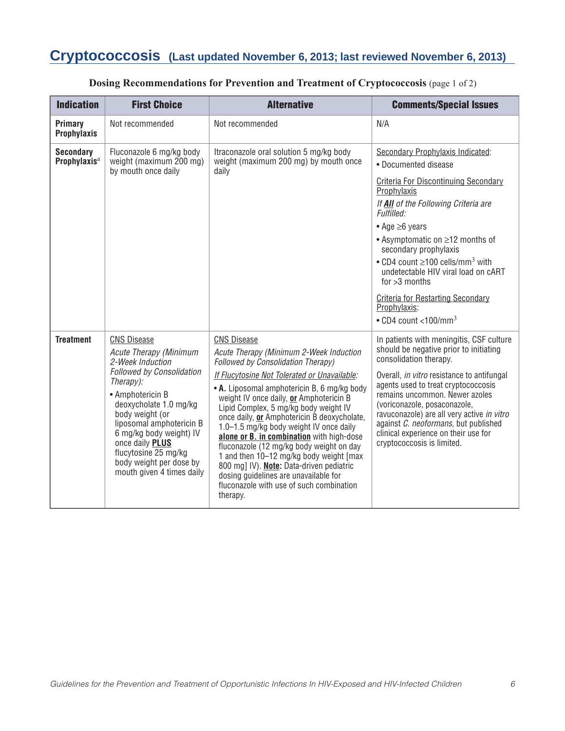# Cryptococcosis (Last updated November 6, 2013; last reviewed November 6, 2013)

**Dosing Recommendations for Prevention and Treatment of Cryptococcosis** (page 1 of 2)

| Indication | First Choice | Alternative | Comments/Special Issues |
|---|---|---|---|
| **Primary Prophylaxis** | Not recommended | Not recommended | N/A |
| **Secondary Prophylaxis**[a] | Fluconazole 6 mg/kg body weight (maximum 200 mg) by mouth once daily | Itraconazole oral solution 5 mg/kg body weight (maximum 200 mg) by mouth once daily | Secondary Prophylaxis Indicated:<br>• Documented disease<br><br>Criteria For Discontinuing Secondary Prophylaxis<br>*If **All** of the Following Criteria are Fulfilled:*<br>• Age ≥6 years<br>• Asymptomatic on ≥12 months of secondary prophylaxis<br>• CD4 count ≥100 cells/$mm^3$ with undetectable HIV viral load on cART for >3 months<br><br>Criteria for Restarting Secondary Prophylaxis:<br>• CD4 count <100/$mm^3$ |
| **Treatment** | CNS Disease<br>*Acute Therapy (Minimum 2-Week Induction Followed by Consolidation Therapy):*<br>• Amphotericin B deoxycholate 1.0 mg/kg body weight (or liposomal amphotericin B 6 mg/kg body weight) IV once daily **PLUS** flucytosine 25 mg/kg body weight per dose by mouth given 4 times daily | CNS Disease<br>*Acute Therapy (Minimum 2-Week Induction Followed by Consolidation Therapy)*<br>*If Flucytosine Not Tolerated or Unavailable:*<br>• **A.** Liposomal amphotericin B, 6 mg/kg body weight IV once daily, **or** Amphotericin B Lipid Complex, 5 mg/kg body weight IV once daily, **or** Amphotericin B deoxycholate, 1.0–1.5 mg/kg body weight IV once daily **alone or B. in combination** with high-dose fluconazole (12 mg/kg body weight on day 1 and then 10–12 mg/kg body weight [max 800 mg] IV). **Note:** Data-driven pediatric dosing guidelines are unavailable for fluconazole with use of such combination therapy. | In patients with meningitis, CSF culture should be negative prior to initiating consolidation therapy.<br><br>Overall, *in vitro* resistance to antifungal agents used to treat cryptococcosis remains uncommon. Newer azoles (voriconazole, posaconazole, ravuconazole) are all very active *in vitro* against *C. neoformans*, but published clinical experience on their use for cryptococcosis is limited. |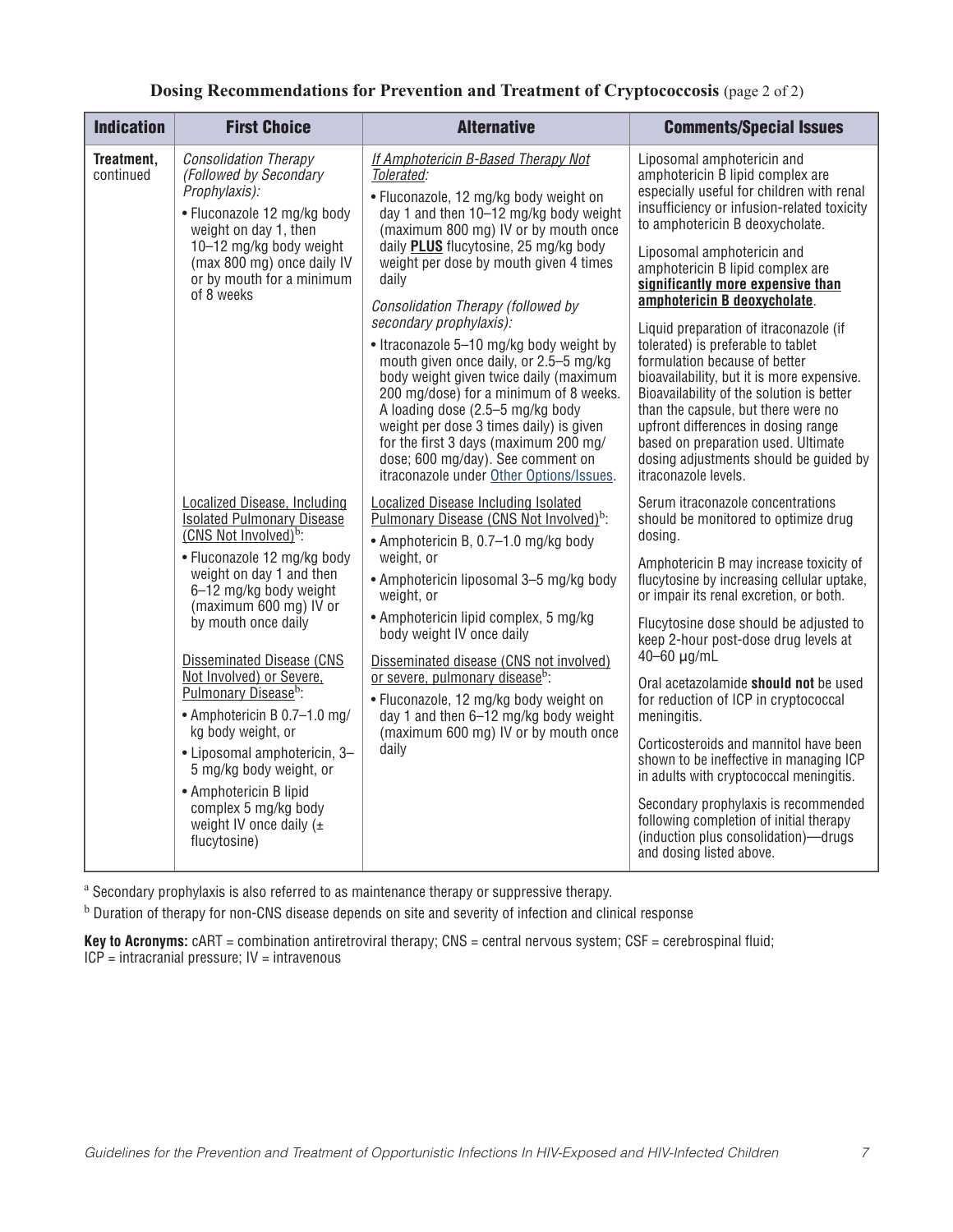**Dosing Recommendations for Prevention and Treatment of Cryptococcosis** (page 2 of 2)

| Indication | First Choice | Alternative | Comments/Special Issues |
|---|---|---|---|
| **Treatment,** continued | *Consolidation Therapy (Followed by Secondary Prophylaxis):*<br>• Fluconazole 12 mg/kg body weight on day 1, then 10–12 mg/kg body weight (max 800 mg) once daily IV or by mouth for a minimum of 8 weeks | *If Amphotericin B-Based Therapy Not Tolerated:*<br>• Fluconazole, 12 mg/kg body weight on day 1 and then 10–12 mg/kg body weight (maximum 800 mg) IV or by mouth once daily **PLUS** flucytosine, 25 mg/kg body weight per dose by mouth given 4 times daily<br>*Consolidation Therapy (followed by secondary prophylaxis):*<br>• Itraconazole 5–10 mg/kg body weight by mouth given once daily, or 2.5–5 mg/kg body weight given twice daily (maximum 200 mg/dose) for a minimum of 8 weeks. A loading dose (2.5–5 mg/kg body weight per dose 3 times daily) is given for the first 3 days (maximum 200 mg/dose; 600 mg/day). See comment on itraconazole under Other Options/Issues. | Liposomal amphotericin and amphotericin B lipid complex are especially useful for children with renal insufficiency or infusion-related toxicity to amphotericin B deoxycholate.<br>Liposomal amphotericin and amphotericin B lipid complex are **significantly more expensive than amphotericin B deoxycholate**.<br>Liquid preparation of itraconazole (if tolerated) is preferable to tablet formulation because of better bioavailability, but it is more expensive. Bioavailability of the solution is better than the capsule, but there were no upfront differences in dosing range based on preparation used. Ultimate dosing adjustments should be guided by itraconazole levels. |
| | Localized Disease, Including Isolated Pulmonary Disease (CNS Not Involved)[b]:<br>• Fluconazole 12 mg/kg body weight on day 1 and then 6–12 mg/kg body weight (maximum 600 mg) IV or by mouth once daily<br>Disseminated Disease (CNS Not Involved) or Severe, Pulmonary Disease[b]:<br>• Amphotericin B 0.7–1.0 mg/kg body weight, or<br>• Liposomal amphotericin, 3–5 mg/kg body weight, or<br>• Amphotericin B lipid complex 5 mg/kg body weight IV once daily (± flucytosine) | Localized Disease Including Isolated Pulmonary Disease (CNS Not Involved)[b]:<br>• Amphotericin B, 0.7–1.0 mg/kg body weight, or<br>• Amphotericin liposomal 3–5 mg/kg body weight, or<br>• Amphotericin lipid complex, 5 mg/kg body weight IV once daily<br>Disseminated disease (CNS not involved) or severe, pulmonary disease[b]:<br>• Fluconazole, 12 mg/kg body weight on day 1 and then 6–12 mg/kg body weight (maximum 600 mg) IV or by mouth once daily | Serum itraconazole concentrations should be monitored to optimize drug dosing.<br>Amphotericin B may increase toxicity of flucytosine by increasing cellular uptake, or impair its renal excretion, or both.<br>Flucytosine dose should be adjusted to keep 2-hour post-dose drug levels at 40–60 µg/mL<br>Oral acetazolamide **should not** be used for reduction of ICP in cryptococcal meningitis.<br>Corticosteroids and mannitol have been shown to be ineffective in managing ICP in adults with cryptococcal meningitis.<br>Secondary prophylaxis is recommended following completion of initial therapy (induction plus consolidation)—drugs and dosing listed above. |

[a] Secondary prophylaxis is also referred to as maintenance therapy or suppressive therapy.

[b] Duration of therapy for non-CNS disease depends on site and severity of infection and clinical response

**Key to Acronyms:** cART = combination antiretroviral therapy; CNS = central nervous system; CSF = cerebrospinal fluid; ICP = intracranial pressure; IV = intravenous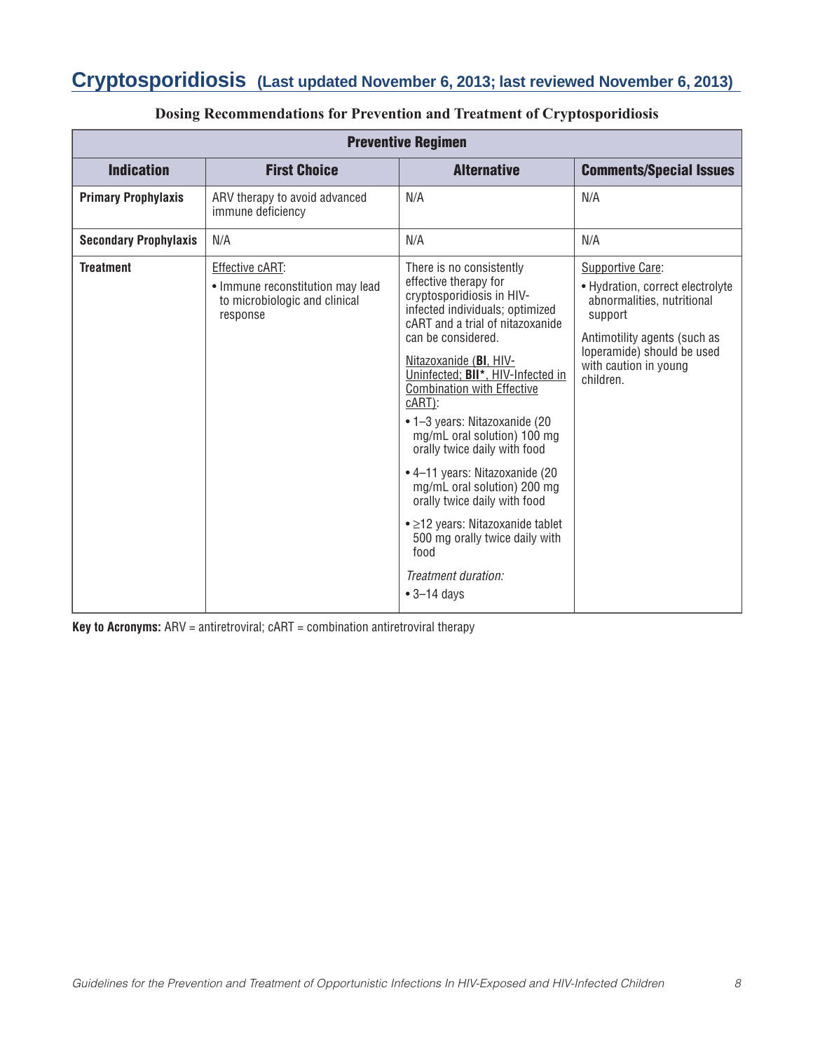# Cryptosporidiosis (Last updated November 6, 2013; last reviewed November 6, 2013)

**Dosing Recommendations for Prevention and Treatment of Cryptosporidiosis**

| Preventive Regimen | | | |
|---|---|---|---|
| **Indication** | **First Choice** | **Alternative** | **Comments/Special Issues** |
| **Primary Prophylaxis** | ARV therapy to avoid advanced immune deficiency | N/A | N/A |
| **Secondary Prophylaxis** | N/A | N/A | N/A |
| **Treatment** | Effective cART:<br>• Immune reconstitution may lead to microbiologic and clinical response | There is no consistently effective therapy for cryptosporidiosis in HIV-infected individuals; optimized cART and a trial of nitazoxanide can be considered.<br><br>Nitazoxanide (**BI**, HIV-Uninfected; **BII***, HIV-Infected in Combination with Effective cART):<br>• 1–3 years: Nitazoxanide (20 mg/mL oral solution) 100 mg orally twice daily with food<br>• 4–11 years: Nitazoxanide (20 mg/mL oral solution) 200 mg orally twice daily with food<br>• ≥12 years: Nitazoxanide tablet 500 mg orally twice daily with food<br><br>*Treatment duration:*<br>• 3–14 days | Supportive Care:<br>• Hydration, correct electrolyte abnormalities, nutritional support<br><br>Antimotility agents (such as loperamide) should be used with caution in young children. |

**Key to Acronyms:** ARV = antiretroviral; cART = combination antiretroviral therapy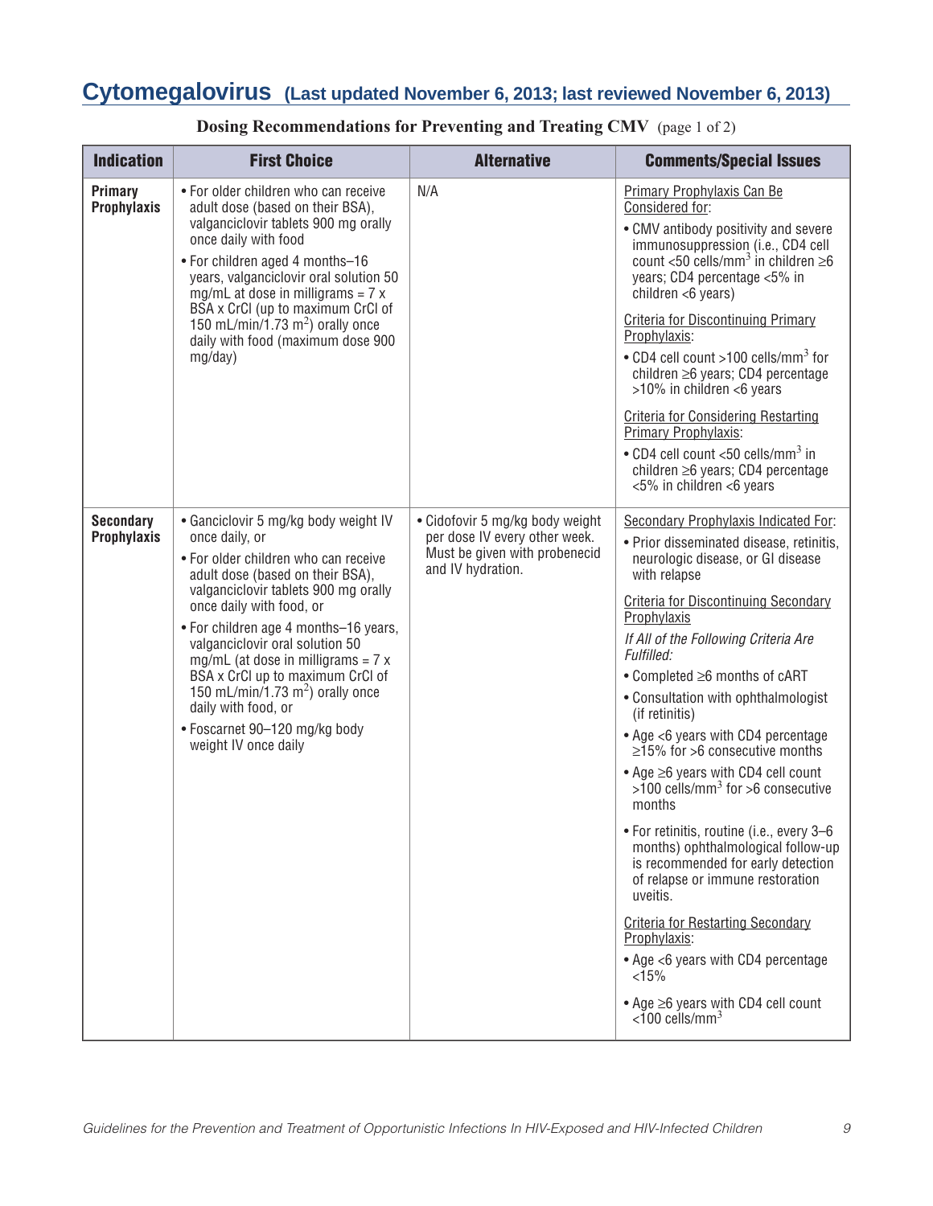## Cytomegalovirus (Last updated November 6, 2013; last reviewed November 6, 2013)

**Dosing Recommendations for Preventing and Treating CMV** (page 1 of 2)

| Indication | First Choice | Alternative | Comments/Special Issues |
|---|---|---|---|
| **Primary Prophylaxis** | • For older children who can receive adult dose (based on their BSA), valganciclovir tablets 900 mg orally once daily with food<br>• For children aged 4 months–16 years, valganciclovir solution 50 mg/mL at dose in milligrams = 7 x BSA x CrCl (up to maximum CrCl of 150 mL/min/1.73 $m^2$) orally once daily with food (maximum dose 900 mg/day) | N/A | Primary Prophylaxis Can Be Considered for:<br>• CMV antibody positivity and severe immunosuppression (i.e., CD4 cell count <50 cells/$mm^3$ in children ≥6 years; CD4 percentage <5% in children <6 years)<br>Criteria for Discontinuing Primary Prophylaxis:<br>• CD4 cell count >100 cells/$mm^3$ for children ≥6 years; CD4 percentage >10% in children <6 years<br>Criteria for Considering Restarting Primary Prophylaxis:<br>• CD4 cell count <50 cells/$mm^3$ in children ≥6 years; CD4 percentage <5% in children <6 years |
| **Secondary Prophylaxis** | • Ganciclovir 5 mg/kg body weight IV once daily, or<br>• For older children who can receive adult dose (based on their BSA), valganciclovir tablets 900 mg orally once daily with food, or<br>• For children age 4 months–16 years, valganciclovir oral solution 50 mg/mL (at dose in milligrams = 7 x BSA x CrCl up to maximum CrCl of 150 mL/min/1.73 $m^2$) orally once daily with food, or<br>• Foscarnet 90–120 mg/kg body weight IV once daily | • Cidofovir 5 mg/kg body weight per dose IV every other week. Must be given with probenecid and IV hydration. | Secondary Prophylaxis Indicated For:<br>• Prior disseminated disease, retinitis, neurologic disease, or GI disease with relapse<br>Criteria for Discontinuing Secondary Prophylaxis<br>*If All of the Following Criteria Are Fulfilled:*<br>• Completed ≥6 months of cART<br>• Consultation with ophthalmologist (if retinitis)<br>• Age <6 years with CD4 percentage ≥15% for >6 consecutive months<br>• Age ≥6 years with CD4 cell count >100 cells/$mm^3$ for >6 consecutive months<br>• For retinitis, routine (i.e., every 3–6 months) ophthalmological follow-up is recommended for early detection of relapse or immune restoration uveitis.<br>Criteria for Restarting Secondary Prophylaxis:<br>• Age <6 years with CD4 percentage <15%<br>• Age ≥6 years with CD4 cell count <100 cells/$mm^3$ |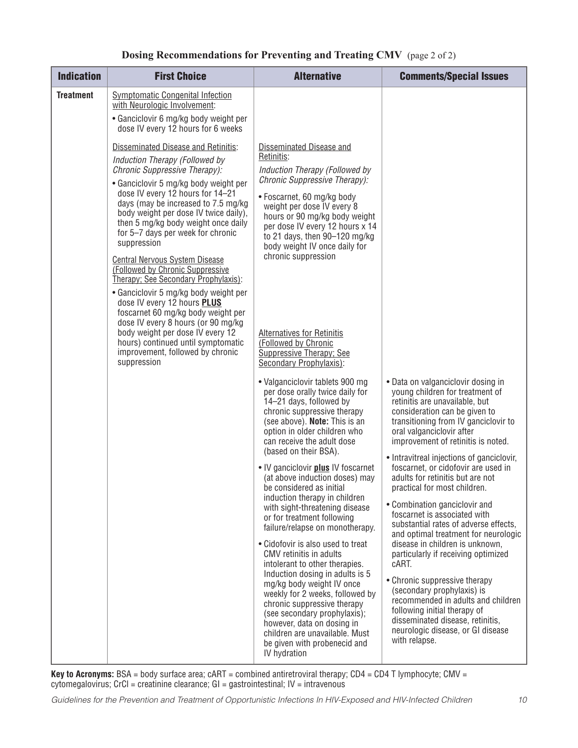**Dosing Recommendations for Preventing and Treating CMV** (page 2 of 2)

| Indication | First Choice | Alternative | Comments/Special Issues |
|---|---|---|---|
| **Treatment** | Symptomatic Congenital Infection with Neurologic Involvement:<br>• Ganciclovir 6 mg/kg body weight per dose IV every 12 hours for 6 weeks<br><br>Disseminated Disease and Retinitis:<br>*Induction Therapy (Followed by Chronic Suppressive Therapy):*<br>• Ganciclovir 5 mg/kg body weight per dose IV every 12 hours for 14–21 days (may be increased to 7.5 mg/kg body weight per dose IV twice daily), then 5 mg/kg body weight once daily for 5–7 days per week for chronic suppression<br><br>Central Nervous System Disease (Followed by Chronic Suppressive Therapy; See Secondary Prophylaxis):<br>• Ganciclovir 5 mg/kg body weight per dose IV every 12 hours **PLUS** foscarnet 60 mg/kg body weight per dose IV every 8 hours (or 90 mg/kg body weight per dose IV every 12 hours) continued until symptomatic improvement, followed by chronic suppression | Disseminated Disease and Retinitis:<br>*Induction Therapy (Followed by Chronic Suppressive Therapy):*<br>• Foscarnet, 60 mg/kg body weight per dose IV every 8 hours or 90 mg/kg body weight per dose IV every 12 hours x 14 to 21 days, then 90–120 mg/kg body weight IV once daily for chronic suppression<br><br>Alternatives for Retinitis (Followed by Chronic Suppressive Therapy; See Secondary Prophylaxis):<br>• Valganciclovir tablets 900 mg per dose orally twice daily for 14–21 days, followed by chronic suppressive therapy (see above). **Note:** This is an option in older children who can receive the adult dose (based on their BSA).<br>• IV ganciclovir **plus** IV foscarnet (at above induction doses) may be considered as initial induction therapy in children with sight-threatening disease or for treatment following failure/relapse on monotherapy.<br>• Cidofovir is also used to treat CMV retinitis in adults intolerant to other therapies. Induction dosing in adults is 5 mg/kg body weight IV once weekly for 2 weeks, followed by chronic suppressive therapy (see secondary prophylaxis); however, data on dosing in children are unavailable. Must be given with probenecid and IV hydration | • Data on valganciclovir dosing in young children for treatment of retinitis are unavailable, but consideration can be given to transitioning from IV ganciclovir to oral valganciclovir after improvement of retinitis is noted.<br>• Intravitreal injections of ganciclovir, foscarnet, or cidofovir are used in adults for retinitis but are not practical for most children.<br>• Combination ganciclovir and foscarnet is associated with substantial rates of adverse effects, and optimal treatment for neurologic disease in children is unknown, particularly if receiving optimized cART.<br>• Chronic suppressive therapy (secondary prophylaxis) is recommended in adults and children following initial therapy of disseminated disease, retinitis, neurologic disease, or GI disease with relapse. |

**Key to Acronyms:** BSA = body surface area; cART = combined antiretroviral therapy; CD4 = CD4 T lymphocyte; CMV = cytomegalovirus; CrCl = creatinine clearance; GI = gastrointestinal; IV = intravenous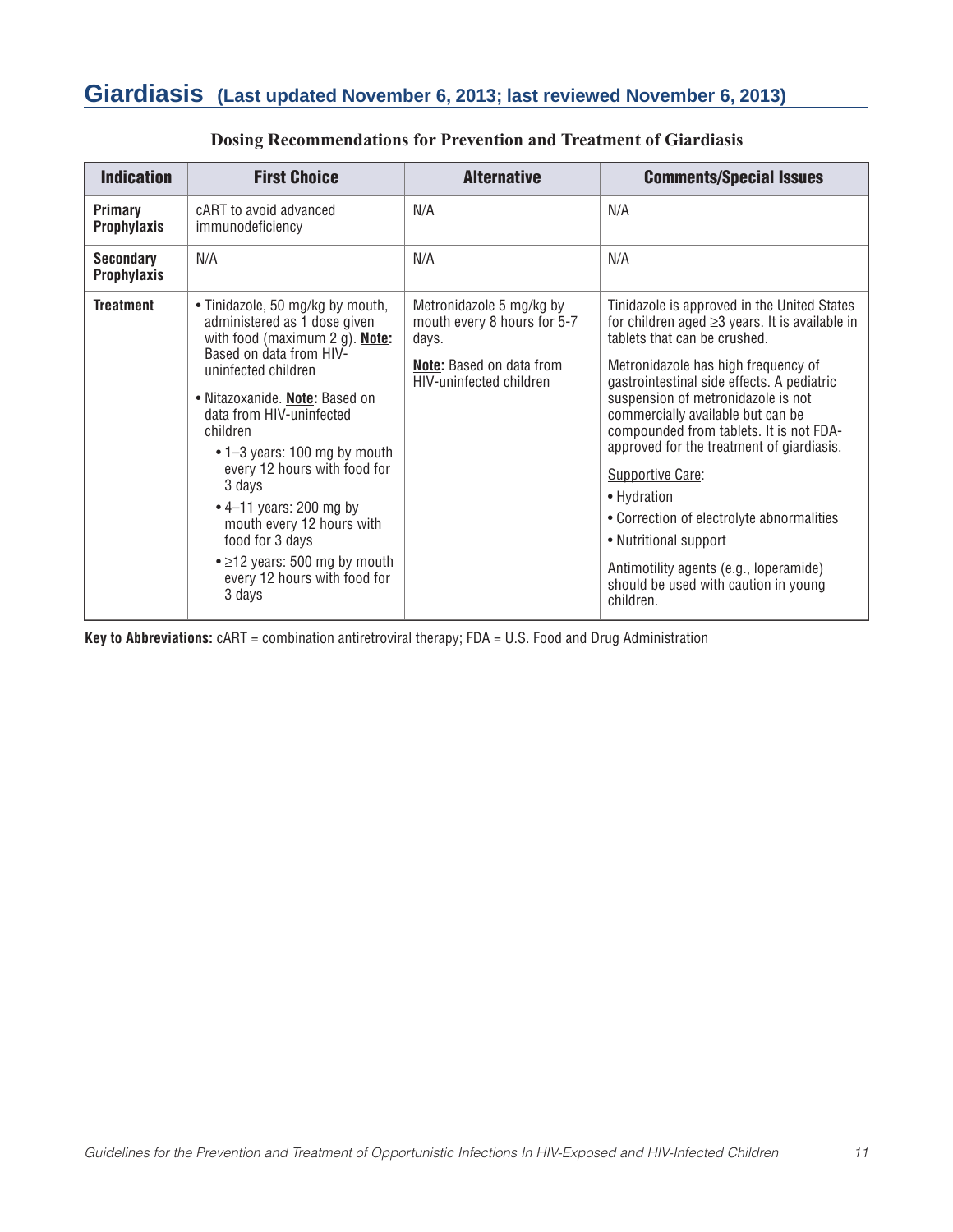# Giardiasis (Last updated November 6, 2013; last reviewed November 6, 2013)

**Dosing Recommendations for Prevention and Treatment of Giardiasis**

| Indication | First Choice | Alternative | Comments/Special Issues |
|---|---|---|---|
| **Primary Prophylaxis** | cART to avoid advanced immunodeficiency | N/A | N/A |
| **Secondary Prophylaxis** | N/A | N/A | N/A |
| **Treatment** | • Tinidazole, 50 mg/kg by mouth, administered as 1 dose given with food (maximum 2 g). **Note:** Based on data from HIV-uninfected children<br>• Nitazoxanide. **Note:** Based on data from HIV-uninfected children<br>  • 1–3 years: 100 mg by mouth every 12 hours with food for 3 days<br>  • 4–11 years: 200 mg by mouth every 12 hours with food for 3 days<br>  • ≥12 years: 500 mg by mouth every 12 hours with food for 3 days | Metronidazole 5 mg/kg by mouth every 8 hours for 5-7 days.<br>**Note:** Based on data from HIV-uninfected children | Tinidazole is approved in the United States for children aged ≥3 years. It is available in tablets that can be crushed.<br>Metronidazole has high frequency of gastrointestinal side effects. A pediatric suspension of metronidazole is not commercially available but can be compounded from tablets. It is not FDA-approved for the treatment of giardiasis.<br>Supportive Care:<br>• Hydration<br>• Correction of electrolyte abnormalities<br>• Nutritional support<br>Antimotility agents (e.g., loperamide) should be used with caution in young children. |

**Key to Abbreviations:** cART = combination antiretroviral therapy; FDA = U.S. Food and Drug Administration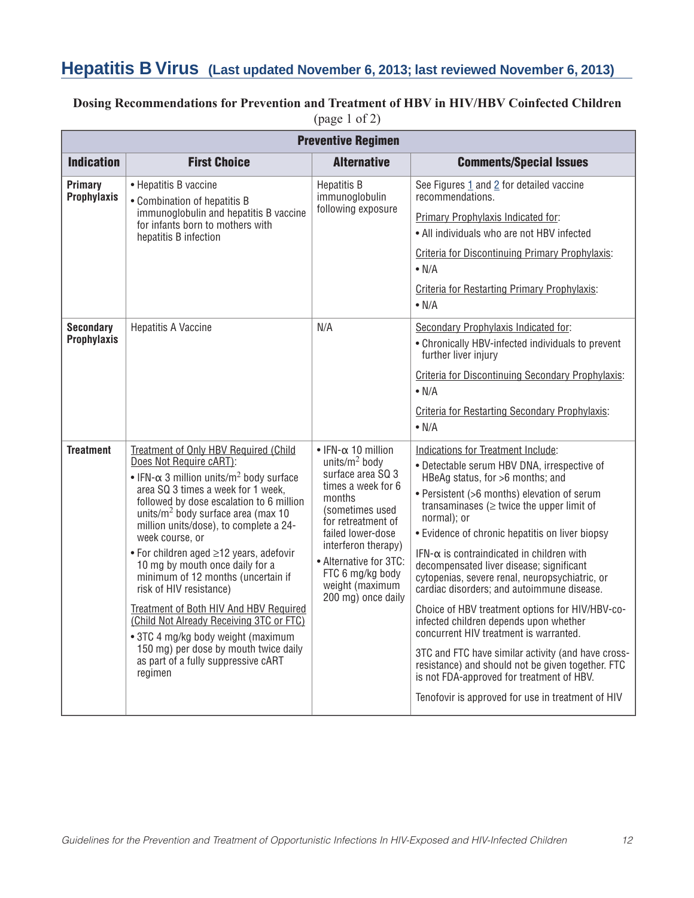## Hepatitis B Virus (Last updated November 6, 2013; last reviewed November 6, 2013)

**Dosing Recommendations for Prevention and Treatment of HBV in HIV/HBV Coinfected Children**
(page 1 of 2)

| Preventive Regimen | | | |
|---|---|---|---|
| **Indication** | **First Choice** | **Alternative** | **Comments/Special Issues** |
| **Primary Prophylaxis** | • Hepatitis B vaccine<br>• Combination of hepatitis B immunoglobulin and hepatitis B vaccine for infants born to mothers with hepatitis B infection | Hepatitis B immunoglobulin following exposure | See Figures 1 and 2 for detailed vaccine recommendations.<br>Primary Prophylaxis Indicated for:<br>• All individuals who are not HBV infected<br>Criteria for Discontinuing Primary Prophylaxis:<br>• N/A<br>Criteria for Restarting Primary Prophylaxis:<br>• N/A |
| **Secondary Prophylaxis** | Hepatitis A Vaccine | N/A | Secondary Prophylaxis Indicated for:<br>• Chronically HBV-infected individuals to prevent further liver injury<br>Criteria for Discontinuing Secondary Prophylaxis:<br>• N/A<br>Criteria for Restarting Secondary Prophylaxis:<br>• N/A |
| **Treatment** | Treatment of Only HBV Required (Child Does Not Require cART):<br>• IFN-α 3 million units/$m^2$ body surface area SQ 3 times a week for 1 week, followed by dose escalation to 6 million units/$m^2$ body surface area (max 10 million units/dose), to complete a 24-week course, or<br>• For children aged ≥12 years, adefovir 10 mg by mouth once daily for a minimum of 12 months (uncertain if risk of HIV resistance)<br>Treatment of Both HIV And HBV Required (Child Not Already Receiving 3TC or FTC)<br>• 3TC 4 mg/kg body weight (maximum 150 mg) per dose by mouth twice daily as part of a fully suppressive cART regimen | • IFN-α 10 million units/$m^2$ body surface area SQ 3 times a week for 6 months (sometimes used for retreatment of failed lower-dose interferon therapy)<br>• Alternative for 3TC: FTC 6 mg/kg body weight (maximum 200 mg) once daily | Indications for Treatment Include:<br>• Detectable serum HBV DNA, irrespective of HBeAg status, for >6 months; and<br>• Persistent (>6 months) elevation of serum transaminases (≥ twice the upper limit of normal); or<br>• Evidence of chronic hepatitis on liver biopsy<br>IFN-α is contraindicated in children with decompensated liver disease; significant cytopenias, severe renal, neuropsychiatric, or cardiac disorders; and autoimmune disease.<br>Choice of HBV treatment options for HIV/HBV-co-infected children depends upon whether concurrent HIV treatment is warranted.<br>3TC and FTC have similar activity (and have cross-resistance) and should not be given together. FTC is not FDA-approved for treatment of HBV.<br>Tenofovir is approved for use in treatment of HIV |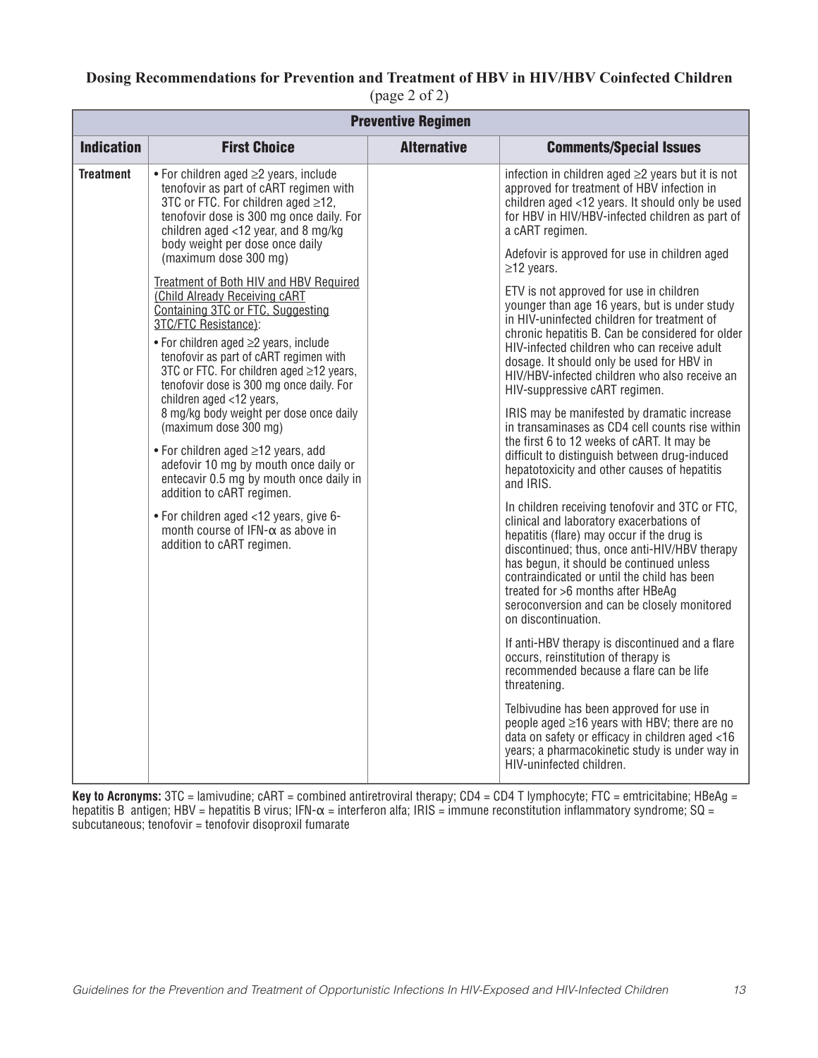**Dosing Recommendations for Prevention and Treatment of HBV in HIV/HBV Coinfected Children**
(page 2 of 2)

| Preventive Regimen | | | |
|---|---|---|---|
| **Indication** | **First Choice** | **Alternative** | **Comments/Special Issues** |
| **Treatment** | • For children aged ≥2 years, include tenofovir as part of cART regimen with 3TC or FTC. For children aged ≥12, tenofovir dose is 300 mg once daily. For children aged <12 year, and 8 mg/kg body weight per dose once daily (maximum dose 300 mg)<br><br>Treatment of Both HIV and HBV Required (Child Already Receiving cART Containing 3TC or FTC, Suggesting 3TC/FTC Resistance):<br><br>• For children aged ≥2 years, include tenofovir as part of cART regimen with 3TC or FTC. For children aged ≥12 years, tenofovir dose is 300 mg once daily. For children aged <12 years, 8 mg/kg body weight per dose once daily (maximum dose 300 mg)<br><br>• For children aged ≥12 years, add adefovir 10 mg by mouth once daily or entecavir 0.5 mg by mouth once daily in addition to cART regimen.<br><br>• For children aged <12 years, give 6-month course of IFN-α as above in addition to cART regimen. | | infection in children aged ≥2 years but it is not approved for treatment of HBV infection in children aged <12 years. It should only be used for HBV in HIV/HBV-infected children as part of a cART regimen.<br><br>Adefovir is approved for use in children aged ≥12 years.<br><br>ETV is not approved for use in children younger than age 16 years, but is under study in HIV-uninfected children for treatment of chronic hepatitis B. Can be considered for older HIV-infected children who can receive adult dosage. It should only be used for HBV in HIV/HBV-infected children who also receive an HIV-suppressive cART regimen.<br><br>IRIS may be manifested by dramatic increase in transaminases as CD4 cell counts rise within the first 6 to 12 weeks of cART. It may be difficult to distinguish between drug-induced hepatotoxicity and other causes of hepatitis and IRIS.<br><br>In children receiving tenofovir and 3TC or FTC, clinical and laboratory exacerbations of hepatitis (flare) may occur if the drug is discontinued; thus, once anti-HIV/HBV therapy has begun, it should be continued unless contraindicated or until the child has been treated for >6 months after HBeAg seroconversion and can be closely monitored on discontinuation.<br><br>If anti-HBV therapy is discontinued and a flare occurs, reinstitution of therapy is recommended because a flare can be life threatening.<br><br>Telbivudine has been approved for use in people aged ≥16 years with HBV; there are no data on safety or efficacy in children aged <16 years; a pharmacokinetic study is under way in HIV-uninfected children. |

**Key to Acronyms:** 3TC = lamivudine; cART = combined antiretroviral therapy; CD4 = CD4 T lymphocyte; FTC = emtricitabine; HBeAg = hepatitis B antigen; HBV = hepatitis B virus; IFN-α = interferon alfa; IRIS = immune reconstitution inflammatory syndrome; SQ = subcutaneous; tenofovir = tenofovir disoproxil fumarate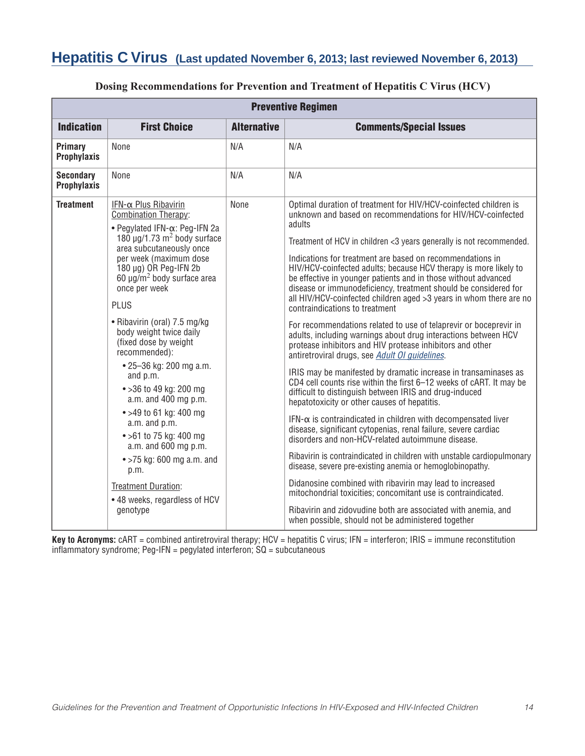## Hepatitis C Virus (Last updated November 6, 2013; last reviewed November 6, 2013)

**Dosing Recommendations for Prevention and Treatment of Hepatitis C Virus (HCV)**

| **Preventive Regimen** | | | |
|---|---|---|---|
| **Indication** | **First Choice** | **Alternative** | **Comments/Special Issues** |
| **Primary Prophylaxis** | None | N/A | N/A |
| **Secondary Prophylaxis** | None | N/A | N/A |
| **Treatment** | IFN-α Plus Ribavirin Combination Therapy:<br>• Pegylated IFN-α: Peg-IFN 2a 180 µg/1.73 $m^2$ body surface area subcutaneously once per week (maximum dose 180 µg) OR Peg-IFN 2b 60 µg/$m^2$ body surface area once per week<br>PLUS<br>• Ribavirin (oral) 7.5 mg/kg body weight twice daily (fixed dose by weight recommended):<br>• 25–36 kg: 200 mg a.m. and p.m.<br>• >36 to 49 kg: 200 mg a.m. and 400 mg p.m.<br>• >49 to 61 kg: 400 mg a.m. and p.m.<br>• >61 to 75 kg: 400 mg a.m. and 600 mg p.m.<br>• >75 kg: 600 mg a.m. and p.m.<br>Treatment Duration:<br>• 48 weeks, regardless of HCV genotype | None | Optimal duration of treatment for HIV/HCV-coinfected children is unknown and based on recommendations for HIV/HCV-coinfected adults<br>Treatment of HCV in children <3 years generally is not recommended.<br>Indications for treatment are based on recommendations in HIV/HCV-coinfected adults; because HCV therapy is more likely to be effective in younger patients and in those without advanced disease or immunodeficiency, treatment should be considered for all HIV/HCV-coinfected children aged >3 years in whom there are no contraindications to treatment<br>For recommendations related to use of telaprevir or boceprevir in adults, including warnings about drug interactions between HCV protease inhibitors and HIV protease inhibitors and other antiretroviral drugs, see *Adult OI guidelines*.<br>IRIS may be manifested by dramatic increase in transaminases as CD4 cell counts rise within the first 6–12 weeks of cART. It may be difficult to distinguish between IRIS and drug-induced hepatotoxicity or other causes of hepatitis.<br>IFN-α is contraindicated in children with decompensated liver disease, significant cytopenias, renal failure, severe cardiac disorders and non-HCV-related autoimmune disease.<br>Ribavirin is contraindicated in children with unstable cardiopulmonary disease, severe pre-existing anemia or hemoglobinopathy.<br>Didanosine combined with ribavirin may lead to increased mitochondrial toxicities; concomitant use is contraindicated.<br>Ribavirin and zidovudine both are associated with anemia, and when possible, should not be administered together |

**Key to Acronyms:** cART = combined antiretroviral therapy; HCV = hepatitis C virus; IFN = interferon; IRIS = immune reconstitution inflammatory syndrome; Peg-IFN = pegylated interferon; SQ = subcutaneous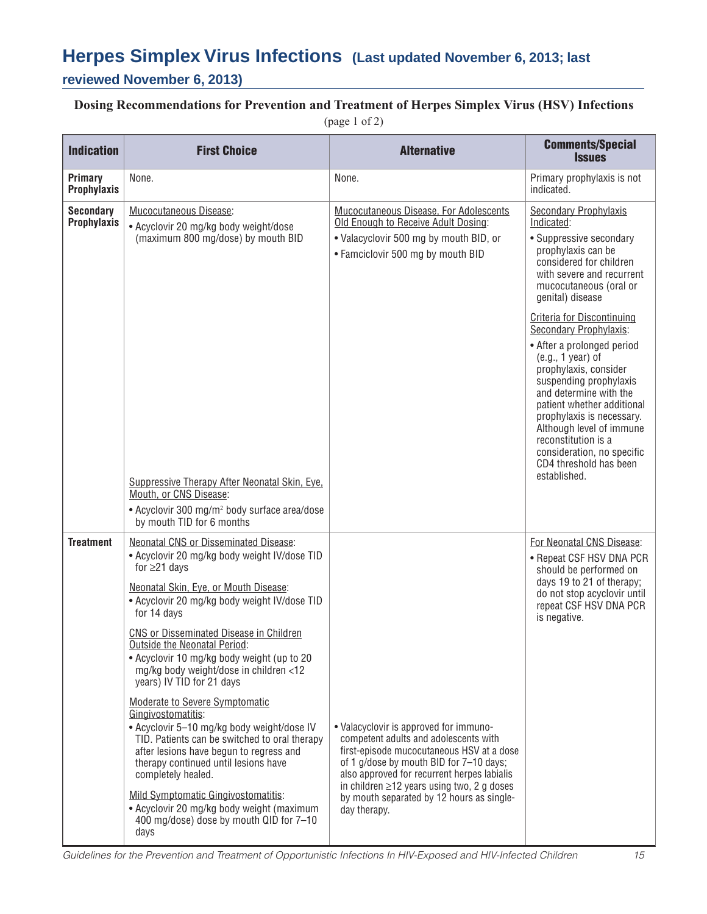# Herpes Simplex Virus Infections (Last updated November 6, 2013; last reviewed November 6, 2013)

**Dosing Recommendations for Prevention and Treatment of Herpes Simplex Virus (HSV) Infections**

(page 1 of 2)

| Indication | First Choice | Alternative | Comments/Special Issues |
|---|---|---|---|
| **Primary Prophylaxis** | None. | None. | Primary prophylaxis is not indicated. |
| **Secondary Prophylaxis** | Mucocutaneous Disease:<br>• Acyclovir 20 mg/kg body weight/dose (maximum 800 mg/dose) by mouth BID<br><br>Suppressive Therapy After Neonatal Skin, Eye, Mouth, or CNS Disease:<br>• Acyclovir 300 mg/m² body surface area/dose by mouth TID for 6 months | Mucocutaneous Disease, For Adolescents Old Enough to Receive Adult Dosing:<br>• Valacyclovir 500 mg by mouth BID, or<br>• Famciclovir 500 mg by mouth BID | Secondary Prophylaxis Indicated:<br>• Suppressive secondary prophylaxis can be considered for children with severe and recurrent mucocutaneous (oral or genital) disease<br><br>Criteria for Discontinuing Secondary Prophylaxis:<br>• After a prolonged period (e.g., 1 year) of prophylaxis, consider suspending prophylaxis and determine with the patient whether additional prophylaxis is necessary. Although level of immune reconstitution is a consideration, no specific CD4 threshold has been established. |
| **Treatment** | Neonatal CNS or Disseminated Disease:<br>• Acyclovir 20 mg/kg body weight IV/dose TID for ≥21 days<br><br>Neonatal Skin, Eye, or Mouth Disease:<br>• Acyclovir 20 mg/kg body weight IV/dose TID for 14 days<br><br>CNS or Disseminated Disease in Children Outside the Neonatal Period:<br>• Acyclovir 10 mg/kg body weight (up to 20 mg/kg body weight/dose in children <12 years) IV TID for 21 days<br><br>Moderate to Severe Symptomatic Gingivostomatitis:<br>• Acyclovir 5–10 mg/kg body weight/dose IV TID. Patients can be switched to oral therapy after lesions have begun to regress and therapy continued until lesions have completely healed.<br><br>Mild Symptomatic Gingivostomatitis:<br>• Acyclovir 20 mg/kg body weight (maximum 400 mg/dose) dose by mouth QID for 7–10 days | • Valacyclovir is approved for immuno-competent adults and adolescents with first-episode mucocutaneous HSV at a dose of 1 g/dose by mouth BID for 7–10 days; also approved for recurrent herpes labialis in children ≥12 years using two, 2 g doses by mouth separated by 12 hours as single-day therapy. | For Neonatal CNS Disease:<br>• Repeat CSF HSV DNA PCR should be performed on days 19 to 21 of therapy; do not stop acyclovir until repeat CSF HSV DNA PCR is negative. |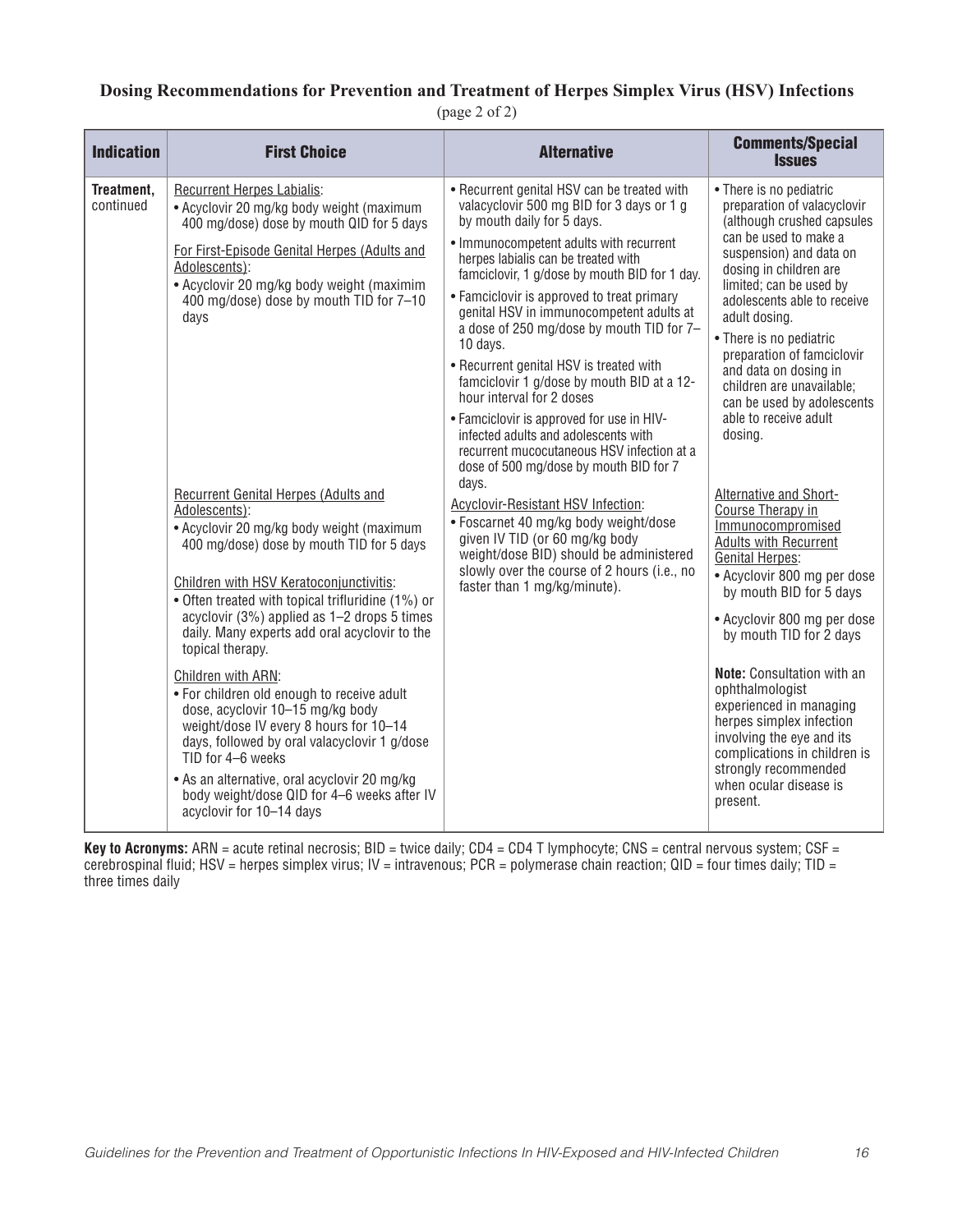**Dosing Recommendations for Prevention and Treatment of Herpes Simplex Virus (HSV) Infections**

(page 2 of 2)

| Indication | First Choice | Alternative | Comments/Special Issues |
|---|---|---|---|
| **Treatment,** continued | Recurrent Herpes Labialis:<br>• Acyclovir 20 mg/kg body weight (maximum 400 mg/dose) dose by mouth QID for 5 days<br><br>For First-Episode Genital Herpes (Adults and Adolescents):<br>• Acyclovir 20 mg/kg body weight (maximim 400 mg/dose) dose by mouth TID for 7–10 days | • Recurrent genital HSV can be treated with valacyclovir 500 mg BID for 3 days or 1 g by mouth daily for 5 days.<br>• Immunocompetent adults with recurrent herpes labialis can be treated with famciclovir, 1 g/dose by mouth BID for 1 day.<br>• Famciclovir is approved to treat primary genital HSV in immunocompetent adults at a dose of 250 mg/dose by mouth TID for 7–10 days.<br>• Recurrent genital HSV is treated with famciclovir 1 g/dose by mouth BID at a 12-hour interval for 2 doses<br>• Famciclovir is approved for use in HIV-infected adults and adolescents with recurrent mucocutaneous HSV infection at a dose of 500 mg/dose by mouth BID for 7 days. | • There is no pediatric preparation of valacyclovir (although crushed capsules can be used to make a suspension) and data on dosing in children are limited; can be used by adolescents able to receive adult dosing.<br>• There is no pediatric preparation of famciclovir and data on dosing in children are unavailable; can be used by adolescents able to receive adult dosing. |
| | Recurrent Genital Herpes (Adults and Adolescents):<br>• Acyclovir 20 mg/kg body weight (maximum 400 mg/dose) dose by mouth TID for 5 days<br><br>Children with HSV Keratoconjunctivitis:<br>• Often treated with topical trifluridine (1%) or acyclovir (3%) applied as 1–2 drops 5 times daily. Many experts add oral acyclovir to the topical therapy.<br><br>Children with ARN:<br>• For children old enough to receive adult dose, acyclovir 10–15 mg/kg body weight/dose IV every 8 hours for 10–14 days, followed by oral valacyclovir 1 g/dose TID for 4–6 weeks<br>• As an alternative, oral acyclovir 20 mg/kg body weight/dose QID for 4–6 weeks after IV acyclovir for 10–14 days | Acyclovir-Resistant HSV Infection:<br>• Foscarnet 40 mg/kg body weight/dose given IV TID (or 60 mg/kg body weight/dose BID) should be administered slowly over the course of 2 hours (i.e., no faster than 1 mg/kg/minute). | Alternative and Short-Course Therapy in Immunocompromised Adults with Recurrent Genital Herpes:<br>• Acyclovir 800 mg per dose by mouth BID for 5 days<br>• Acyclovir 800 mg per dose by mouth TID for 2 days<br><br>**Note:** Consultation with an ophthalmologist experienced in managing herpes simplex infection involving the eye and its complications in children is strongly recommended when ocular disease is present. |

**Key to Acronyms:** ARN = acute retinal necrosis; BID = twice daily; CD4 = CD4 T lymphocyte; CNS = central nervous system; CSF = cerebrospinal fluid; HSV = herpes simplex virus; IV = intravenous; PCR = polymerase chain reaction; QID = four times daily; TID = three times daily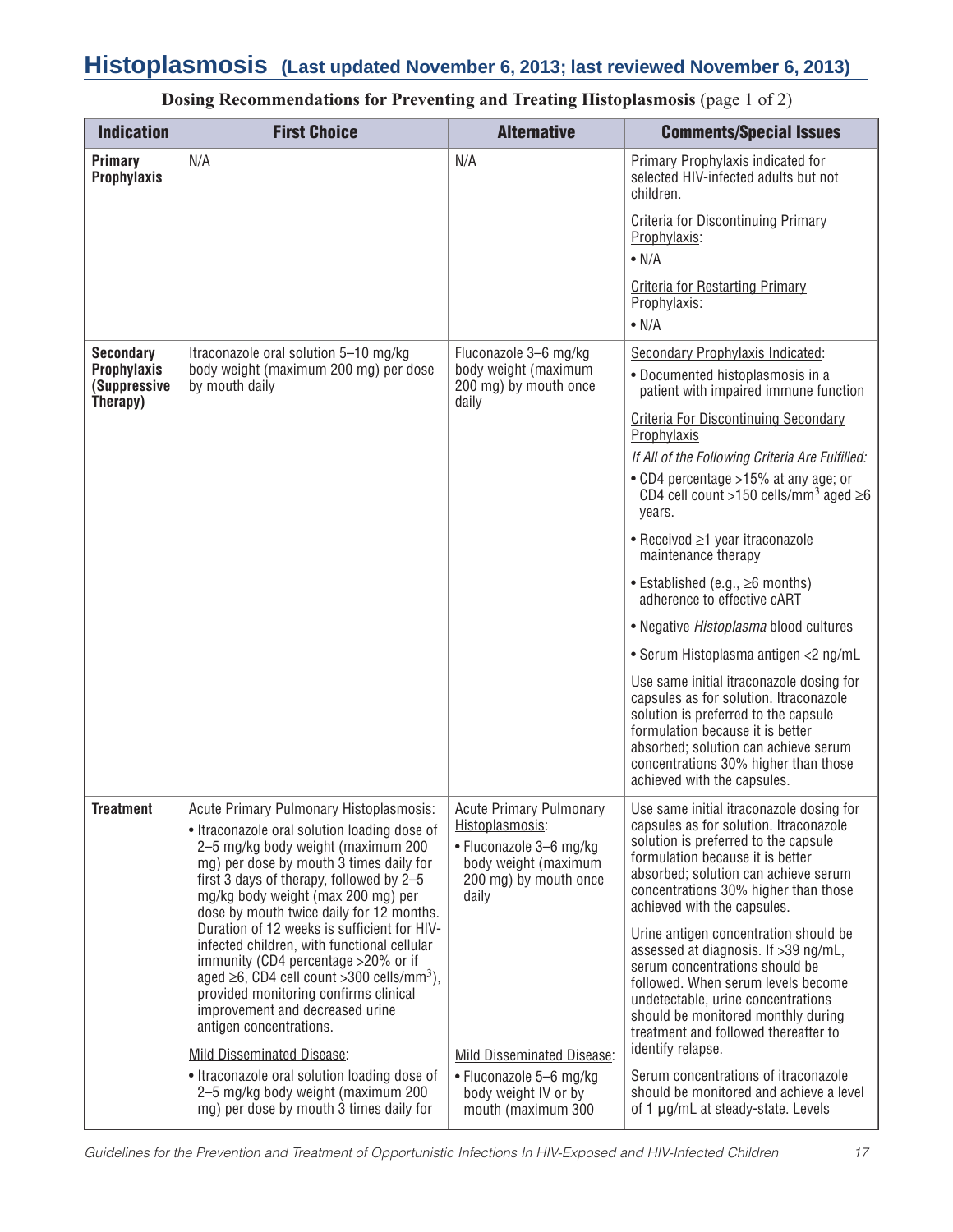# Histoplasmosis (Last updated November 6, 2013; last reviewed November 6, 2013)

**Dosing Recommendations for Preventing and Treating Histoplasmosis** (page 1 of 2)

| Indication | First Choice | Alternative | Comments/Special Issues |
|---|---|---|---|
| **Primary Prophylaxis** | N/A | N/A | Primary Prophylaxis indicated for selected HIV-infected adults but not children.<br><br><u>Criteria for Discontinuing Primary Prophylaxis</u>:<br>• N/A<br><br><u>Criteria for Restarting Primary Prophylaxis</u>:<br>• N/A |
| **Secondary Prophylaxis (Suppressive Therapy)** | Itraconazole oral solution 5–10 mg/kg body weight (maximum 200 mg) per dose by mouth daily | Fluconazole 3–6 mg/kg body weight (maximum 200 mg) by mouth once daily | <u>Secondary Prophylaxis Indicated</u>:<br>• Documented histoplasmosis in a patient with impaired immune function<br><br><u>Criteria For Discontinuing Secondary Prophylaxis</u><br>*If All of the Following Criteria Are Fulfilled:*<br>• CD4 percentage >15% at any age; or CD4 cell count >150 cells/mm$^3$ aged ≥6 years.<br>• Received ≥1 year itraconazole maintenance therapy<br>• Established (e.g., ≥6 months) adherence to effective cART<br>• Negative *Histoplasma* blood cultures<br>• Serum Histoplasma antigen <2 ng/mL<br><br>Use same initial itraconazole dosing for capsules as for solution. Itraconazole solution is preferred to the capsule formulation because it is better absorbed; solution can achieve serum concentrations 30% higher than those achieved with the capsules. |
| **Treatment** | <u>Acute Primary Pulmonary Histoplasmosis</u>:<br>• Itraconazole oral solution loading dose of 2–5 mg/kg body weight (maximum 200 mg) per dose by mouth 3 times daily for first 3 days of therapy, followed by 2–5 mg/kg body weight (max 200 mg) per dose by mouth twice daily for 12 months. Duration of 12 weeks is sufficient for HIV-infected children, with functional cellular immunity (CD4 percentage >20% or if aged ≥6, CD4 cell count >300 cells/mm$^3$), provided monitoring confirms clinical improvement and decreased urine antigen concentrations.<br><br><u>Mild Disseminated Disease</u>:<br>• Itraconazole oral solution loading dose of 2–5 mg/kg body weight (maximum 200 mg) per dose by mouth 3 times daily for | <u>Acute Primary Pulmonary Histoplasmosis</u>:<br>• Fluconazole 3–6 mg/kg body weight (maximum 200 mg) by mouth once daily<br><br><u>Mild Disseminated Disease</u>:<br>• Fluconazole 5–6 mg/kg body weight IV or by mouth (maximum 300 | Use same initial itraconazole dosing for capsules as for solution. Itraconazole solution is preferred to the capsule formulation because it is better absorbed; solution can achieve serum concentrations 30% higher than those achieved with the capsules.<br><br>Urine antigen concentration should be assessed at diagnosis. If >39 ng/mL, serum concentrations should be followed. When serum levels become undetectable, urine concentrations should be monitored monthly during treatment and followed thereafter to identify relapse.<br><br>Serum concentrations of itraconazole should be monitored and achieve a level of 1 µg/mL at steady-state. Levels |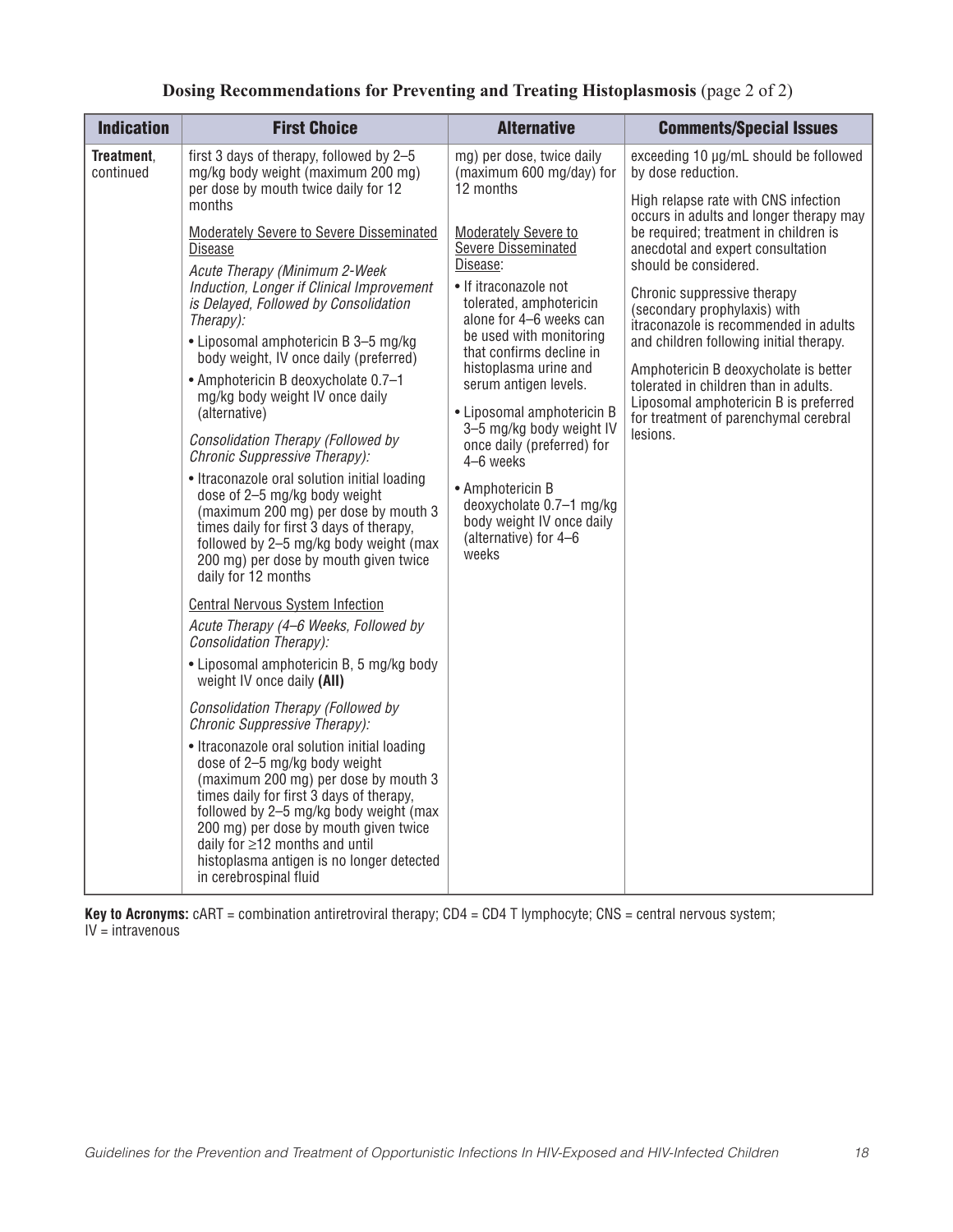**Dosing Recommendations for Preventing and Treating Histoplasmosis** (page 2 of 2)

| Indication | First Choice | Alternative | Comments/Special Issues |
|---|---|---|---|
| **Treatment**, continued | first 3 days of therapy, followed by 2–5 mg/kg body weight (maximum 200 mg) per dose by mouth twice daily for 12 months<br><br><u>Moderately Severe to Severe Disseminated Disease</u><br><br>*Acute Therapy (Minimum 2-Week Induction, Longer if Clinical Improvement is Delayed, Followed by Consolidation Therapy):*<br>• Liposomal amphotericin B 3–5 mg/kg body weight, IV once daily (preferred)<br>• Amphotericin B deoxycholate 0.7–1 mg/kg body weight IV once daily (alternative)<br><br>*Consolidation Therapy (Followed by Chronic Suppressive Therapy):*<br>• Itraconazole oral solution initial loading dose of 2–5 mg/kg body weight (maximum 200 mg) per dose by mouth 3 times daily for first 3 days of therapy, followed by 2–5 mg/kg body weight (max 200 mg) per dose by mouth given twice daily for 12 months<br><br><u>Central Nervous System Infection</u><br><br>*Acute Therapy (4–6 Weeks, Followed by Consolidation Therapy):*<br>• Liposomal amphotericin B, 5 mg/kg body weight IV once daily **(AII)**<br><br>*Consolidation Therapy (Followed by Chronic Suppressive Therapy):*<br>• Itraconazole oral solution initial loading dose of 2–5 mg/kg body weight (maximum 200 mg) per dose by mouth 3 times daily for first 3 days of therapy, followed by 2–5 mg/kg body weight (max 200 mg) per dose by mouth given twice daily for ≥12 months and until histoplasma antigen is no longer detected in cerebrospinal fluid | mg) per dose, twice daily (maximum 600 mg/day) for 12 months<br><br><u>Moderately Severe to Severe Disseminated Disease</u>:<br>• If itraconazole not tolerated, amphotericin alone for 4–6 weeks can be used with monitoring that confirms decline in histoplasma urine and serum antigen levels.<br>• Liposomal amphotericin B 3–5 mg/kg body weight IV once daily (preferred) for 4–6 weeks<br>• Amphotericin B deoxycholate 0.7–1 mg/kg body weight IV once daily (alternative) for 4–6 weeks | exceeding 10 µg/mL should be followed by dose reduction.<br><br>High relapse rate with CNS infection occurs in adults and longer therapy may be required; treatment in children is anecdotal and expert consultation should be considered.<br><br>Chronic suppressive therapy (secondary prophylaxis) with itraconazole is recommended in adults and children following initial therapy.<br><br>Amphotericin B deoxycholate is better tolerated in children than in adults. Liposomal amphotericin B is preferred for treatment of parenchymal cerebral lesions. |

**Key to Acronyms:** cART = combination antiretroviral therapy; CD4 = CD4 T lymphocyte; CNS = central nervous system; IV = intravenous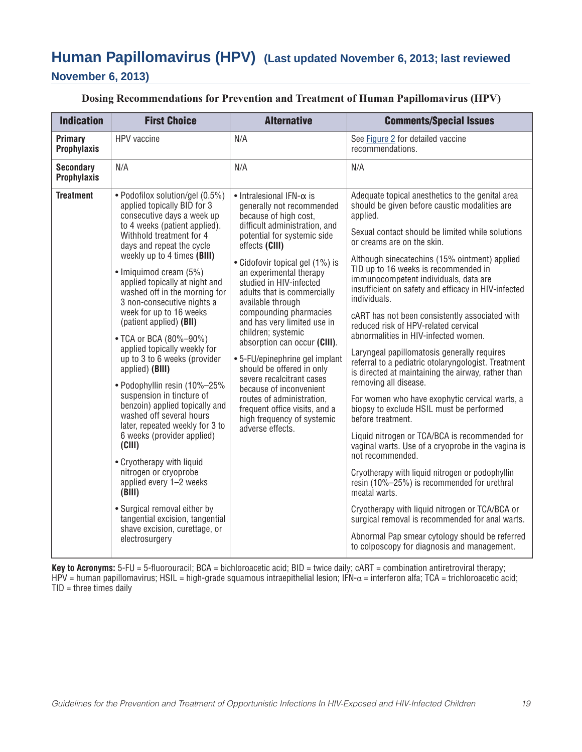## Human Papillomavirus (HPV) (Last updated November 6, 2013; last reviewed November 6, 2013)

**Dosing Recommendations for Prevention and Treatment of Human Papillomavirus (HPV)**

| Indication | First Choice | Alternative | Comments/Special Issues |
|---|---|---|---|
| **Primary Prophylaxis** | HPV vaccine | N/A | See Figure 2 for detailed vaccine recommendations. |
| **Secondary Prophylaxis** | N/A | N/A | N/A |
| **Treatment** | • Podofilox solution/gel (0.5%) applied topically BID for 3 consecutive days a week up to 4 weeks (patient applied). Withhold treatment for 4 days and repeat the cycle weekly up to 4 times **(BIII)**<br>• Imiquimod cream (5%) applied topically at night and washed off in the morning for 3 non-consecutive nights a week for up to 16 weeks (patient applied) **(BII)**<br>• TCA or BCA (80%–90%) applied topically weekly for up to 3 to 6 weeks (provider applied) **(BIII)**<br>• Podophyllin resin (10%–25% suspension in tincture of benzoin) applied topically and washed off several hours later, repeated weekly for 3 to 6 weeks (provider applied) **(CIII)**<br>• Cryotherapy with liquid nitrogen or cryoprobe applied every 1–2 weeks **(BIII)**<br>• Surgical removal either by tangential excision, tangential shave excision, curettage, or electrosurgery | • Intralesional IFN-α is generally not recommended because of high cost, difficult administration, and potential for systemic side effects **(CIII)**<br>• Cidofovir topical gel (1%) is an experimental therapy studied in HIV-infected adults that is commercially available through compounding pharmacies and has very limited use in children; systemic absorption can occur **(CIII)**.<br>• 5-FU/epinephrine gel implant should be offered in only severe recalcitrant cases because of inconvenient routes of administration, frequent office visits, and a high frequency of systemic adverse effects. | Adequate topical anesthetics to the genital area should be given before caustic modalities are applied.<br>Sexual contact should be limited while solutions or creams are on the skin.<br>Although sinecatechins (15% ointment) applied TID up to 16 weeks is recommended in immunocompetent individuals, data are insufficient on safety and efficacy in HIV-infected individuals.<br>cART has not been consistently associated with reduced risk of HPV-related cervical abnormalities in HIV-infected women.<br>Laryngeal papillomatosis generally requires referral to a pediatric otolaryngologist. Treatment is directed at maintaining the airway, rather than removing all disease.<br>For women who have exophytic cervical warts, a biopsy to exclude HSIL must be performed before treatment.<br>Liquid nitrogen or TCA/BCA is recommended for vaginal warts. Use of a cryoprobe in the vagina is not recommended.<br>Cryotherapy with liquid nitrogen or podophyllin resin (10%–25%) is recommended for urethral meatal warts.<br>Cryotherapy with liquid nitrogen or TCA/BCA or surgical removal is recommended for anal warts.<br>Abnormal Pap smear cytology should be referred to colposcopy for diagnosis and management. |

**Key to Acronyms:** 5-FU = 5-fluorouracil; BCA = bichloroacetic acid; BID = twice daily; cART = combination antiretroviral therapy; HPV = human papillomavirus; HSIL = high-grade squamous intraepithelial lesion; IFN-α = interferon alfa; TCA = trichloroacetic acid; TID = three times daily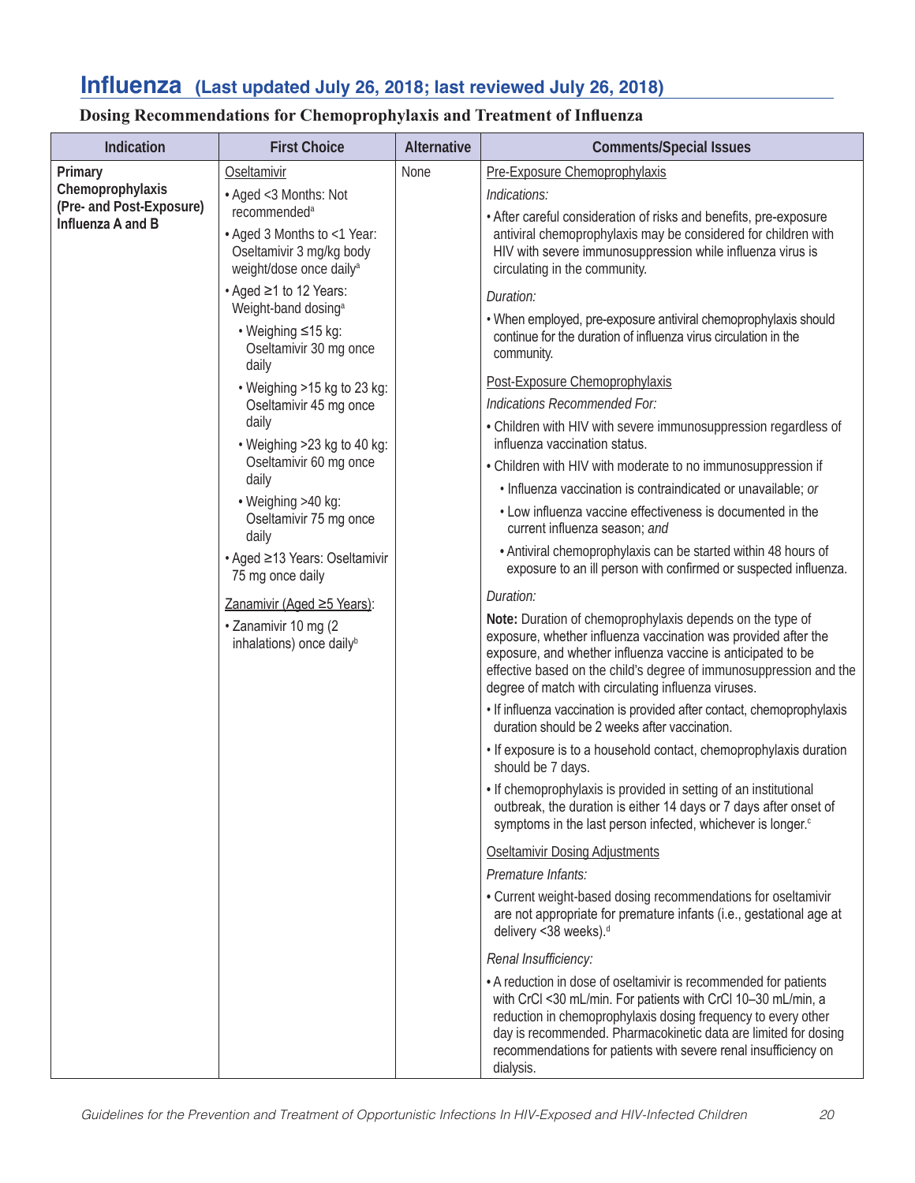# Influenza (Last updated July 26, 2018; last reviewed July 26, 2018)

## Dosing Recommendations for Chemoprophylaxis and Treatment of Influenza

| Indication | First Choice | Alternative | Comments/Special Issues |
|---|---|---|---|
| **Primary Chemoprophylaxis (Pre- and Post-Exposure) Influenza A and B** | <u>Oseltamivir</u><br>• Aged <3 Months: Not recommended[a]<br>• Aged 3 Months to <1 Year: Oseltamivir 3 mg/kg body weight/dose once daily[a]<br>• Aged ≥1 to 12 Years: Weight-band dosing[a]<br>  • Weighing ≤15 kg: Oseltamivir 30 mg once daily<br>  • Weighing >15 kg to 23 kg: Oseltamivir 45 mg once daily<br>  • Weighing >23 kg to 40 kg: Oseltamivir 60 mg once daily<br>  • Weighing >40 kg: Oseltamivir 75 mg once daily<br>• Aged ≥13 Years: Oseltamivir 75 mg once daily<br><br><u>Zanamivir (Aged ≥5 Years)</u>:<br>• Zanamivir 10 mg (2 inhalations) once daily[b] | None | <u>Pre-Exposure Chemoprophylaxis</u><br>*Indications:*<br>• After careful consideration of risks and benefits, pre-exposure antiviral chemoprophylaxis may be considered for children with HIV with severe immunosuppression while influenza virus is circulating in the community.<br>*Duration:*<br>• When employed, pre-exposure antiviral chemoprophylaxis should continue for the duration of influenza virus circulation in the community.<br><u>Post-Exposure Chemoprophylaxis</u><br>*Indications Recommended For:*<br>• Children with HIV with severe immunosuppression regardless of influenza vaccination status.<br>• Children with HIV with moderate to no immunosuppression if<br>  • Influenza vaccination is contraindicated or unavailable; *or*<br>  • Low influenza vaccine effectiveness is documented in the current influenza season; *and*<br>  • Antiviral chemoprophylaxis can be started within 48 hours of exposure to an ill person with confirmed or suspected influenza.<br>*Duration:*<br>**Note:** Duration of chemoprophylaxis depends on the type of exposure, whether influenza vaccination was provided after the exposure, and whether influenza vaccine is anticipated to be effective based on the child's degree of immunosuppression and the degree of match with circulating influenza viruses.<br>• If influenza vaccination is provided after contact, chemoprophylaxis duration should be 2 weeks after vaccination.<br>• If exposure is to a household contact, chemoprophylaxis duration should be 7 days.<br>• If chemoprophylaxis is provided in setting of an institutional outbreak, the duration is either 14 days or 7 days after onset of symptoms in the last person infected, whichever is longer.[c]<br><u>Oseltamivir Dosing Adjustments</u><br>*Premature Infants:*<br>• Current weight-based dosing recommendations for oseltamivir are not appropriate for premature infants (i.e., gestational age at delivery <38 weeks).[d]<br>*Renal Insufficiency:*<br>• A reduction in dose of oseltamivir is recommended for patients with CrCl <30 mL/min. For patients with CrCl 10–30 mL/min, a reduction in chemoprophylaxis dosing frequency to every other day is recommended. Pharmacokinetic data are limited for dosing recommendations for patients with severe renal insufficiency on dialysis. |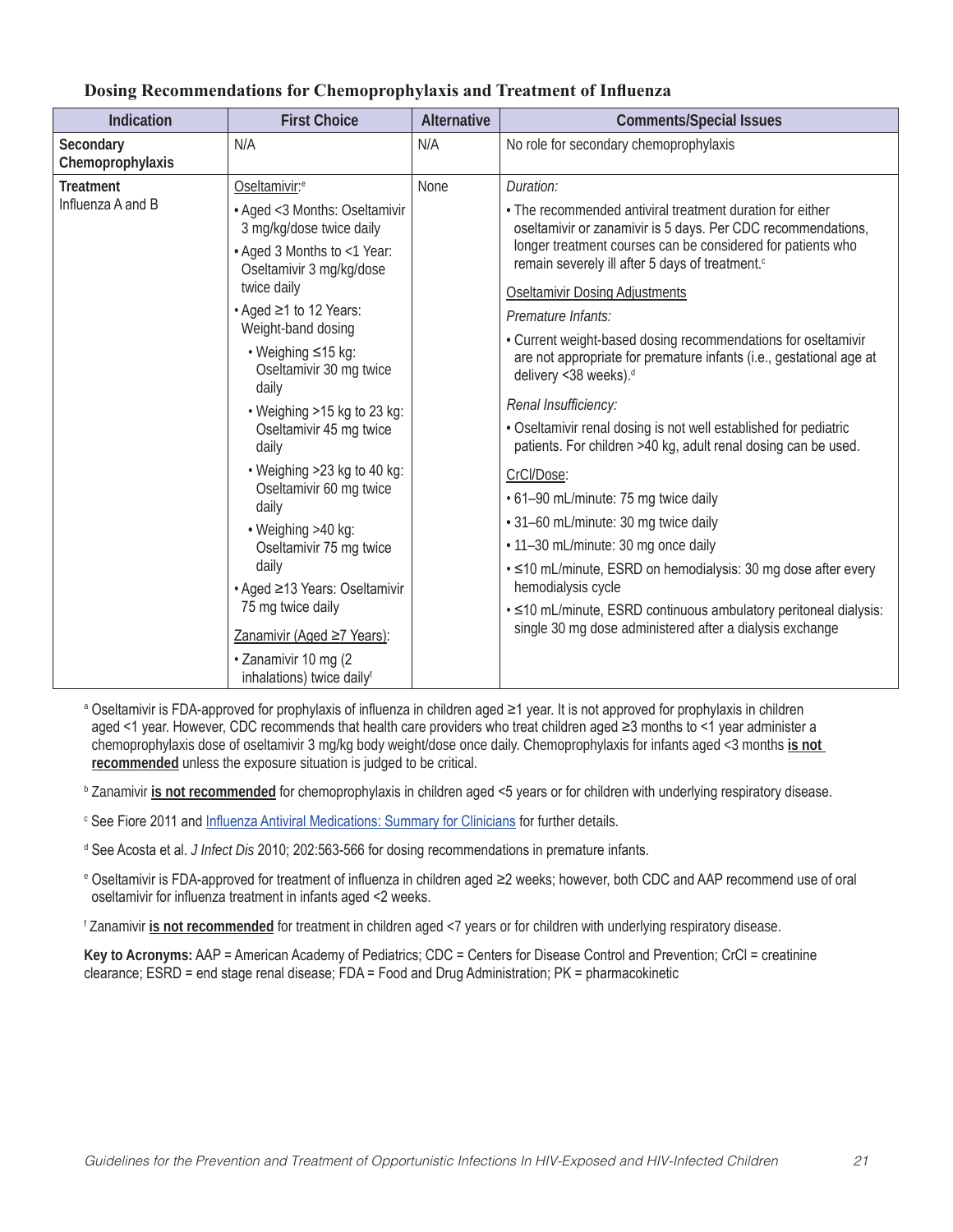### Dosing Recommendations for Chemoprophylaxis and Treatment of Influenza

| Indication | First Choice | Alternative | Comments/Special Issues |
|---|---|---|---|
| **Secondary Chemoprophylaxis** | N/A | N/A | No role for secondary chemoprophylaxis |
| **Treatment**<br>Influenza A and B | Oseltamivir:[e]<br>• Aged <3 Months: Oseltamivir 3 mg/kg/dose twice daily<br>• Aged 3 Months to <1 Year: Oseltamivir 3 mg/kg/dose twice daily<br>• Aged ≥1 to 12 Years: Weight-band dosing<br>  • Weighing ≤15 kg: Oseltamivir 30 mg twice daily<br>  • Weighing >15 kg to 23 kg: Oseltamivir 45 mg twice daily<br>  • Weighing >23 kg to 40 kg: Oseltamivir 60 mg twice daily<br>  • Weighing >40 kg: Oseltamivir 75 mg twice daily<br>• Aged ≥13 Years: Oseltamivir 75 mg twice daily<br><br>Zanamivir (Aged ≥7 Years):<br>• Zanamivir 10 mg (2 inhalations) twice daily[f] | None | *Duration:*<br>• The recommended antiviral treatment duration for either oseltamivir or zanamivir is 5 days. Per CDC recommendations, longer treatment courses can be considered for patients who remain severely ill after 5 days of treatment.[c]<br><br>Oseltamivir Dosing Adjustments<br>*Premature Infants:*<br>• Current weight-based dosing recommendations for oseltamivir are not appropriate for premature infants (i.e., gestational age at delivery <38 weeks).[d]<br><br>*Renal Insufficiency:*<br>• Oseltamivir renal dosing is not well established for pediatric patients. For children >40 kg, adult renal dosing can be used.<br><br>CrCl/Dose:<br>• 61–90 mL/minute: 75 mg twice daily<br>• 31–60 mL/minute: 30 mg twice daily<br>• 11–30 mL/minute: 30 mg once daily<br>• ≤10 mL/minute, ESRD on hemodialysis: 30 mg dose after every hemodialysis cycle<br>• ≤10 mL/minute, ESRD continuous ambulatory peritoneal dialysis: single 30 mg dose administered after a dialysis exchange |

[a] Oseltamivir is FDA-approved for prophylaxis of influenza in children aged ≥1 year. It is not approved for prophylaxis in children aged <1 year. However, CDC recommends that health care providers who treat children aged ≥3 months to <1 year administer a chemoprophylaxis dose of oseltamivir 3 mg/kg body weight/dose once daily. Chemoprophylaxis for infants aged <3 months **is not recommended** unless the exposure situation is judged to be critical.

[b] Zanamivir **is not recommended** for chemoprophylaxis in children aged <5 years or for children with underlying respiratory disease.

[c] See Fiore 2011 and Influenza Antiviral Medications: Summary for Clinicians for further details.

[d] See Acosta et al. *J Infect Dis* 2010; 202:563-566 for dosing recommendations in premature infants.

[e] Oseltamivir is FDA-approved for treatment of influenza in children aged ≥2 weeks; however, both CDC and AAP recommend use of oral oseltamivir for influenza treatment in infants aged <2 weeks.

[f] Zanamivir **is not recommended** for treatment in children aged <7 years or for children with underlying respiratory disease.

**Key to Acronyms:** AAP = American Academy of Pediatrics; CDC = Centers for Disease Control and Prevention; CrCl = creatinine clearance; ESRD = end stage renal disease; FDA = Food and Drug Administration; PK = pharmacokinetic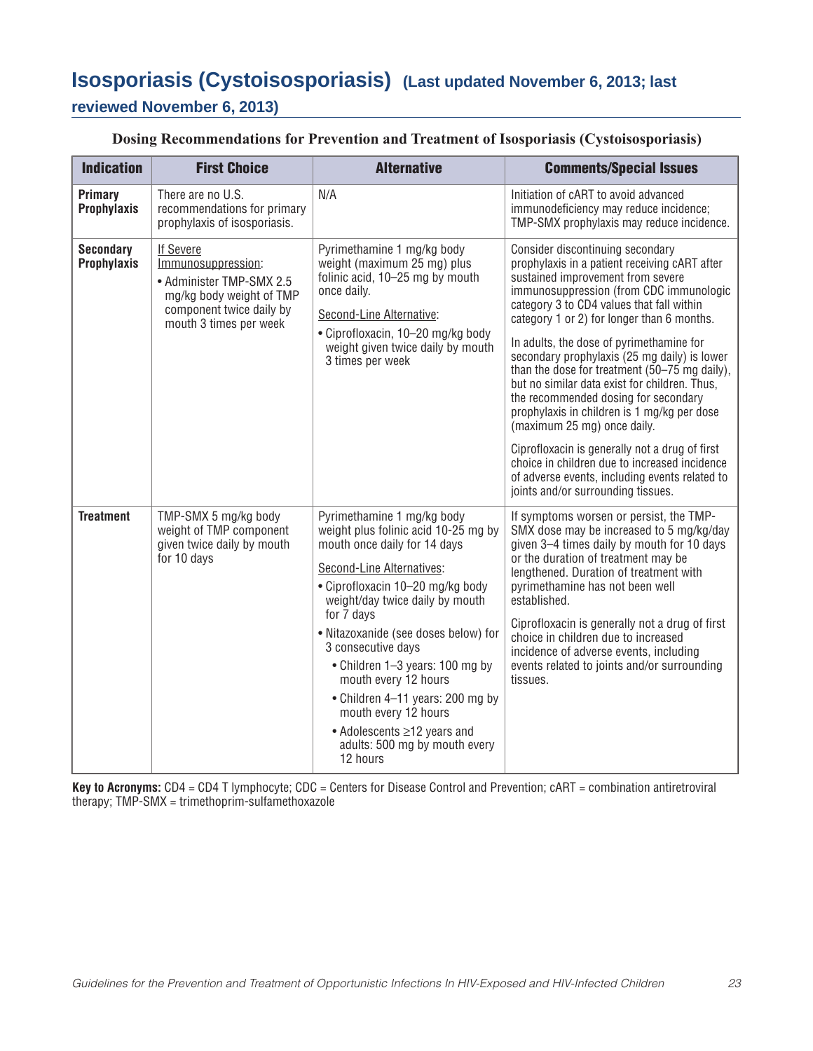# Isosporiasis (Cystoisosporiasis) (Last updated November 6, 2013; last reviewed November 6, 2013)

**Dosing Recommendations for Prevention and Treatment of Isosporiasis (Cystoisosporiasis)**

| Indication | First Choice | Alternative | Comments/Special Issues |
|---|---|---|---|
| **Primary Prophylaxis** | There are no U.S. recommendations for primary prophylaxis of isosporiasis. | N/A | Initiation of cART to avoid advanced immunodeficiency may reduce incidence; TMP-SMX prophylaxis may reduce incidence. |
| **Secondary Prophylaxis** | If Severe Immunosuppression:<br>• Administer TMP-SMX 2.5 mg/kg body weight of TMP component twice daily by mouth 3 times per week | Pyrimethamine 1 mg/kg body weight (maximum 25 mg) plus folinic acid, 10–25 mg by mouth once daily.<br><br>Second-Line Alternative:<br>• Ciprofloxacin, 10–20 mg/kg body weight given twice daily by mouth 3 times per week | Consider discontinuing secondary prophylaxis in a patient receiving cART after sustained improvement from severe immunosuppression (from CDC immunologic category 3 to CD4 values that fall within category 1 or 2) for longer than 6 months.<br><br>In adults, the dose of pyrimethamine for secondary prophylaxis (25 mg daily) is lower than the dose for treatment (50–75 mg daily), but no similar data exist for children. Thus, the recommended dosing for secondary prophylaxis in children is 1 mg/kg per dose (maximum 25 mg) once daily.<br><br>Ciprofloxacin is generally not a drug of first choice in children due to increased incidence of adverse events, including events related to joints and/or surrounding tissues. |
| **Treatment** | TMP-SMX 5 mg/kg body weight of TMP component given twice daily by mouth for 10 days | Pyrimethamine 1 mg/kg body weight plus folinic acid 10-25 mg by mouth once daily for 14 days<br><br>Second-Line Alternatives:<br>• Ciprofloxacin 10–20 mg/kg body weight/day twice daily by mouth for 7 days<br>• Nitazoxanide (see doses below) for 3 consecutive days<br>  • Children 1–3 years: 100 mg by mouth every 12 hours<br>  • Children 4–11 years: 200 mg by mouth every 12 hours<br>  • Adolescents ≥12 years and adults: 500 mg by mouth every 12 hours | If symptoms worsen or persist, the TMP-SMX dose may be increased to 5 mg/kg/day given 3–4 times daily by mouth for 10 days or the duration of treatment may be lengthened. Duration of treatment with pyrimethamine has not been well established.<br><br>Ciprofloxacin is generally not a drug of first choice in children due to increased incidence of adverse events, including events related to joints and/or surrounding tissues. |

**Key to Acronyms:** CD4 = CD4 T lymphocyte; CDC = Centers for Disease Control and Prevention; cART = combination antiretroviral therapy; TMP-SMX = trimethoprim-sulfamethoxazole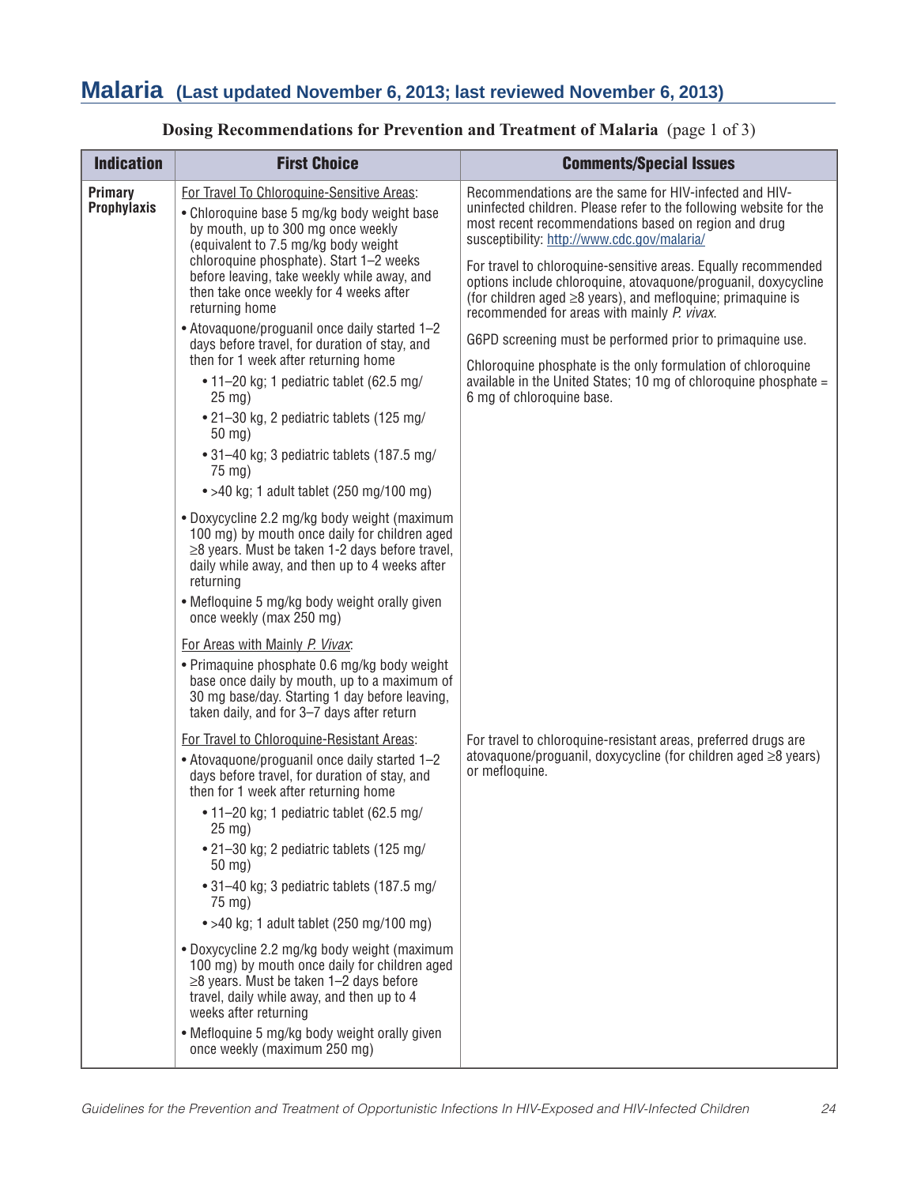## Malaria (Last updated November 6, 2013; last reviewed November 6, 2013)

**Dosing Recommendations for Prevention and Treatment of Malaria** (page 1 of 3)

| Indication | First Choice | Comments/Special Issues |
|---|---|---|
| **Primary Prophylaxis** | For Travel To Chloroquine-Sensitive Areas:<br>• Chloroquine base 5 mg/kg body weight base by mouth, up to 300 mg once weekly (equivalent to 7.5 mg/kg body weight chloroquine phosphate). Start 1–2 weeks before leaving, take weekly while away, and then take once weekly for 4 weeks after returning home<br>• Atovaquone/proguanil once daily started 1–2 days before travel, for duration of stay, and then for 1 week after returning home<br>  • 11–20 kg; 1 pediatric tablet (62.5 mg/25 mg)<br>  • 21–30 kg, 2 pediatric tablets (125 mg/50 mg)<br>  • 31–40 kg; 3 pediatric tablets (187.5 mg/75 mg)<br>  • >40 kg; 1 adult tablet (250 mg/100 mg)<br>• Doxycycline 2.2 mg/kg body weight (maximum 100 mg) by mouth once daily for children aged ≥8 years. Must be taken 1-2 days before travel, daily while away, and then up to 4 weeks after returning<br>• Mefloquine 5 mg/kg body weight orally given once weekly (max 250 mg)<br><br>For Areas with Mainly *P. Vivax*:<br>• Primaquine phosphate 0.6 mg/kg body weight base once daily by mouth, up to a maximum of 30 mg base/day. Starting 1 day before leaving, taken daily, and for 3–7 days after return | Recommendations are the same for HIV-infected and HIV-uninfected children. Please refer to the following website for the most recent recommendations based on region and drug susceptibility: http://www.cdc.gov/malaria/<br><br>For travel to chloroquine-sensitive areas. Equally recommended options include chloroquine, atovaquone/proguanil, doxycycline (for children aged ≥8 years), and mefloquine; primaquine is recommended for areas with mainly *P. vivax*.<br><br>G6PD screening must be performed prior to primaquine use.<br><br>Chloroquine phosphate is the only formulation of chloroquine available in the United States; 10 mg of chloroquine phosphate = 6 mg of chloroquine base. |
| | For Travel to Chloroquine-Resistant Areas:<br>• Atovaquone/proguanil once daily started 1–2 days before travel, for duration of stay, and then for 1 week after returning home<br>  • 11–20 kg; 1 pediatric tablet (62.5 mg/25 mg)<br>  • 21–30 kg, 2 pediatric tablets (125 mg/50 mg)<br>  • 31–40 kg; 3 pediatric tablets (187.5 mg/75 mg)<br>  • >40 kg; 1 adult tablet (250 mg/100 mg)<br>• Doxycycline 2.2 mg/kg body weight (maximum 100 mg) by mouth once daily for children aged ≥8 years. Must be taken 1–2 days before travel, daily while away, and then up to 4 weeks after returning<br>• Mefloquine 5 mg/kg body weight orally given once weekly (maximum 250 mg) | For travel to chloroquine-resistant areas, preferred drugs are atovaquone/proguanil, doxycycline (for children aged ≥8 years) or mefloquine. |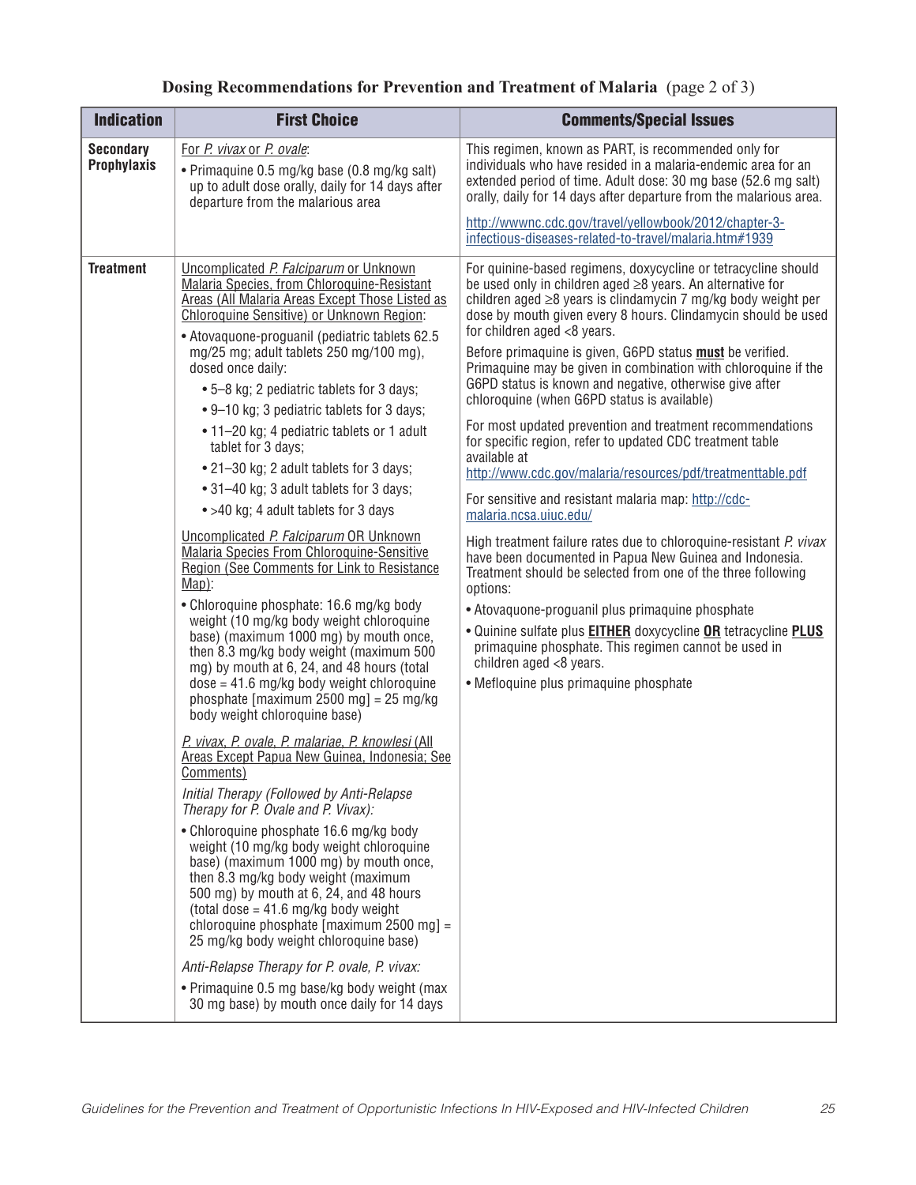## Dosing Recommendations for Prevention and Treatment of Malaria (page 2 of 3)

| Indication | First Choice | Comments/Special Issues |
|---|---|---|
| **Secondary Prophylaxis** | For *P. vivax* or *P. ovale*:<br>• Primaquine 0.5 mg/kg base (0.8 mg/kg salt) up to adult dose orally, daily for 14 days after departure from the malarious area | This regimen, known as PART, is recommended only for individuals who have resided in a malaria-endemic area for an extended period of time. Adult dose: 30 mg base (52.6 mg salt) orally, daily for 14 days after departure from the malarious area.<br>http://wwwnc.cdc.gov/travel/yellowbook/2012/chapter-3-infectious-diseases-related-to-travel/malaria.htm#1939 |
| **Treatment** | Uncomplicated *P. Falciparum* or Unknown Malaria Species, from Chloroquine-Resistant Areas (All Malaria Areas Except Those Listed as Chloroquine Sensitive) or Unknown Region:<br>• Atovaquone-proguanil (pediatric tablets 62.5 mg/25 mg; adult tablets 250 mg/100 mg), dosed once daily:<br>• 5–8 kg; 2 pediatric tablets for 3 days;<br>• 9–10 kg; 3 pediatric tablets for 3 days;<br>• 11–20 kg; 4 pediatric tablets or 1 adult tablet for 3 days;<br>• 21–30 kg; 2 adult tablets for 3 days;<br>• 31–40 kg; 3 adult tablets for 3 days;<br>• >40 kg; 4 adult tablets for 3 days<br><br>Uncomplicated *P. Falciparum* OR Unknown Malaria Species From Chloroquine-Sensitive Region (See Comments for Link to Resistance Map):<br>• Chloroquine phosphate: 16.6 mg/kg body weight (10 mg/kg body weight chloroquine base) (maximum 1000 mg) by mouth once, then 8.3 mg/kg body weight (maximum 500 mg) by mouth at 6, 24, and 48 hours (total dose = 41.6 mg/kg body weight chloroquine phosphate [maximum 2500 mg] = 25 mg/kg body weight chloroquine base)<br><br>*P. vivax, P. ovale, P. malariae, P. knowlesi* (All Areas Except Papua New Guinea, Indonesia; See Comments)<br>*Initial Therapy (Followed by Anti-Relapse Therapy for P. Ovale and P. Vivax):*<br>• Chloroquine phosphate 16.6 mg/kg body weight (10 mg/kg body weight chloroquine base) (maximum 1000 mg) by mouth once, then 8.3 mg/kg body weight (maximum 500 mg) by mouth at 6, 24, and 48 hours (total dose = 41.6 mg/kg body weight chloroquine phosphate [maximum 2500 mg] = 25 mg/kg body weight chloroquine base)<br><br>*Anti-Relapse Therapy for P. ovale, P. vivax:*<br>• Primaquine 0.5 mg base/kg body weight (max 30 mg base) by mouth once daily for 14 days | For quinine-based regimens, doxycycline or tetracycline should be used only in children aged ≥8 years. An alternative for children aged ≥8 years is clindamycin 7 mg/kg body weight per dose by mouth given every 8 hours. Clindamycin should be used for children aged <8 years.<br>Before primaquine is given, G6PD status **must** be verified. Primaquine may be given in combination with chloroquine if the G6PD status is known and negative, otherwise give after chloroquine (when G6PD status is available)<br>For most updated prevention and treatment recommendations for specific region, refer to updated CDC treatment table available at http://www.cdc.gov/malaria/resources/pdf/treatmenttable.pdf<br>For sensitive and resistant malaria map: http://cdc-malaria.ncsa.uiuc.edu/<br>High treatment failure rates due to chloroquine-resistant *P. vivax* have been documented in Papua New Guinea and Indonesia. Treatment should be selected from one of the three following options:<br>• Atovaquone-proguanil plus primaquine phosphate<br>• Quinine sulfate plus **EITHER** doxycycline **OR** tetracycline **PLUS** primaquine phosphate. This regimen cannot be used in children aged <8 years.<br>• Mefloquine plus primaquine phosphate |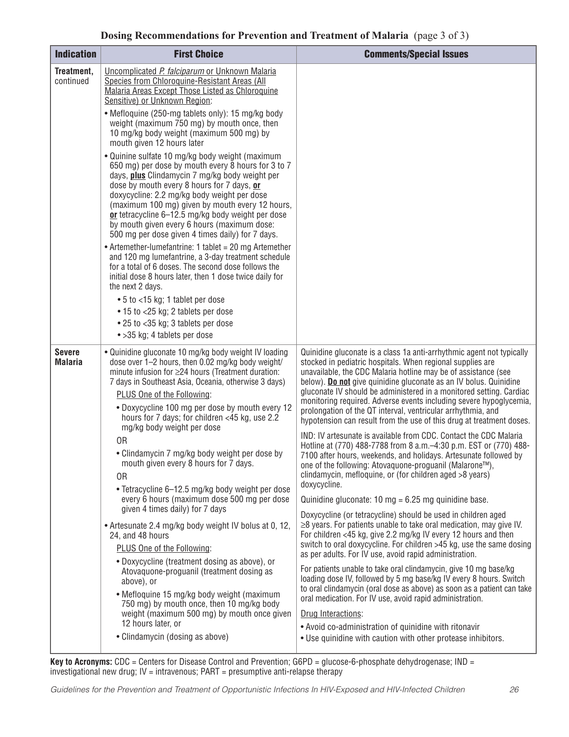**Dosing Recommendations for Prevention and Treatment of Malaria** (page 3 of 3)

| Indication | First Choice | Comments/Special Issues |
|---|---|---|
| **Treatment,** continued | Uncomplicated *P. falciparum* or Unknown Malaria Species from Chloroquine-Resistant Areas (All Malaria Areas Except Those Listed as Chloroquine Sensitive) or Unknown Region:<br>• Mefloquine (250-mg tablets only): 15 mg/kg body weight (maximum 750 mg) by mouth once, then 10 mg/kg body weight (maximum 500 mg) by mouth given 12 hours later<br>• Quinine sulfate 10 mg/kg body weight (maximum 650 mg) per dose by mouth every 8 hours for 3 to 7 days, **plus** Clindamycin 7 mg/kg body weight per dose by mouth every 8 hours for 7 days, **or** doxycycline: 2.2 mg/kg body weight per dose (maximum 100 mg) given by mouth every 12 hours, **or** tetracycline 6–12.5 mg/kg body weight per dose by mouth given every 6 hours (maximum dose: 500 mg per dose given 4 times daily) for 7 days.<br>• Artemether-lumefantrine: 1 tablet = 20 mg Artemether and 120 mg lumefantrine, a 3-day treatment schedule for a total of 6 doses. The second dose follows the initial dose 8 hours later, then 1 dose twice daily for the next 2 days.<br>• 5 to <15 kg; 1 tablet per dose<br>• 15 to <25 kg; 2 tablets per dose<br>• 25 to <35 kg; 3 tablets per dose<br>• >35 kg; 4 tablets per dose | |
| **Severe Malaria** | • Quinidine gluconate 10 mg/kg body weight IV loading dose over 1–2 hours, then 0.02 mg/kg body weight/minute infusion for ≥24 hours (Treatment duration: 7 days in Southeast Asia, Oceania, otherwise 3 days)<br>PLUS One of the Following:<br>• Doxycycline 100 mg per dose by mouth every 12 hours for 7 days; for children <45 kg, use 2.2 mg/kg body weight per dose<br>OR<br>• Clindamycin 7 mg/kg body weight per dose by mouth given every 8 hours for 7 days.<br>OR<br>• Tetracycline 6–12.5 mg/kg body weight per dose every 6 hours (maximum dose 500 mg per dose given 4 times daily) for 7 days<br>• Artesunate 2.4 mg/kg body weight IV bolus at 0, 12, 24, and 48 hours<br>PLUS One of the Following:<br>• Doxycycline (treatment dosing as above), or Atovaquone-proguanil (treatment dosing as above), or<br>• Mefloquine 15 mg/kg body weight (maximum 750 mg) by mouth once, then 10 mg/kg body weight (maximum 500 mg) by mouth once given 12 hours later, or<br>• Clindamycin (dosing as above) | Quinidine gluconate is a class 1a anti-arrhythmic agent not typically stocked in pediatric hospitals. When regional supplies are unavailable, the CDC Malaria hotline may be of assistance (see below). **Do not** give quinidine gluconate as an IV bolus. Quinidine gluconate IV should be administered in a monitored setting. Cardiac monitoring required. Adverse events including severe hypoglycemia, prolongation of the QT interval, ventricular arrhythmia, and hypotension can result from the use of this drug at treatment doses.<br>IND: IV artesunate is available from CDC. Contact the CDC Malaria Hotline at (770) 488-7788 from 8 a.m.–4:30 p.m. EST or (770) 488-7100 after hours, weekends, and holidays. Artesunate followed by one of the following: Atovaquone-proguanil (Malarone™), clindamycin, mefloquine, or (for children aged >8 years) doxycycline.<br>Quinidine gluconate: 10 mg = 6.25 mg quinidine base.<br>Doxycycline (or tetracycline) should be used in children aged ≥8 years. For patients unable to take oral medication, may give IV. For children <45 kg, give 2.2 mg/kg IV every 12 hours and then switch to oral doxycycline. For children >45 kg, use the same dosing as per adults. For IV use, avoid rapid administration.<br>For patients unable to take oral clindamycin, give 10 mg base/kg loading dose IV, followed by 5 mg base/kg IV every 8 hours. Switch to oral clindamycin (oral dose as above) as soon as a patient can take oral medication. For IV use, avoid rapid administration.<br>Drug Interactions:<br>• Avoid co-administration of quinidine with ritonavir<br>• Use quinidine with caution with other protease inhibitors. |

**Key to Acronyms:** CDC = Centers for Disease Control and Prevention; G6PD = glucose-6-phosphate dehydrogenase; IND = investigational new drug; IV = intravenous; PART = presumptive anti-relapse therapy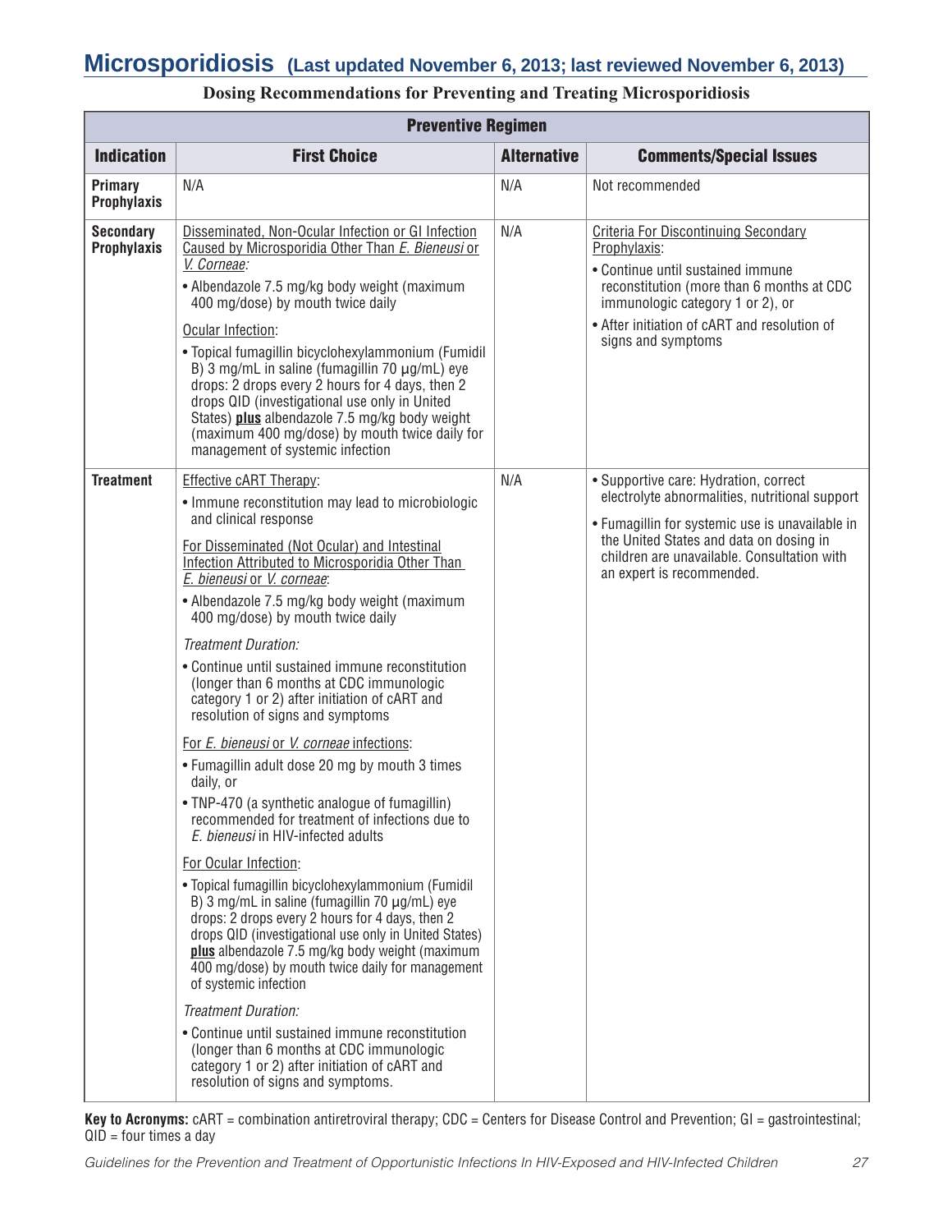# Microsporidiosis (Last updated November 6, 2013; last reviewed November 6, 2013)

**Dosing Recommendations for Preventing and Treating Microsporidiosis**

| Preventive Regimen | | | |
|---|---|---|---|
| **Indication** | **First Choice** | **Alternative** | **Comments/Special Issues** |
| **Primary Prophylaxis** | N/A | N/A | Not recommended |
| **Secondary Prophylaxis** | Disseminated, Non-Ocular Infection or GI Infection Caused by Microsporidia Other Than *E. Bieneusi* or *V. Corneae*: <br> • Albendazole 7.5 mg/kg body weight (maximum 400 mg/dose) by mouth twice daily <br> Ocular Infection: <br> • Topical fumagillin bicyclohexylammonium (Fumidil B) 3 mg/mL in saline (fumagillin 70 µg/mL) eye drops: 2 drops every 2 hours for 4 days, then 2 drops QID (investigational use only in United States) **plus** albendazole 7.5 mg/kg body weight (maximum 400 mg/dose) by mouth twice daily for management of systemic infection | N/A | Criteria For Discontinuing Secondary Prophylaxis: <br> • Continue until sustained immune reconstitution (more than 6 months at CDC immunologic category 1 or 2), or <br> • After initiation of cART and resolution of signs and symptoms |
| **Treatment** | Effective cART Therapy: <br> • Immune reconstitution may lead to microbiologic and clinical response <br> For Disseminated (Not Ocular) and Intestinal Infection Attributed to Microsporidia Other Than *E. bieneusi* or *V. corneae*: <br> • Albendazole 7.5 mg/kg body weight (maximum 400 mg/dose) by mouth twice daily <br> *Treatment Duration:* <br> • Continue until sustained immune reconstitution (longer than 6 months at CDC immunologic category 1 or 2) after initiation of cART and resolution of signs and symptoms <br> For *E. bieneusi* or *V. corneae* infections: <br> • Fumagillin adult dose 20 mg by mouth 3 times daily, or <br> • TNP-470 (a synthetic analogue of fumagillin) recommended for treatment of infections due to *E. bieneusi* in HIV-infected adults <br> For Ocular Infection: <br> • Topical fumagillin bicyclohexylammonium (Fumidil B) 3 mg/mL in saline (fumagillin 70 µg/mL) eye drops: 2 drops every 2 hours for 4 days, then 2 drops QID (investigational use only in United States) **plus** albendazole 7.5 mg/kg body weight (maximum 400 mg/dose) by mouth twice daily for management of systemic infection <br> *Treatment Duration:* <br> • Continue until sustained immune reconstitution (longer than 6 months at CDC immunologic category 1 or 2) after initiation of cART and resolution of signs and symptoms. | N/A | • Supportive care: Hydration, correct electrolyte abnormalities, nutritional support <br> • Fumagillin for systemic use is unavailable in the United States and data on dosing in children are unavailable. Consultation with an expert is recommended. |

**Key to Acronyms:** cART = combination antiretroviral therapy; CDC = Centers for Disease Control and Prevention; GI = gastrointestinal; QID = four times a day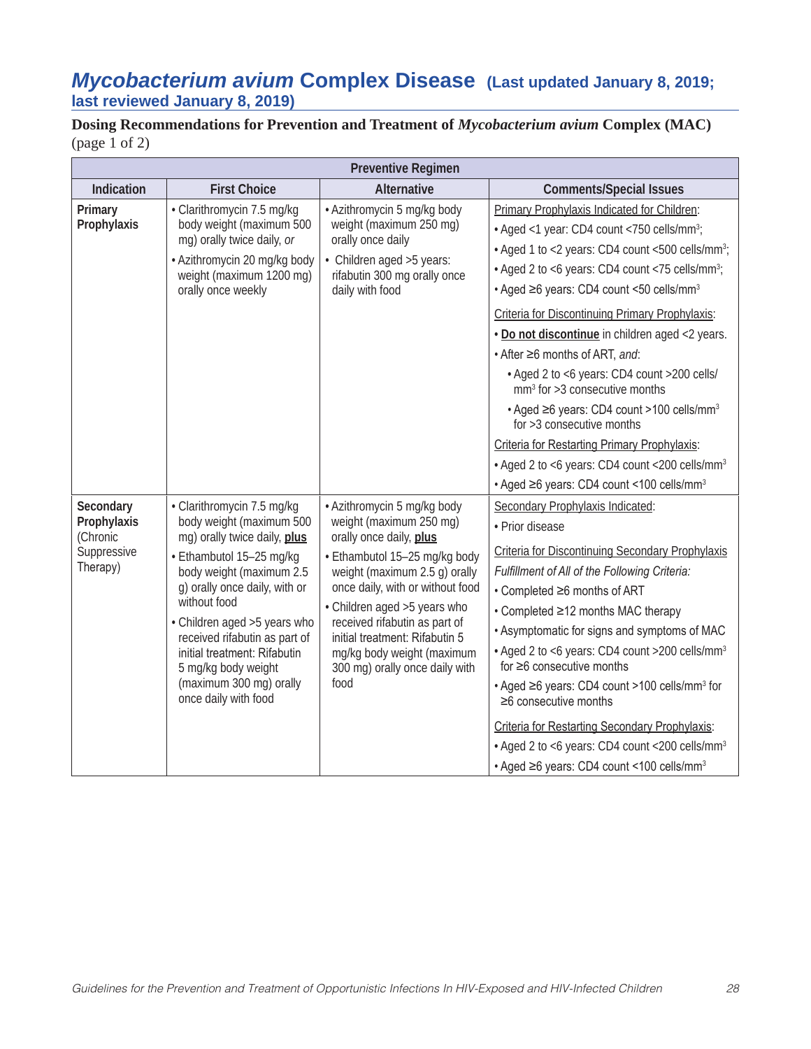# *Mycobacterium avium* Complex Disease (Last updated January 8, 2019; last reviewed January 8, 2019)

**Dosing Recommendations for Prevention and Treatment of *Mycobacterium avium* Complex (MAC)** (page 1 of 2)

| Preventive Regimen | | | |
|---|---|---|---|
| **Indication** | **First Choice** | **Alternative** | **Comments/Special Issues** |
| **Primary Prophylaxis** | • Clarithromycin 7.5 mg/kg body weight (maximum 500 mg) orally twice daily, *or*<br>• Azithromycin 20 mg/kg body weight (maximum 1200 mg) orally once weekly | • Azithromycin 5 mg/kg body weight (maximum 250 mg) orally once daily<br>• Children aged >5 years: rifabutin 300 mg orally once daily with food | Primary Prophylaxis Indicated for Children:<br>• Aged <1 year: CD4 count <750 cells/mm³;<br>• Aged 1 to <2 years: CD4 count <500 cells/mm³;<br>• Aged 2 to <6 years: CD4 count <75 cells/mm³;<br>• Aged ≥6 years: CD4 count <50 cells/mm³<br><br>Criteria for Discontinuing Primary Prophylaxis:<br>• **Do not discontinue** in children aged <2 years.<br>• After ≥6 months of ART, *and*:<br>  • Aged 2 to <6 years: CD4 count >200 cells/mm³ for >3 consecutive months<br>  • Aged ≥6 years: CD4 count >100 cells/mm³ for >3 consecutive months<br><br>Criteria for Restarting Primary Prophylaxis:<br>• Aged 2 to <6 years: CD4 count <200 cells/mm³<br>• Aged ≥6 years: CD4 count <100 cells/mm³ |
| **Secondary Prophylaxis** (Chronic Suppressive Therapy) | • Clarithromycin 7.5 mg/kg body weight (maximum 500 mg) orally twice daily, **plus**<br>• Ethambutol 15–25 mg/kg body weight (maximum 2.5 g) orally once daily, with or without food<br>• Children aged >5 years who received rifabutin as part of initial treatment: Rifabutin 5 mg/kg body weight (maximum 300 mg) orally once daily with food | • Azithromycin 5 mg/kg body weight (maximum 250 mg) orally once daily, **plus**<br>• Ethambutol 15–25 mg/kg body weight (maximum 2.5 g) orally once daily, with or without food<br>• Children aged >5 years who received rifabutin as part of initial treatment: Rifabutin 5 mg/kg body weight (maximum 300 mg) orally once daily with food | Secondary Prophylaxis Indicated:<br>• Prior disease<br><br>Criteria for Discontinuing Secondary Prophylaxis<br>*Fulfillment of All of the Following Criteria:*<br>• Completed ≥6 months of ART<br>• Completed ≥12 months MAC therapy<br>• Asymptomatic for signs and symptoms of MAC<br>• Aged 2 to <6 years: CD4 count >200 cells/mm³ for ≥6 consecutive months<br>• Aged ≥6 years: CD4 count >100 cells/mm³ for ≥6 consecutive months<br><br>Criteria for Restarting Secondary Prophylaxis:<br>• Aged 2 to <6 years: CD4 count <200 cells/mm³<br>• Aged ≥6 years: CD4 count <100 cells/mm³ |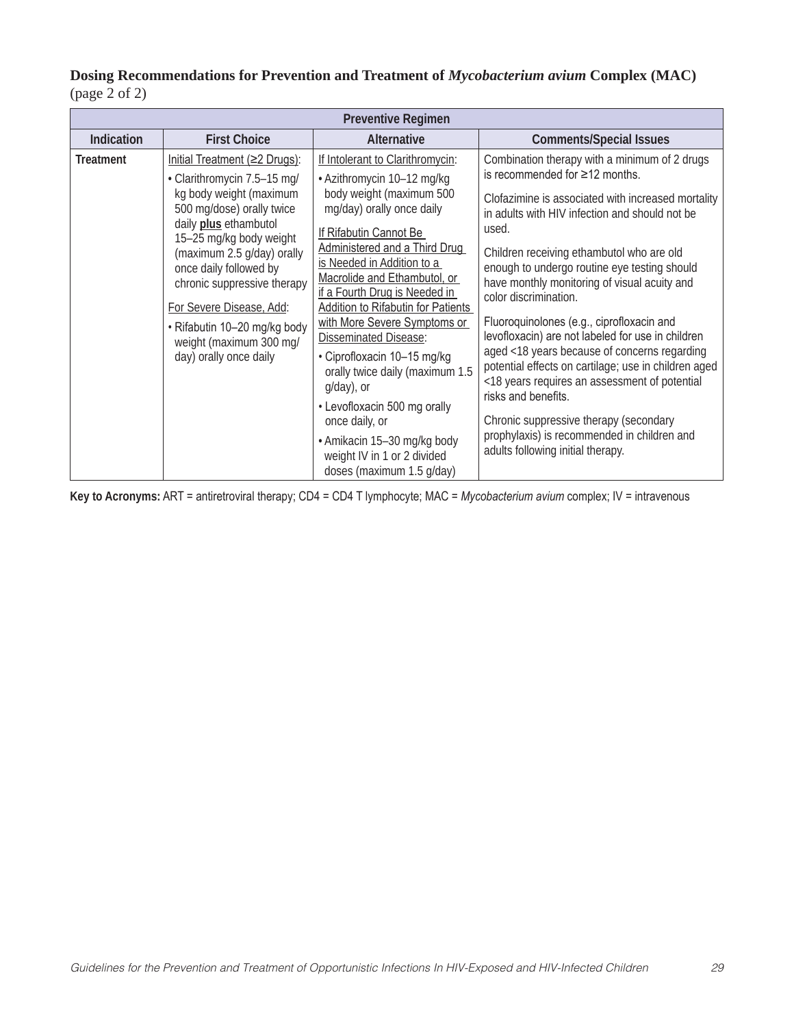**Dosing Recommendations for Prevention and Treatment of *Mycobacterium avium* Complex (MAC)** (page 2 of 2)

| Preventive Regimen | | | |
|---|---|---|---|
| **Indication** | **First Choice** | **Alternative** | **Comments/Special Issues** |
| **Treatment** | Initial Treatment (≥2 Drugs):<br>• Clarithromycin 7.5–15 mg/kg body weight (maximum 500 mg/dose) orally twice daily **plus** ethambutol 15–25 mg/kg body weight (maximum 2.5 g/day) orally once daily followed by chronic suppressive therapy<br><br>For Severe Disease, Add:<br>• Rifabutin 10–20 mg/kg body weight (maximum 300 mg/day) orally once daily | If Intolerant to Clarithromycin:<br>• Azithromycin 10–12 mg/kg body weight (maximum 500 mg/day) orally once daily<br><br>If Rifabutin Cannot Be Administered and a Third Drug is Needed in Addition to a Macrolide and Ethambutol, or if a Fourth Drug is Needed in Addition to Rifabutin for Patients with More Severe Symptoms or Disseminated Disease:<br>• Ciprofloxacin 10–15 mg/kg orally twice daily (maximum 1.5 g/day), or<br>• Levofloxacin 500 mg orally once daily, or<br>• Amikacin 15–30 mg/kg body weight IV in 1 or 2 divided doses (maximum 1.5 g/day) | Combination therapy with a minimum of 2 drugs is recommended for ≥12 months.<br><br>Clofazimine is associated with increased mortality in adults with HIV infection and should not be used.<br><br>Children receiving ethambutol who are old enough to undergo routine eye testing should have monthly monitoring of visual acuity and color discrimination.<br><br>Fluoroquinolones (e.g., ciprofloxacin and levofloxacin) are not labeled for use in children aged <18 years because of concerns regarding potential effects on cartilage; use in children aged <18 years requires an assessment of potential risks and benefits.<br><br>Chronic suppressive therapy (secondary prophylaxis) is recommended in children and adults following initial therapy. |

**Key to Acronyms:** ART = antiretroviral therapy; CD4 = CD4 T lymphocyte; MAC = *Mycobacterium avium* complex; IV = intravenous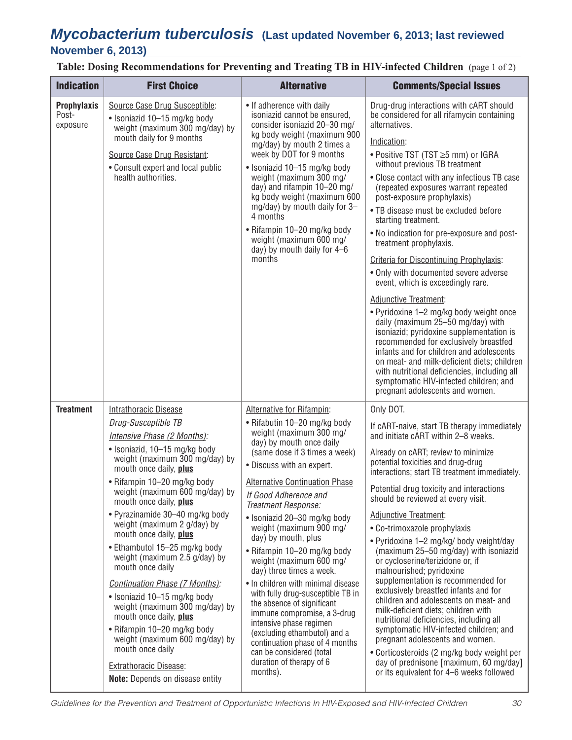# *Mycobacterium tuberculosis* (Last updated November 6, 2013; last reviewed November 6, 2013)

**Table: Dosing Recommendations for Preventing and Treating TB in HIV-infected Children** (page 1 of 2)

| Indication | First Choice | Alternative | Comments/Special Issues |
|---|---|---|---|
| **Prophylaxis** Post-exposure | Source Case Drug Susceptible:<br>• Isoniazid 10–15 mg/kg body weight (maximum 300 mg/day) by mouth daily for 9 months<br><br>Source Case Drug Resistant:<br>• Consult expert and local public health authorities. | • If adherence with daily isoniazid cannot be ensured, consider isoniazid 20–30 mg/kg body weight (maximum 900 mg/day) by mouth 2 times a week by DOT for 9 months<br>• Isoniazid 10–15 mg/kg body weight (maximum 300 mg/day) and rifampin 10–20 mg/kg body weight (maximum 600 mg/day) by mouth daily for 3–4 months<br>• Rifampin 10–20 mg/kg body weight (maximum 600 mg/day) by mouth daily for 4–6 months | Drug-drug interactions with cART should be considered for all rifamycin containing alternatives.<br><br>Indication:<br>• Positive TST (TST ≥5 mm) or IGRA without previous TB treatment<br>• Close contact with any infectious TB case (repeated exposures warrant repeated post-exposure prophylaxis)<br>• TB disease must be excluded before starting treatment.<br>• No indication for pre-exposure and post-treatment prophylaxis.<br><br>Criteria for Discontinuing Prophylaxis:<br>• Only with documented severe adverse event, which is exceedingly rare.<br><br>Adjunctive Treatment:<br>• Pyridoxine 1–2 mg/kg body weight once daily (maximum 25–50 mg/day) with isoniazid; pyridoxine supplementation is recommended for exclusively breastfed infants and for children and adolescents on meat- and milk-deficient diets; children with nutritional deficiencies, including all symptomatic HIV-infected children; and pregnant adolescents and women. |
| **Treatment** | Intrathoracic Disease<br>*Drug-Susceptible TB*<br>*Intensive Phase (2 Months):*<br>• Isoniazid, 10–15 mg/kg body weight (maximum 300 mg/day) by mouth once daily, **plus**<br>• Rifampin 10–20 mg/kg body weight (maximum 600 mg/day) by mouth once daily, **plus**<br>• Pyrazinamide 30–40 mg/kg body weight (maximum 2 g/day) by mouth once daily, **plus**<br>• Ethambutol 15–25 mg/kg body weight (maximum 2.5 g/day) by mouth once daily<br><br>*Continuation Phase (7 Months):*<br>• Isoniazid 10–15 mg/kg body weight (maximum 300 mg/day) by mouth once daily, **plus**<br>• Rifampin 10–20 mg/kg body weight (maximum 600 mg/day) by mouth once daily<br><br>Extrathoracic Disease:<br>**Note:** Depends on disease entity | Alternative for Rifampin:<br>• Rifabutin 10–20 mg/kg body weight (maximum 300 mg/day) by mouth once daily (same dose if 3 times a week)<br>• Discuss with an expert.<br><br>Alternative Continuation Phase<br>*If Good Adherence and Treatment Response:*<br>• Isoniazid 20–30 mg/kg body weight (maximum 900 mg/day) by mouth, plus<br>• Rifampin 10–20 mg/kg body weight (maximum 600 mg/day) three times a week.<br>• In children with minimal disease with fully drug-susceptible TB in the absence of significant immune compromise, a 3-drug intensive phase regimen (excluding ethambutol) and a continuation phase of 4 months can be considered (total duration of therapy of 6 months). | Only DOT.<br><br>If cART-naive, start TB therapy immediately and initiate cART within 2–8 weeks.<br><br>Already on cART; review to minimize potential toxicities and drug-drug interactions; start TB treatment immediately.<br><br>Potential drug toxicity and interactions should be reviewed at every visit.<br><br>Adjunctive Treatment:<br>• Co-trimoxazole prophylaxis<br>• Pyridoxine 1–2 mg/kg/ body weight/day (maximum 25–50 mg/day) with isoniazid or cycloserine/terizidone or, if malnourished; pyridoxine supplementation is recommended for exclusively breastfed infants and for children and adolescents on meat- and milk-deficient diets; children with nutritional deficiencies, including all symptomatic HIV-infected children; and pregnant adolescents and women.<br>• Corticosteroids (2 mg/kg body weight per day of prednisone [maximum, 60 mg/day] or its equivalent for 4–6 weeks followed |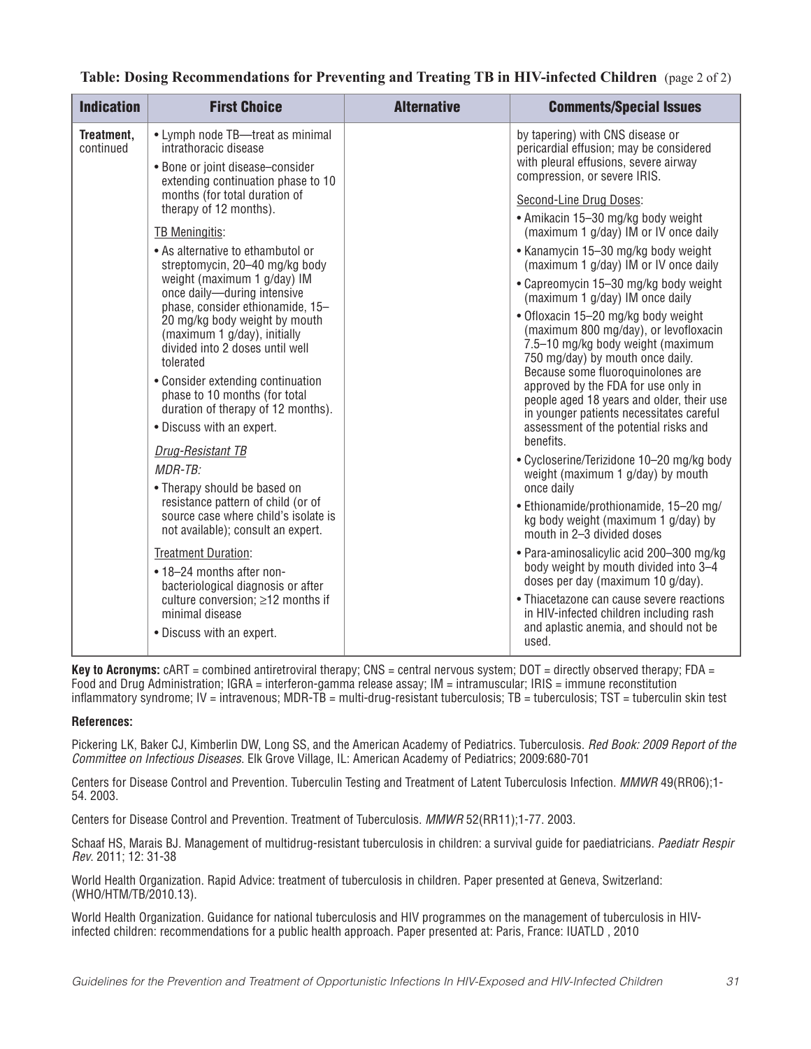**Table: Dosing Recommendations for Preventing and Treating TB in HIV-infected Children** (page 2 of 2)

| Indication | First Choice | Alternative | Comments/Special Issues |
|---|---|---|---|
| **Treatment,** continued | • Lymph node TB—treat as minimal intrathoracic disease<br>• Bone or joint disease–consider extending continuation phase to 10 months (for total duration of therapy of 12 months).<br><br>TB Meningitis:<br>• As alternative to ethambutol or streptomycin, 20–40 mg/kg body weight (maximum 1 g/day) IM once daily—during intensive phase, consider ethionamide, 15–20 mg/kg body weight by mouth (maximum 1 g/day), initially divided into 2 doses until well tolerated<br>• Consider extending continuation phase to 10 months (for total duration of therapy of 12 months).<br>• Discuss with an expert.<br><br>*Drug-Resistant TB*<br>*MDR-TB:*<br>• Therapy should be based on resistance pattern of child (or of source case where child's isolate is not available); consult an expert.<br><br>Treatment Duration:<br>• 18–24 months after non-bacteriological diagnosis or after culture conversion; ≥12 months if minimal disease<br>• Discuss with an expert. | | by tapering) with CNS disease or pericardial effusion; may be considered with pleural effusions, severe airway compression, or severe IRIS.<br><br>Second-Line Drug Doses:<br>• Amikacin 15–30 mg/kg body weight (maximum 1 g/day) IM or IV once daily<br>• Kanamycin 15–30 mg/kg body weight (maximum 1 g/day) IM or IV once daily<br>• Capreomycin 15–30 mg/kg body weight (maximum 1 g/day) IM once daily<br>• Ofloxacin 15–20 mg/kg body weight (maximum 800 mg/day), or levofloxacin 7.5–10 mg/kg body weight (maximum 750 mg/day) by mouth once daily. Because some fluoroquinolones are approved by the FDA for use only in people aged 18 years and older, their use in younger patients necessitates careful assessment of the potential risks and benefits.<br>• Cycloserine/Terizidone 10–20 mg/kg body weight (maximum 1 g/day) by mouth once daily<br>• Ethionamide/prothionamide, 15–20 mg/kg body weight (maximum 1 g/day) by mouth in 2–3 divided doses<br>• Para-aminosalicylic acid 200–300 mg/kg body weight by mouth divided into 3–4 doses per day (maximum 10 g/day).<br>• Thiacetazone can cause severe reactions in HIV-infected children including rash and aplastic anemia, and should not be used. |

**Key to Acronyms:** cART = combined antiretroviral therapy; CNS = central nervous system; DOT = directly observed therapy; FDA = Food and Drug Administration; IGRA = interferon-gamma release assay; IM = intramuscular; IRIS = immune reconstitution inflammatory syndrome; IV = intravenous; MDR-TB = multi-drug-resistant tuberculosis; TB = tuberculosis; TST = tuberculin skin test

**References:**

Pickering LK, Baker CJ, Kimberlin DW, Long SS, and the American Academy of Pediatrics. Tuberculosis. *Red Book: 2009 Report of the Committee on Infectious Diseases*. Elk Grove Village, IL: American Academy of Pediatrics; 2009:680-701

Centers for Disease Control and Prevention. Tuberculin Testing and Treatment of Latent Tuberculosis Infection. *MMWR* 49(RR06);1-54. 2003.

Centers for Disease Control and Prevention. Treatment of Tuberculosis. *MMWR* 52(RR11);1-77. 2003.

Schaaf HS, Marais BJ. Management of multidrug-resistant tuberculosis in children: a survival guide for paediatricians. *Paediatr Respir Rev*. 2011; 12: 31-38

World Health Organization. Rapid Advice: treatment of tuberculosis in children. Paper presented at Geneva, Switzerland: (WHO/HTM/TB/2010.13).

World Health Organization. Guidance for national tuberculosis and HIV programmes on the management of tuberculosis in HIV-infected children: recommendations for a public health approach. Paper presented at: Paris, France: IUATLD , 2010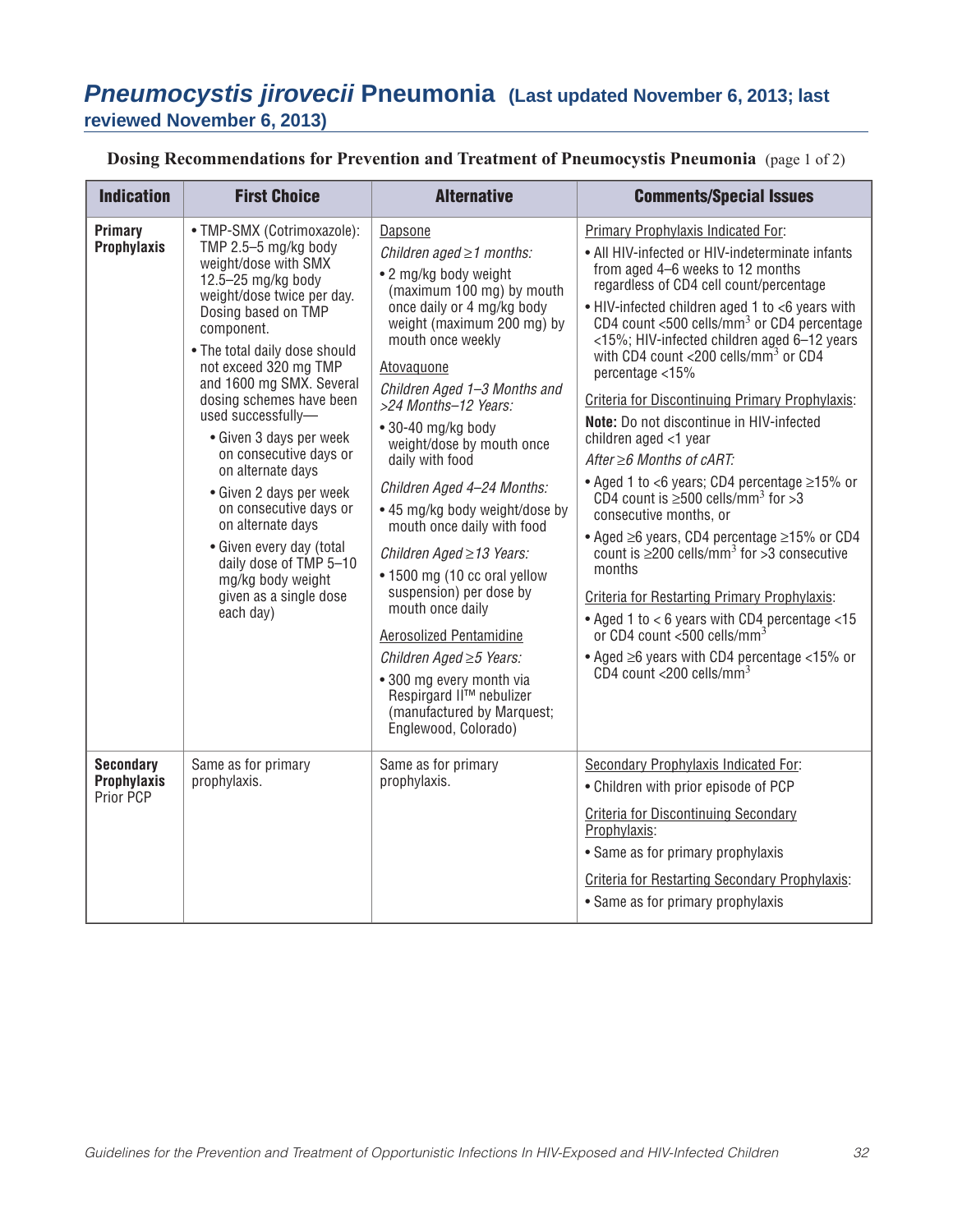# *Pneumocystis jirovecii* Pneumonia (Last updated November 6, 2013; last reviewed November 6, 2013)

**Dosing Recommendations for Prevention and Treatment of Pneumocystis Pneumonia** (page 1 of 2)

| Indication | First Choice | Alternative | Comments/Special Issues |
|---|---|---|---|
| **Primary Prophylaxis** | • TMP-SMX (Cotrimoxazole): TMP 2.5–5 mg/kg body weight/dose with SMX 12.5–25 mg/kg body weight/dose twice per day. Dosing based on TMP component.<br>• The total daily dose should not exceed 320 mg TMP and 1600 mg SMX. Several dosing schemes have been used successfully—<br>  • Given 3 days per week on consecutive days or on alternate days<br>  • Given 2 days per week on consecutive days or on alternate days<br>  • Given every day (total daily dose of TMP 5–10 mg/kg body weight given as a single dose each day) | Dapsone<br>*Children aged ≥1 months:*<br>• 2 mg/kg body weight (maximum 100 mg) by mouth once daily or 4 mg/kg body weight (maximum 200 mg) by mouth once weekly<br>Atovaquone<br>*Children Aged 1–3 Months and >24 Months–12 Years:*<br>• 30-40 mg/kg body weight/dose by mouth once daily with food<br>*Children Aged 4–24 Months:*<br>• 45 mg/kg body weight/dose by mouth once daily with food<br>*Children Aged ≥13 Years:*<br>• 1500 mg (10 cc oral yellow suspension) per dose by mouth once daily<br>Aerosolized Pentamidine<br>*Children Aged ≥5 Years:*<br>• 300 mg every month via Respirgard II™ nebulizer (manufactured by Marquest; Englewood, Colorado) | Primary Prophylaxis Indicated For:<br>• All HIV-infected or HIV-indeterminate infants from aged 4–6 weeks to 12 months regardless of CD4 cell count/percentage<br>• HIV-infected children aged 1 to <6 years with CD4 count <500 cells/mm$^3$ or CD4 percentage <15%; HIV-infected children aged 6–12 years with CD4 count <200 cells/mm$^3$ or CD4 percentage <15%<br>Criteria for Discontinuing Primary Prophylaxis:<br>**Note:** Do not discontinue in HIV-infected children aged <1 year<br>*After ≥6 Months of cART:*<br>• Aged 1 to <6 years; CD4 percentage ≥15% or CD4 count is ≥500 cells/mm$^3$ for >3 consecutive months, or<br>• Aged ≥6 years, CD4 percentage ≥15% or CD4 count is ≥200 cells/mm$^3$ for >3 consecutive months<br>Criteria for Restarting Primary Prophylaxis:<br>• Aged 1 to < 6 years with CD4 percentage <15 or CD4 count <500 cells/mm$^3$<br>• Aged ≥6 years with CD4 percentage <15% or CD4 count <200 cells/mm$^3$ |
| **Secondary Prophylaxis** Prior PCP | Same as for primary prophylaxis. | Same as for primary prophylaxis. | Secondary Prophylaxis Indicated For:<br>• Children with prior episode of PCP<br>Criteria for Discontinuing Secondary Prophylaxis:<br>• Same as for primary prophylaxis<br>Criteria for Restarting Secondary Prophylaxis:<br>• Same as for primary prophylaxis |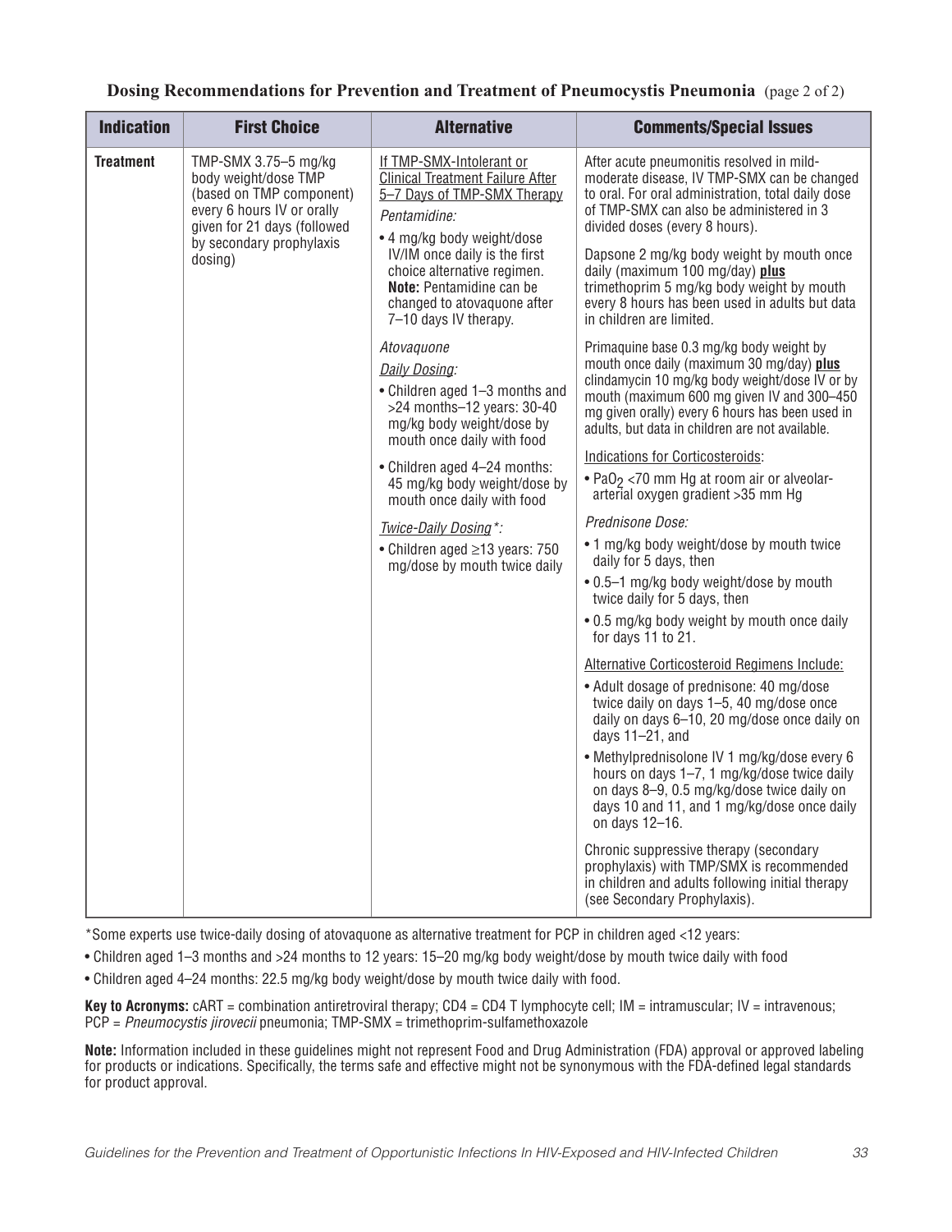**Dosing Recommendations for Prevention and Treatment of Pneumocystis Pneumonia** (page 2 of 2)

| Indication | First Choice | Alternative | Comments/Special Issues |
|---|---|---|---|
| **Treatment** | TMP-SMX 3.75–5 mg/kg body weight/dose TMP (based on TMP component) every 6 hours IV or orally given for 21 days (followed by secondary prophylaxis dosing) | If TMP-SMX-Intolerant or Clinical Treatment Failure After 5–7 Days of TMP-SMX Therapy<br><br>*Pentamidine:*<br>• 4 mg/kg body weight/dose IV/IM once daily is the first choice alternative regimen. **Note:** Pentamidine can be changed to atovaquone after 7–10 days IV therapy.<br><br>*Atovaquone*<br>*Daily Dosing:*<br>• Children aged 1–3 months and >24 months–12 years: 30-40 mg/kg body weight/dose by mouth once daily with food<br>• Children aged 4–24 months: 45 mg/kg body weight/dose by mouth once daily with food<br><br>*Twice-Daily Dosing\*:*<br>• Children aged ≥13 years: 750 mg/dose by mouth twice daily | After acute pneumonitis resolved in mild-moderate disease, IV TMP-SMX can be changed to oral. For oral administration, total daily dose of TMP-SMX can also be administered in 3 divided doses (every 8 hours).<br><br>Dapsone 2 mg/kg body weight by mouth once daily (maximum 100 mg/day) **plus** trimethoprim 5 mg/kg body weight by mouth every 8 hours has been used in adults but data in children are limited.<br><br>Primaquine base 0.3 mg/kg body weight by mouth once daily (maximum 30 mg/day) **plus** clindamycin 10 mg/kg body weight/dose IV or by mouth (maximum 600 mg given IV and 300–450 mg given orally) every 6 hours has been used in adults, but data in children are not available.<br><br>Indications for Corticosteroids:<br>• $PaO_2$ <70 mm Hg at room air or alveolar-arterial oxygen gradient >35 mm Hg<br><br>*Prednisone Dose:*<br>• 1 mg/kg body weight/dose by mouth twice daily for 5 days, then<br>• 0.5–1 mg/kg body weight/dose by mouth twice daily for 5 days, then<br>• 0.5 mg/kg body weight by mouth once daily for days 11 to 21.<br><br>Alternative Corticosteroid Regimens Include:<br>• Adult dosage of prednisone: 40 mg/dose twice daily on days 1–5, 40 mg/dose once daily on days 6–10, 20 mg/dose once daily on days 11–21, and<br>• Methylprednisolone IV 1 mg/kg/dose every 6 hours on days 1–7, 1 mg/kg/dose twice daily on days 8–9, 0.5 mg/kg/dose twice daily on days 10 and 11, and 1 mg/kg/dose once daily on days 12–16.<br><br>Chronic suppressive therapy (secondary prophylaxis) with TMP/SMX is recommended in children and adults following initial therapy (see Secondary Prophylaxis). |

\*Some experts use twice-daily dosing of atovaquone as alternative treatment for PCP in children aged <12 years:

- Children aged 1–3 months and >24 months to 12 years: 15–20 mg/kg body weight/dose by mouth twice daily with food
- Children aged 4–24 months: 22.5 mg/kg body weight/dose by mouth twice daily with food.

**Key to Acronyms:** cART = combination antiretroviral therapy; CD4 = CD4 T lymphocyte cell; IM = intramuscular; IV = intravenous; PCP = *Pneumocystis jirovecii* pneumonia; TMP-SMX = trimethoprim-sulfamethoxazole

**Note:** Information included in these guidelines might not represent Food and Drug Administration (FDA) approval or approved labeling for products or indications. Specifically, the terms safe and effective might not be synonymous with the FDA-defined legal standards for product approval.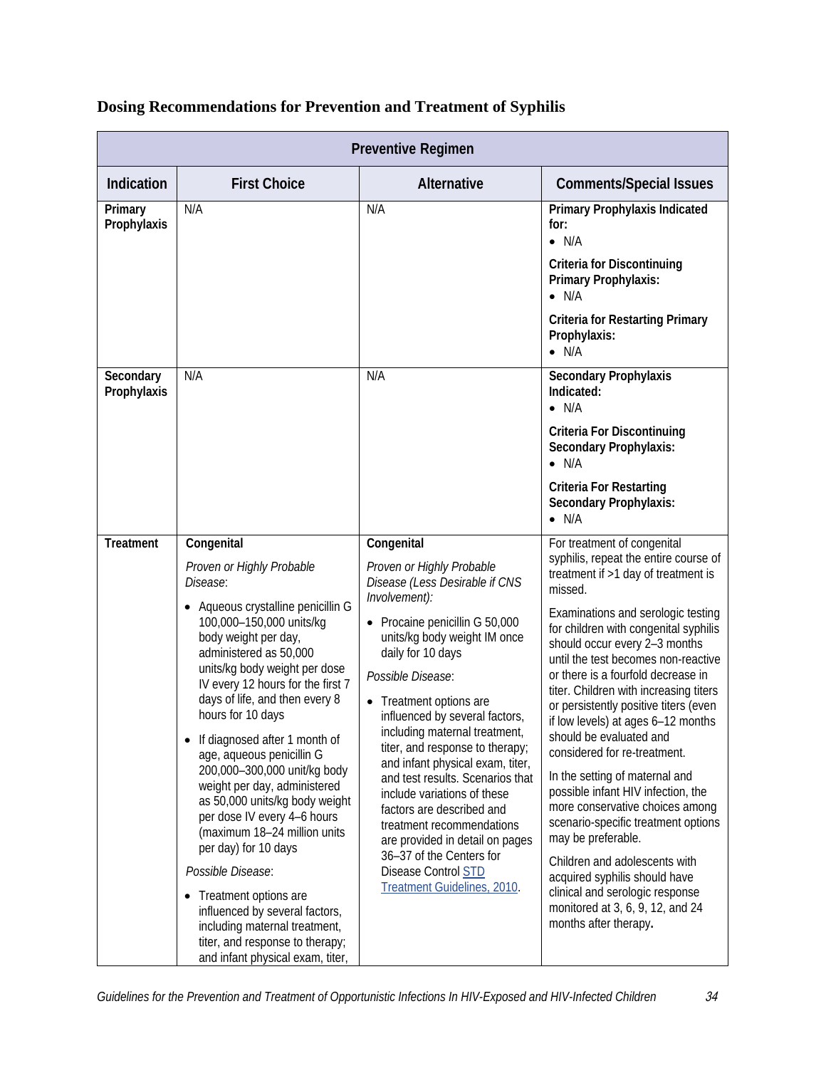## Dosing Recommendations for Prevention and Treatment of Syphilis

| Preventive Regimen | | | |
|---|---|---|---|
| **Indication** | **First Choice** | **Alternative** | **Comments/Special Issues** |
| **Primary Prophylaxis** | N/A | N/A | **Primary Prophylaxis Indicated for:**<br>• N/A<br>**Criteria for Discontinuing Primary Prophylaxis:**<br>• N/A<br>**Criteria for Restarting Primary Prophylaxis:**<br>• N/A |
| **Secondary Prophylaxis** | N/A | N/A | **Secondary Prophylaxis Indicated:**<br>• N/A<br>**Criteria For Discontinuing Secondary Prophylaxis:**<br>• N/A<br>**Criteria For Restarting Secondary Prophylaxis:**<br>• N/A |
| **Treatment** | **Congenital**<br>*Proven or Highly Probable Disease*:<br>• Aqueous crystalline penicillin G 100,000–150,000 units/kg body weight per day, administered as 50,000 units/kg body weight per dose IV every 12 hours for the first 7 days of life, and then every 8 hours for 10 days<br>• If diagnosed after 1 month of age, aqueous penicillin G 200,000–300,000 unit/kg body weight per day, administered as 50,000 units/kg body weight per dose IV every 4–6 hours (maximum 18–24 million units per day) for 10 days<br>*Possible Disease*:<br>• Treatment options are influenced by several factors, including maternal treatment, titer, and response to therapy; and infant physical exam, titer, | **Congenital**<br>*Proven or Highly Probable Disease (Less Desirable if CNS Involvement):*<br>• Procaine penicillin G 50,000 units/kg body weight IM once daily for 10 days<br>*Possible Disease*:<br>• Treatment options are influenced by several factors, including maternal treatment, titer, and response to therapy; and infant physical exam, titer, and test results. Scenarios that include variations of these factors are described and treatment recommendations are provided in detail on pages 36–37 of the Centers for Disease Control [STD Treatment Guidelines, 2010](). | For treatment of congenital syphilis, repeat the entire course of treatment if >1 day of treatment is missed.<br>Examinations and serologic testing for children with congenital syphilis should occur every 2–3 months until the test becomes non-reactive or there is a fourfold decrease in titer. Children with increasing titers or persistently positive titers (even if low levels) at ages 6–12 months should be evaluated and considered for re-treatment.<br>In the setting of maternal and possible infant HIV infection, the more conservative choices among scenario-specific treatment options may be preferable.<br>Children and adolescents with acquired syphilis should have clinical and serologic response monitored at 3, 6, 9, 12, and 24 months after therapy**.** |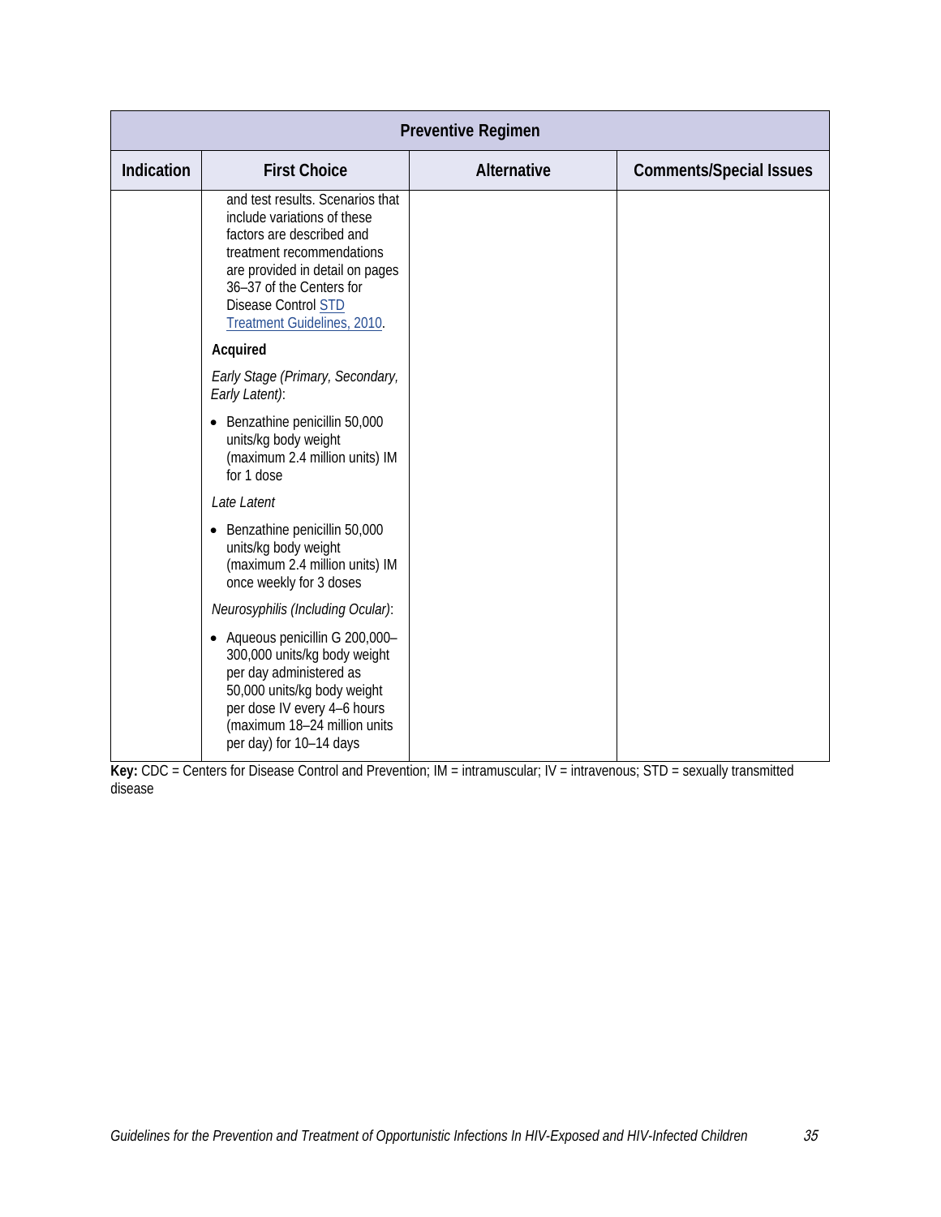| Preventive Regimen | | | |
|---|---|---|---|
| **Indication** | **First Choice** | **Alternative** | **Comments/Special Issues** |
| | and test results. Scenarios that include variations of these factors are described and treatment recommendations are provided in detail on pages 36–37 of the Centers for Disease Control [STD Treatment Guidelines, 2010](). <br><br> **Acquired** <br><br> *Early Stage (Primary, Secondary, Early Latent)*: <br><br> • Benzathine penicillin 50,000 units/kg body weight (maximum 2.4 million units) IM for 1 dose <br><br> *Late Latent* <br><br> • Benzathine penicillin 50,000 units/kg body weight (maximum 2.4 million units) IM once weekly for 3 doses <br><br> *Neurosyphilis (Including Ocular)*: <br><br> • Aqueous penicillin G 200,000–300,000 units/kg body weight per day administered as 50,000 units/kg body weight per dose IV every 4–6 hours (maximum 18–24 million units per day) for 10–14 days | | |

**Key:** CDC = Centers for Disease Control and Prevention; IM = intramuscular; IV = intravenous; STD = sexually transmitted disease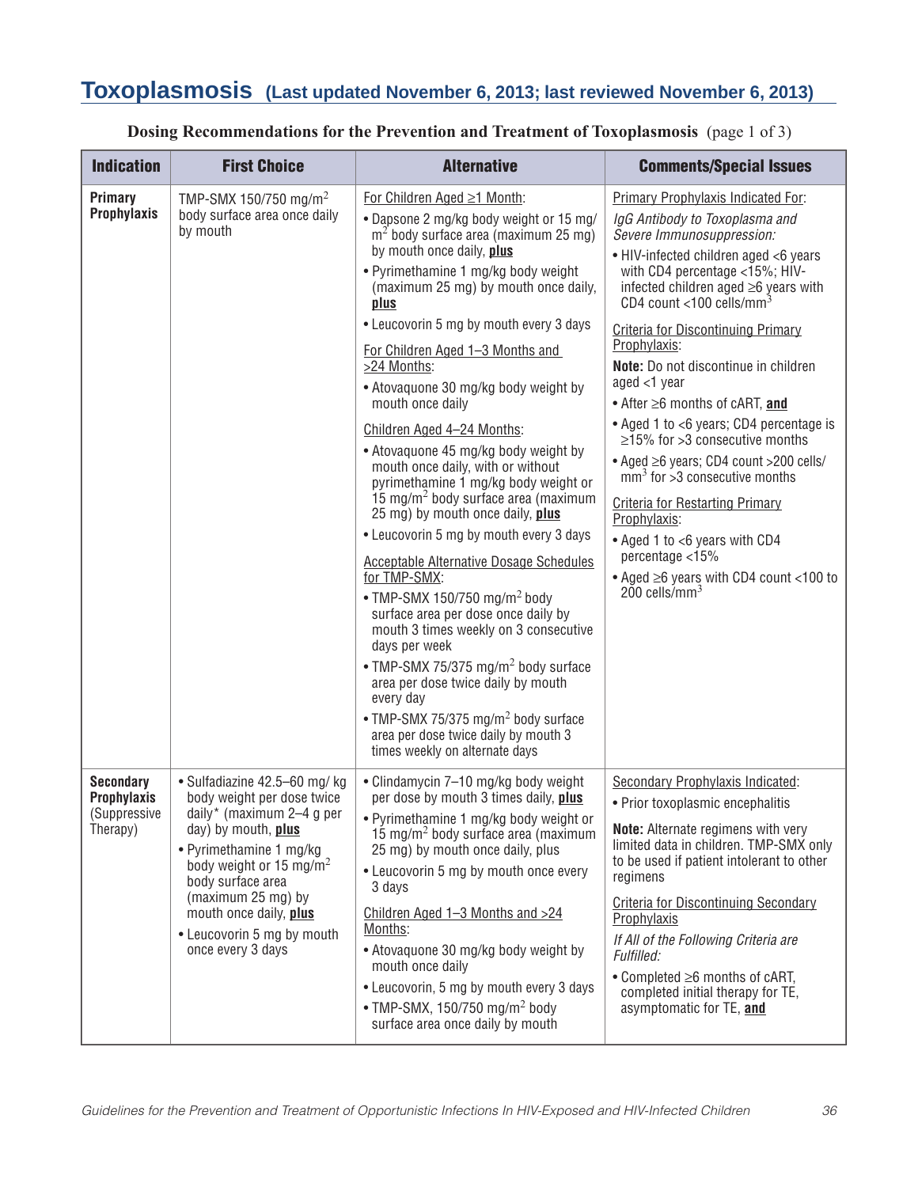# Toxoplasmosis (Last updated November 6, 2013; last reviewed November 6, 2013)

**Dosing Recommendations for the Prevention and Treatment of Toxoplasmosis** (page 1 of 3)

| Indication | First Choice | Alternative | Comments/Special Issues |
|---|---|---|---|
| **Primary Prophylaxis** | TMP-SMX 150/750 mg/m$^2$ body surface area once daily by mouth | For Children Aged ≥1 Month:<br>• Dapsone 2 mg/kg body weight or 15 mg/m$^2$ body surface area (maximum 25 mg) by mouth once daily, **plus**<br>• Pyrimethamine 1 mg/kg body weight (maximum 25 mg) by mouth once daily, **plus**<br>• Leucovorin 5 mg by mouth every 3 days<br><br>For Children Aged 1–3 Months and >24 Months:<br>• Atovaquone 30 mg/kg body weight by mouth once daily<br><br>Children Aged 4–24 Months:<br>• Atovaquone 45 mg/kg body weight by mouth once daily, with or without pyrimethamine 1 mg/kg body weight or 15 mg/m$^2$ body surface area (maximum 25 mg) by mouth once daily, **plus**<br>• Leucovorin 5 mg by mouth every 3 days<br><br>Acceptable Alternative Dosage Schedules for TMP-SMX:<br>• TMP-SMX 150/750 mg/m$^2$ body surface area per dose once daily by mouth 3 times weekly on 3 consecutive days per week<br>• TMP-SMX 75/375 mg/m$^2$ body surface area per dose twice daily by mouth every day<br>• TMP-SMX 75/375 mg/m$^2$ body surface area per dose twice daily by mouth 3 times weekly on alternate days | Primary Prophylaxis Indicated For:<br>*IgG Antibody to Toxoplasma and Severe Immunosuppression:*<br>• HIV-infected children aged <6 years with CD4 percentage <15%; HIV-infected children aged ≥6 years with CD4 count <100 cells/mm$^3$<br><br>Criteria for Discontinuing Primary Prophylaxis:<br>**Note:** Do not discontinue in children aged <1 year<br>• After ≥6 months of cART, **and**<br>• Aged 1 to <6 years; CD4 percentage is ≥15% for >3 consecutive months<br>• Aged ≥6 years; CD4 count >200 cells/mm$^3$ for >3 consecutive months<br><br>Criteria for Restarting Primary Prophylaxis:<br>• Aged 1 to <6 years with CD4 percentage <15%<br>• Aged ≥6 years with CD4 count <100 to 200 cells/mm$^3$ |
| **Secondary Prophylaxis** (Suppressive Therapy) | • Sulfadiazine 42.5–60 mg/ kg body weight per dose twice daily* (maximum 2–4 g per day) by mouth, **plus**<br>• Pyrimethamine 1 mg/kg body weight or 15 mg/m$^2$ body surface area (maximum 25 mg) by mouth once daily, **plus**<br>• Leucovorin 5 mg by mouth once every 3 days | • Clindamycin 7–10 mg/kg body weight per dose by mouth 3 times daily, **plus**<br>• Pyrimethamine 1 mg/kg body weight or 15 mg/m$^2$ body surface area (maximum 25 mg) by mouth once daily, plus<br>• Leucovorin 5 mg by mouth once every 3 days<br><br>Children Aged 1–3 Months and >24 Months:<br>• Atovaquone 30 mg/kg body weight by mouth once daily<br>• Leucovorin, 5 mg by mouth every 3 days<br>• TMP-SMX, 150/750 mg/m$^2$ body surface area once daily by mouth | Secondary Prophylaxis Indicated:<br>• Prior toxoplasmic encephalitis<br><br>**Note:** Alternate regimens with very limited data in children. TMP-SMX only to be used if patient intolerant to other regimens<br><br>Criteria for Discontinuing Secondary Prophylaxis<br>*If All of the Following Criteria are Fulfilled:*<br>• Completed ≥6 months of cART, completed initial therapy for TE, asymptomatic for TE, **and** |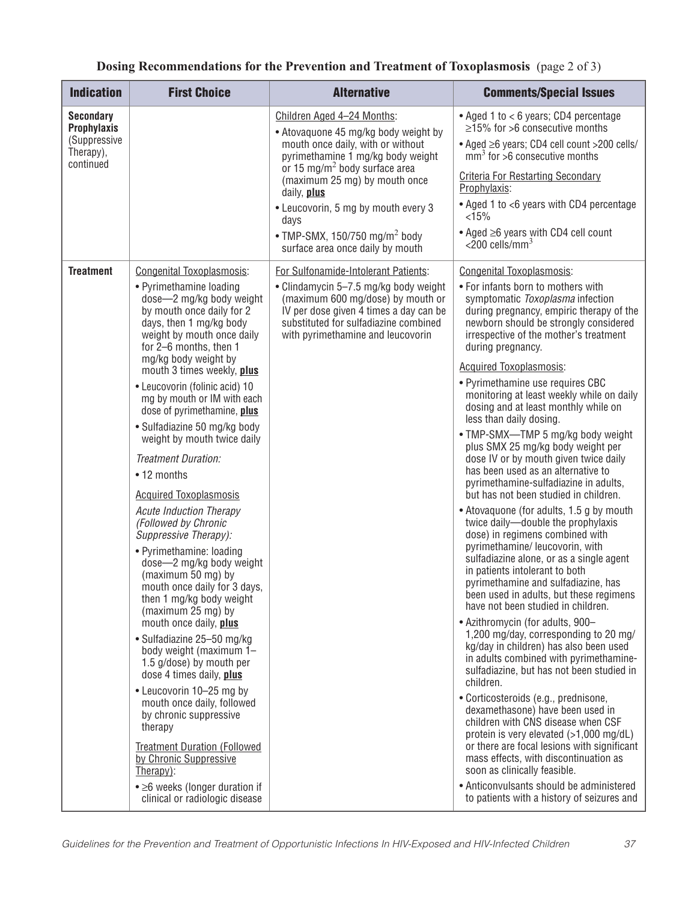**Dosing Recommendations for the Prevention and Treatment of Toxoplasmosis** (page 2 of 3)

| Indication | First Choice | Alternative | Comments/Special Issues |
|---|---|---|---|
| **Secondary Prophylaxis** (Suppressive Therapy), continued | | Children Aged 4–24 Months:<br>• Atovaquone 45 mg/kg body weight by mouth once daily, with or without pyrimethamine 1 mg/kg body weight or 15 mg/$m^2$ body surface area (maximum 25 mg) by mouth once daily, **plus**<br>• Leucovorin, 5 mg by mouth every 3 days<br>• TMP-SMX, 150/750 mg/$m^2$ body surface area once daily by mouth | • Aged 1 to < 6 years; CD4 percentage ≥15% for >6 consecutive months<br>• Aged ≥6 years; CD4 cell count >200 cells/$mm^3$ for >6 consecutive months<br>Criteria For Restarting Secondary Prophylaxis:<br>• Aged 1 to <6 years with CD4 percentage <15%<br>• Aged ≥6 years with CD4 cell count <200 cells/$mm^3$ |
| **Treatment** | Congenital Toxoplasmosis:<br>• Pyrimethamine loading dose—2 mg/kg body weight by mouth once daily for 2 days, then 1 mg/kg body weight by mouth once daily for 2–6 months, then 1 mg/kg body weight by mouth 3 times weekly, **plus**<br>• Leucovorin (folinic acid) 10 mg by mouth or IM with each dose of pyrimethamine, **plus**<br>• Sulfadiazine 50 mg/kg body weight by mouth twice daily<br>*Treatment Duration:*<br>• 12 months<br>Acquired Toxoplasmosis<br>*Acute Induction Therapy (Followed by Chronic Suppressive Therapy):*<br>• Pyrimethamine: loading dose—2 mg/kg body weight (maximum 50 mg) by mouth once daily for 3 days, then 1 mg/kg body weight (maximum 25 mg) by mouth once daily, **plus**<br>• Sulfadiazine 25–50 mg/kg body weight (maximum 1–1.5 g/dose) by mouth per dose 4 times daily, **plus**<br>• Leucovorin 10–25 mg by mouth once daily, followed by chronic suppressive therapy<br>Treatment Duration (Followed by Chronic Suppressive Therapy):<br>• ≥6 weeks (longer duration if clinical or radiologic disease | For Sulfonamide-Intolerant Patients:<br>• Clindamycin 5–7.5 mg/kg body weight (maximum 600 mg/dose) by mouth or IV per dose given 4 times a day can be substituted for sulfadiazine combined with pyrimethamine and leucovorin | Congenital Toxoplasmosis:<br>• For infants born to mothers with symptomatic *Toxoplasma* infection during pregnancy, empiric therapy of the newborn should be strongly considered irrespective of the mother's treatment during pregnancy.<br>Acquired Toxoplasmosis:<br>• Pyrimethamine use requires CBC monitoring at least weekly while on daily dosing and at least monthly while on less than daily dosing.<br>• TMP-SMX—TMP 5 mg/kg body weight plus SMX 25 mg/kg body weight per dose IV or by mouth given twice daily has been used as an alternative to pyrimethamine-sulfadiazine in adults, but has not been studied in children.<br>• Atovaquone (for adults, 1.5 g by mouth twice daily—double the prophylaxis dose) in regimens combined with pyrimethamine/ leucovorin, with sulfadiazine alone, or as a single agent in patients intolerant to both pyrimethamine and sulfadiazine, has been used in adults, but these regimens have not been studied in children.<br>• Azithromycin (for adults, 900–1,200 mg/day, corresponding to 20 mg/kg/day in children) has also been used in adults combined with pyrimethamine-sulfadiazine, but has not been studied in children.<br>• Corticosteroids (e.g., prednisone, dexamethasone) have been used in children with CNS disease when CSF protein is very elevated (>1,000 mg/dL) or there are focal lesions with significant mass effects, with discontinuation as soon as clinically feasible.<br>• Anticonvulsants should be administered to patients with a history of seizures and |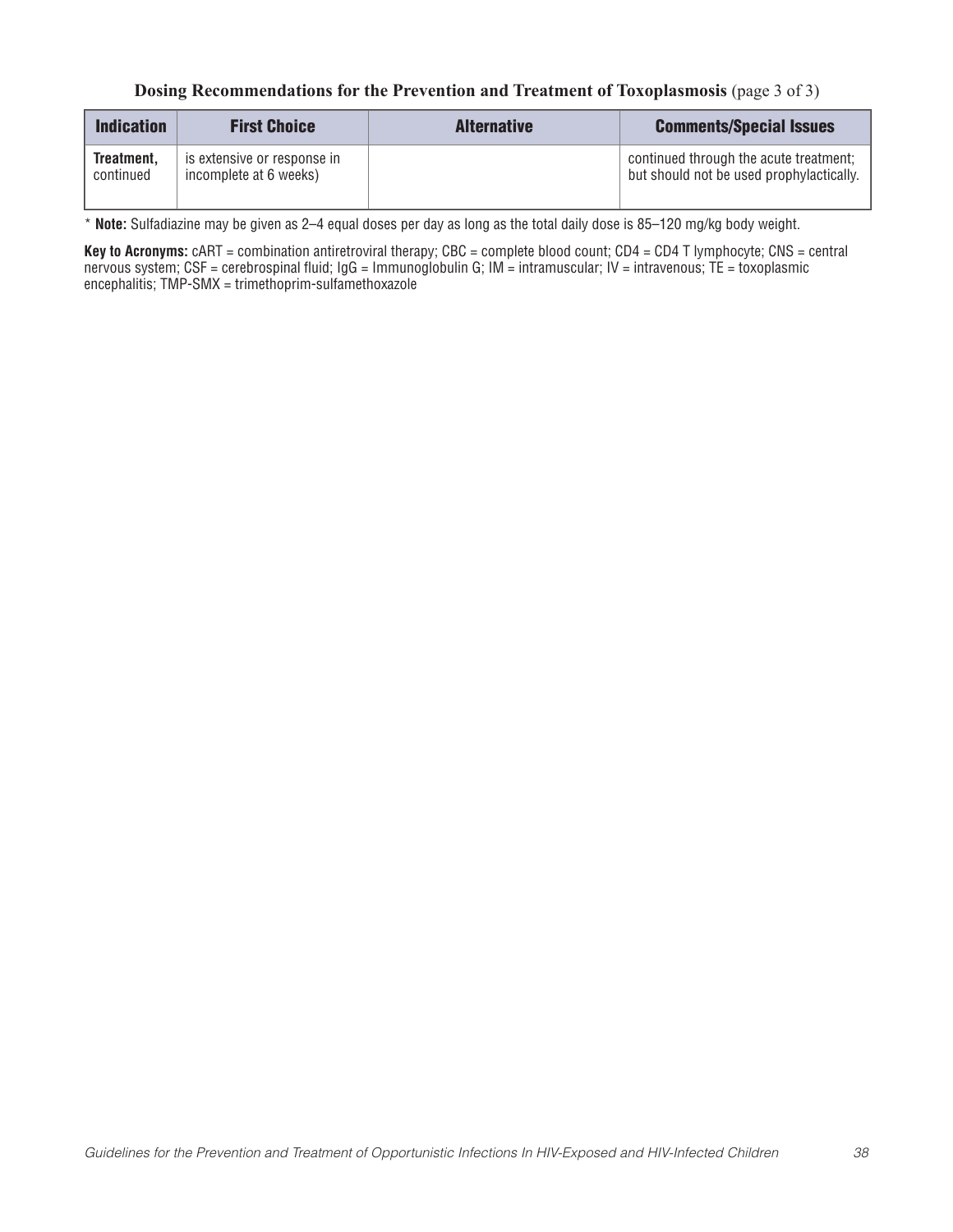**Dosing Recommendations for the Prevention and Treatment of Toxoplasmosis** (page 3 of 3)

| Indication | First Choice | Alternative | Comments/Special Issues |
| --- | --- | --- | --- |
| **Treatment,** continued | is extensive or response in incomplete at 6 weeks) | | continued through the acute treatment; but should not be used prophylactically. |

* **Note:** Sulfadiazine may be given as 2–4 equal doses per day as long as the total daily dose is 85–120 mg/kg body weight.

**Key to Acronyms:** cART = combination antiretroviral therapy; CBC = complete blood count; CD4 = CD4 T lymphocyte; CNS = central nervous system; CSF = cerebrospinal fluid; IgG = Immunoglobulin G; IM = intramuscular; IV = intravenous; TE = toxoplasmic encephalitis; TMP-SMX = trimethoprim-sulfamethoxazole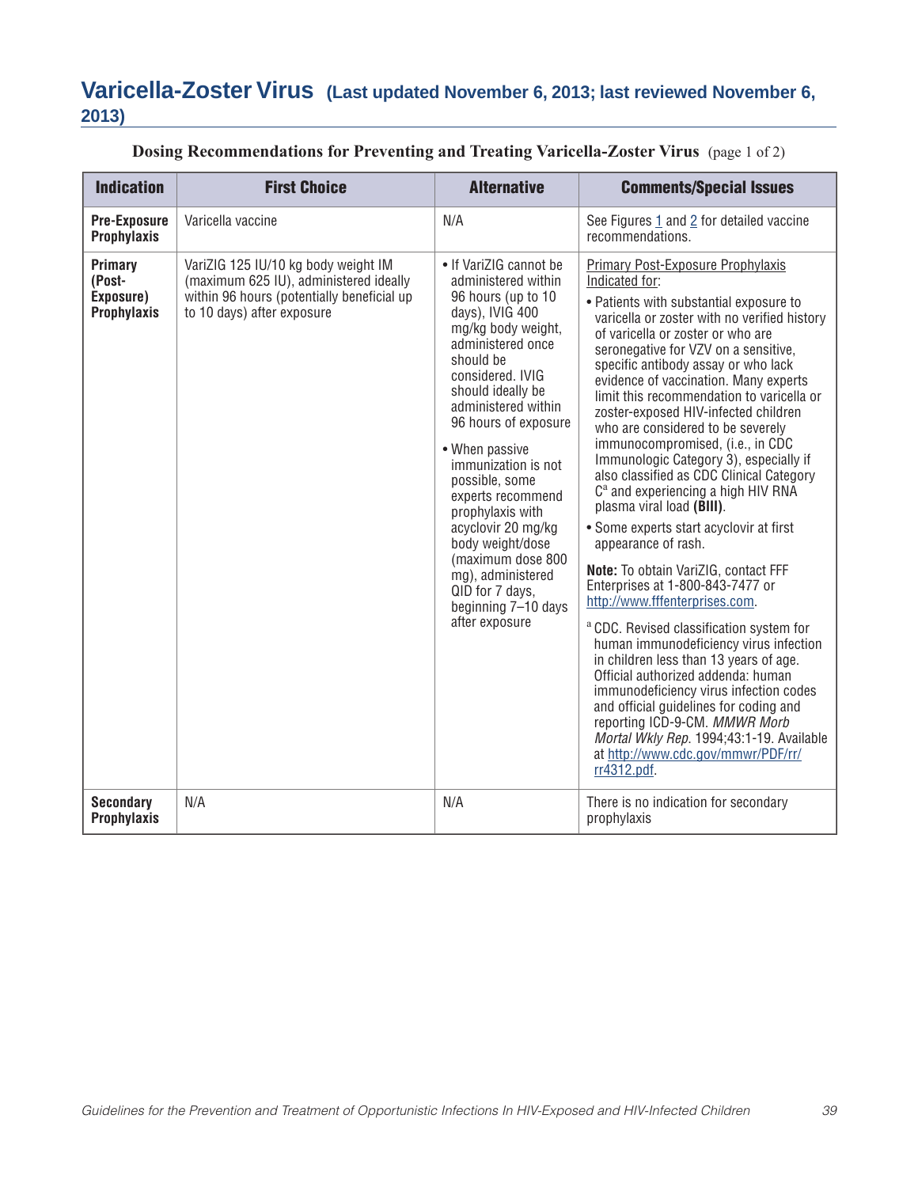# Varicella-Zoster Virus (Last updated November 6, 2013; last reviewed November 6, 2013)

**Dosing Recommendations for Preventing and Treating Varicella-Zoster Virus** (page 1 of 2)

| Indication | First Choice | Alternative | Comments/Special Issues |
|---|---|---|---|
| **Pre-Exposure Prophylaxis** | Varicella vaccine | N/A | See Figures 1 and 2 for detailed vaccine recommendations. |
| **Primary (Post-Exposure) Prophylaxis** | VariZIG 125 IU/10 kg body weight IM (maximum 625 IU), administered ideally within 96 hours (potentially beneficial up to 10 days) after exposure | • If VariZIG cannot be administered within 96 hours (up to 10 days), IVIG 400 mg/kg body weight, administered once should be considered. IVIG should ideally be administered within 96 hours of exposure<br>• When passive immunization is not possible, some experts recommend prophylaxis with acyclovir 20 mg/kg body weight/dose (maximum dose 800 mg), administered QID for 7 days, beginning 7–10 days after exposure | Primary Post-Exposure Prophylaxis Indicated for:<br>• Patients with substantial exposure to varicella or zoster with no verified history of varicella or zoster or who are seronegative for VZV on a sensitive, specific antibody assay or who lack evidence of vaccination. Many experts limit this recommendation to varicella or zoster-exposed HIV-infected children who are considered to be severely immunocompromised, (i.e., in CDC Immunologic Category 3), especially if also classified as CDC Clinical Category C[a] and experiencing a high HIV RNA plasma viral load **(BIII)**.<br>• Some experts start acyclovir at first appearance of rash.<br>**Note:** To obtain VariZIG, contact FFF Enterprises at 1-800-843-7477 or http://www.fffenterprises.com.<br>[a] CDC. Revised classification system for human immunodeficiency virus infection in children less than 13 years of age. Official authorized addenda: human immunodeficiency virus infection codes and official guidelines for coding and reporting ICD-9-CM. *MMWR Morb Mortal Wkly Rep*. 1994;43:1-19. Available at http://www.cdc.gov/mmwr/PDF/rr/rr4312.pdf. |
| **Secondary Prophylaxis** | N/A | N/A | There is no indication for secondary prophylaxis |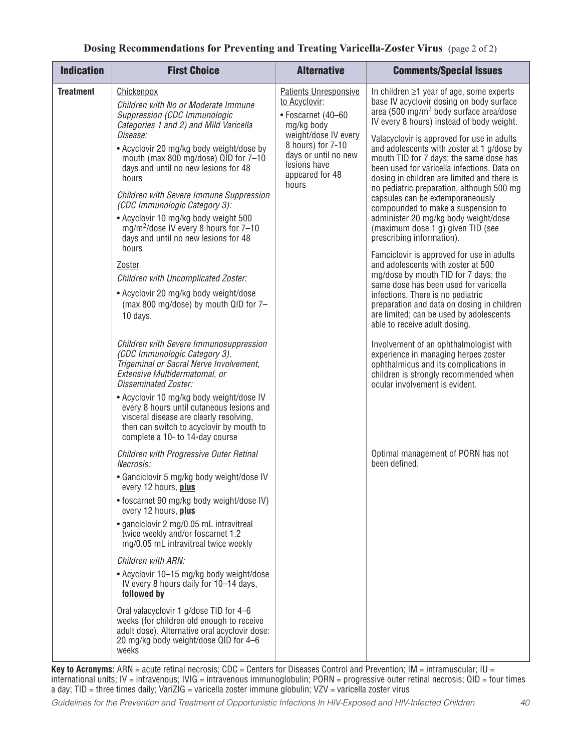**Dosing Recommendations for Preventing and Treating Varicella-Zoster Virus** (page 2 of 2)

| Indication | First Choice | Alternative | Comments/Special Issues |
|---|---|---|---|
| **Treatment** | <u>Chickenpox</u><br>*Children with No or Moderate Immune Suppression (CDC Immunologic Categories 1 and 2) and Mild Varicella Disease:*<br>• Acyclovir 20 mg/kg body weight/dose by mouth (max 800 mg/dose) QID for 7–10 days and until no new lesions for 48 hours<br>*Children with Severe Immune Suppression (CDC Immunologic Category 3):*<br>• Acyclovir 10 mg/kg body weight 500 mg/m$^2$/dose IV every 8 hours for 7–10 days and until no new lesions for 48 hours<br><u>Zoster</u><br>*Children with Uncomplicated Zoster:*<br>• Acyclovir 20 mg/kg body weight/dose (max 800 mg/dose) by mouth QID for 7–10 days.<br>*Children with Severe Immunosuppression (CDC Immunologic Category 3), Trigeminal or Sacral Nerve Involvement, Extensive Multidermatomal, or Disseminated Zoster:*<br>• Acyclovir 10 mg/kg body weight/dose IV every 8 hours until cutaneous lesions and visceral disease are clearly resolving, then can switch to acyclovir by mouth to complete a 10- to 14-day course<br>*Children with Progressive Outer Retinal Necrosis:*<br>• Ganciclovir 5 mg/kg body weight/dose IV every 12 hours, **<u>plus</u>**<br>• foscarnet 90 mg/kg body weight/dose IV) every 12 hours, **<u>plus</u>**<br>• ganciclovir 2 mg/0.05 mL intravitreal twice weekly and/or foscarnet 1.2 mg/0.05 mL intravitreal twice weekly<br>*Children with ARN:*<br>• Acyclovir 10–15 mg/kg body weight/dose IV every 8 hours daily for 10–14 days, **<u>followed by</u>**<br>Oral valacyclovir 1 g/dose TID for 4–6 weeks (for children old enough to receive adult dose). Alternative oral acyclovir dose: 20 mg/kg body weight/dose QID for 4–6 weeks | <u>Patients Unresponsive to Acyclovir</u>:<br>• Foscarnet (40–60 mg/kg body weight/dose IV every 8 hours) for 7-10 days or until no new lesions have appeared for 48 hours | In children ≥1 year of age, some experts base IV acyclovir dosing on body surface area (500 mg/m$^2$ body surface area/dose IV every 8 hours) instead of body weight.<br>Valacyclovir is approved for use in adults and adolescents with zoster at 1 g/dose by mouth TID for 7 days; the same dose has been used for varicella infections. Data on dosing in children are limited and there is no pediatric preparation, although 500 mg capsules can be extemporaneously compounded to make a suspension to administer 20 mg/kg body weight/dose (maximum dose 1 g) given TID (see prescribing information).<br>Famciclovir is approved for use in adults and adolescents with zoster at 500 mg/dose by mouth TID for 7 days; the same dose has been used for varicella infections. There is no pediatric preparation and data on dosing in children are limited; can be used by adolescents able to receive adult dosing.<br>Involvement of an ophthalmologist with experience in managing herpes zoster ophthalmicus and its complications in children is strongly recommended when ocular involvement is evident.<br>Optimal management of PORN has not been defined. |

**Key to Acronyms:** ARN = acute retinal necrosis; CDC = Centers for Diseases Control and Prevention; IM = intramuscular; IU = international units; IV = intravenous; IVIG = intravenous immunoglobulin; PORN = progressive outer retinal necrosis; QID = four times a day; TID = three times daily; VariZIG = varicella zoster immune globulin; VZV = varicella zoster virus